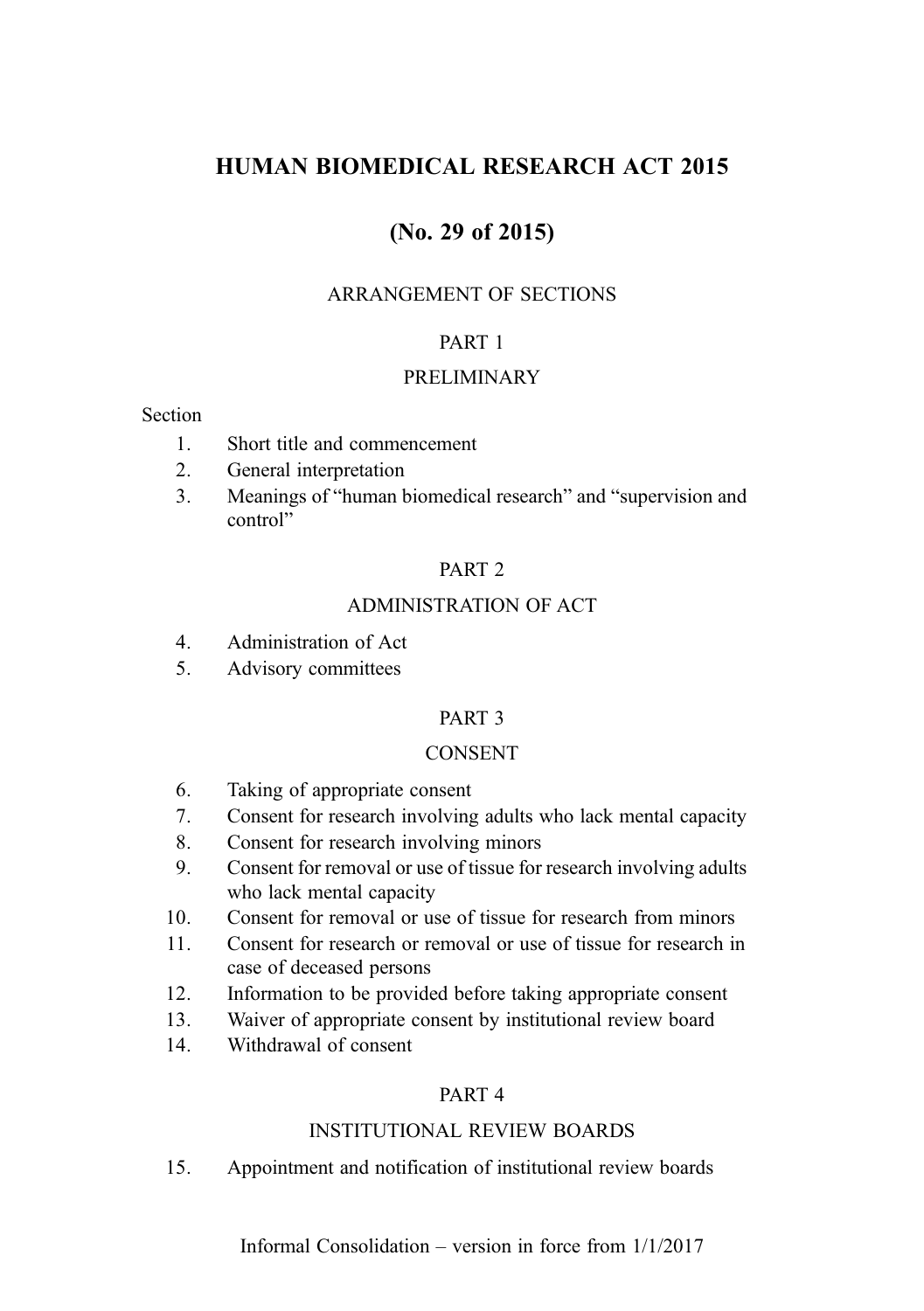# HUMAN BIOMEDICAL RESEARCH ACT 2015

## (No. 29 of 2015)

ARRANGEMENT OF SECTIONS

PART 1

PRELIMINARY

Section

1. Short title and commencement
2. General interpretation
3. Meanings of "human biomedical research" and "supervision and control"

PART 2

ADMINISTRATION OF ACT

4. Administration of Act
5. Advisory committees

PART 3

CONSENT

6. Taking of appropriate consent
7. Consent for research involving adults who lack mental capacity
8. Consent for research involving minors
9. Consent for removal or use of tissue for research involving adults who lack mental capacity
10. Consent for removal or use of tissue for research from minors
11. Consent for research or removal or use of tissue for research in case of deceased persons
12. Information to be provided before taking appropriate consent
13. Waiver of appropriate consent by institutional review board
14. Withdrawal of consent

PART 4

INSTITUTIONAL REVIEW BOARDS

15. Appointment and notification of institutional review boards

Informal Consolidation – version in force from 1/1/2017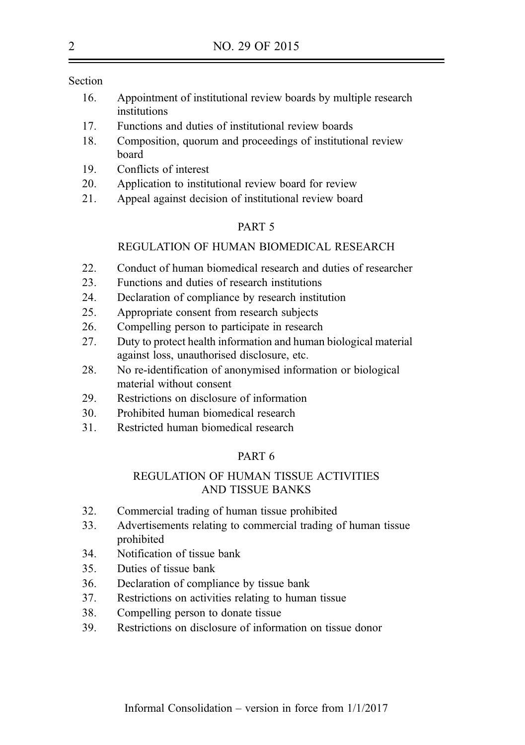Section

16. Appointment of institutional review boards by multiple research institutions
17. Functions and duties of institutional review boards
18. Composition, quorum and proceedings of institutional review board
19. Conflicts of interest
20. Application to institutional review board for review
21. Appeal against decision of institutional review board

PART 5

REGULATION OF HUMAN BIOMEDICAL RESEARCH

22. Conduct of human biomedical research and duties of researcher
23. Functions and duties of research institutions
24. Declaration of compliance by research institution
25. Appropriate consent from research subjects
26. Compelling person to participate in research
27. Duty to protect health information and human biological material against loss, unauthorised disclosure, etc.
28. No re-identification of anonymised information or biological material without consent
29. Restrictions on disclosure of information
30. Prohibited human biomedical research
31. Restricted human biomedical research

PART 6

REGULATION OF HUMAN TISSUE ACTIVITIES AND TISSUE BANKS

32. Commercial trading of human tissue prohibited
33. Advertisements relating to commercial trading of human tissue prohibited
34. Notification of tissue bank
35. Duties of tissue bank
36. Declaration of compliance by tissue bank
37. Restrictions on activities relating to human tissue
38. Compelling person to donate tissue
39. Restrictions on disclosure of information on tissue donor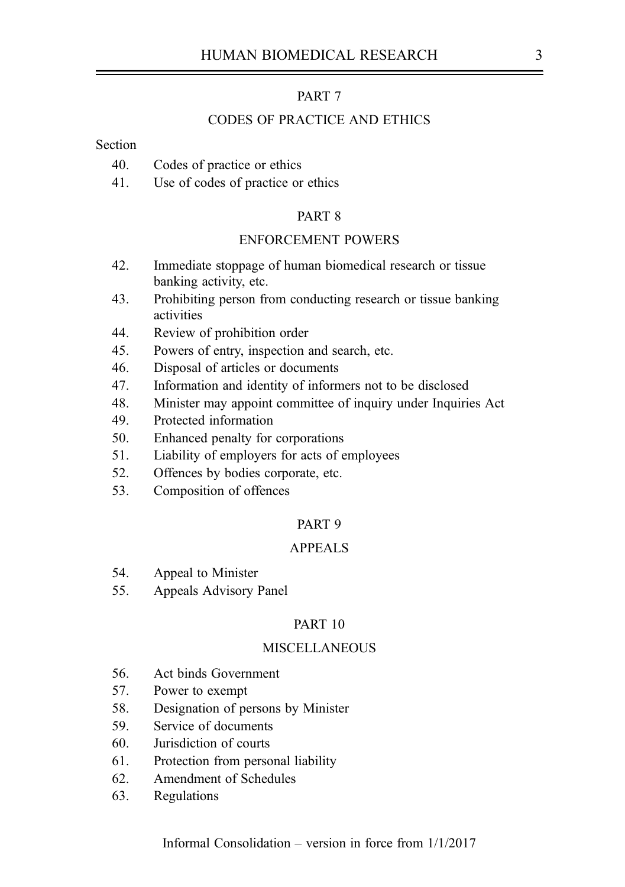## PART 7

## CODES OF PRACTICE AND ETHICS

Section

40. Codes of practice or ethics
41. Use of codes of practice or ethics

## PART 8

## ENFORCEMENT POWERS

42. Immediate stoppage of human biomedical research or tissue banking activity, etc.
43. Prohibiting person from conducting research or tissue banking activities
44. Review of prohibition order
45. Powers of entry, inspection and search, etc.
46. Disposal of articles or documents
47. Information and identity of informers not to be disclosed
48. Minister may appoint committee of inquiry under Inquiries Act
49. Protected information
50. Enhanced penalty for corporations
51. Liability of employers for acts of employees
52. Offences by bodies corporate, etc.
53. Composition of offences

## PART 9

## APPEALS

54. Appeal to Minister
55. Appeals Advisory Panel

## PART 10

## MISCELLANEOUS

56. Act binds Government
57. Power to exempt
58. Designation of persons by Minister
59. Service of documents
60. Jurisdiction of courts
61. Protection from personal liability
62. Amendment of Schedules
63. Regulations

Informal Consolidation – version in force from 1/1/2017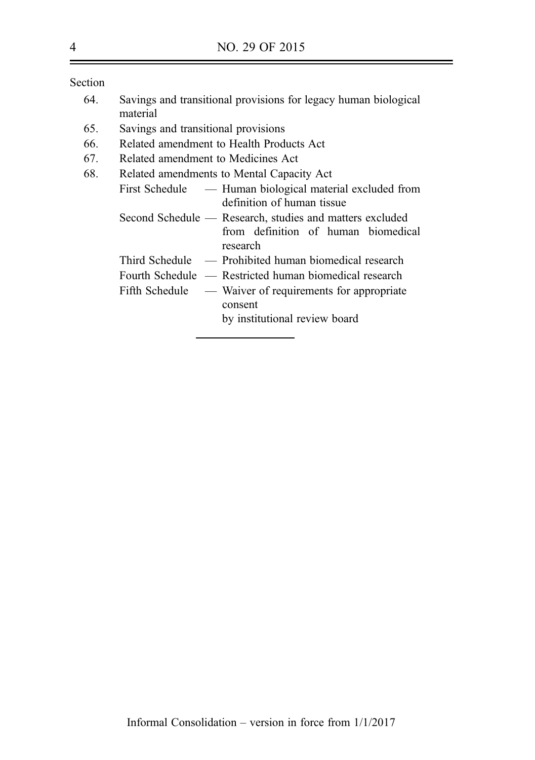Section

64. Savings and transitional provisions for legacy human biological material
65. Savings and transitional provisions
66. Related amendment to Health Products Act
67. Related amendment to Medicines Act
68. Related amendments to Mental Capacity Act

First Schedule — Human biological material excluded from definition of human tissue

Second Schedule — Research, studies and matters excluded from definition of human biomedical research

Third Schedule — Prohibited human biomedical research

Fourth Schedule — Restricted human biomedical research

Fifth Schedule — Waiver of requirements for appropriate consent by institutional review board

Informal Consolidation – version in force from 1/1/2017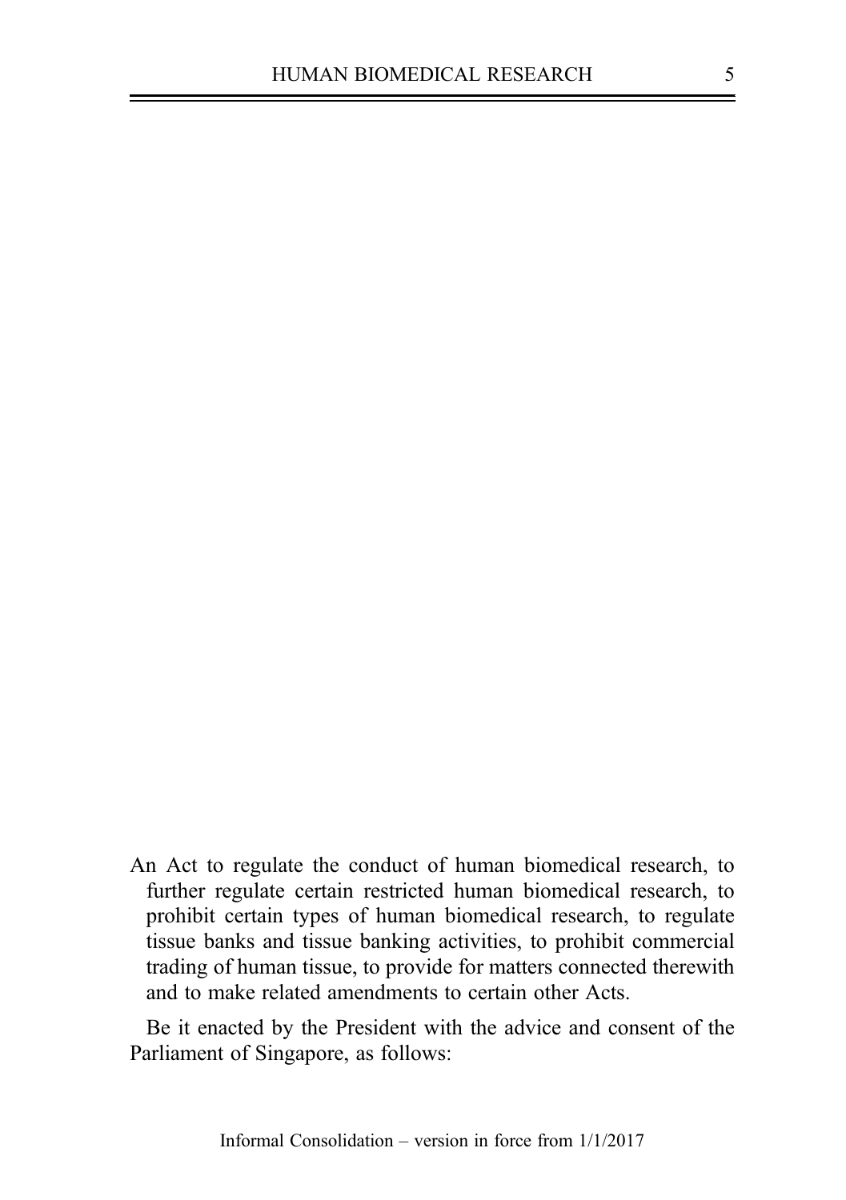An Act to regulate the conduct of human biomedical research, to further regulate certain restricted human biomedical research, to prohibit certain types of human biomedical research, to regulate tissue banks and tissue banking activities, to prohibit commercial trading of human tissue, to provide for matters connected therewith and to make related amendments to certain other Acts.

Be it enacted by the President with the advice and consent of the Parliament of Singapore, as follows: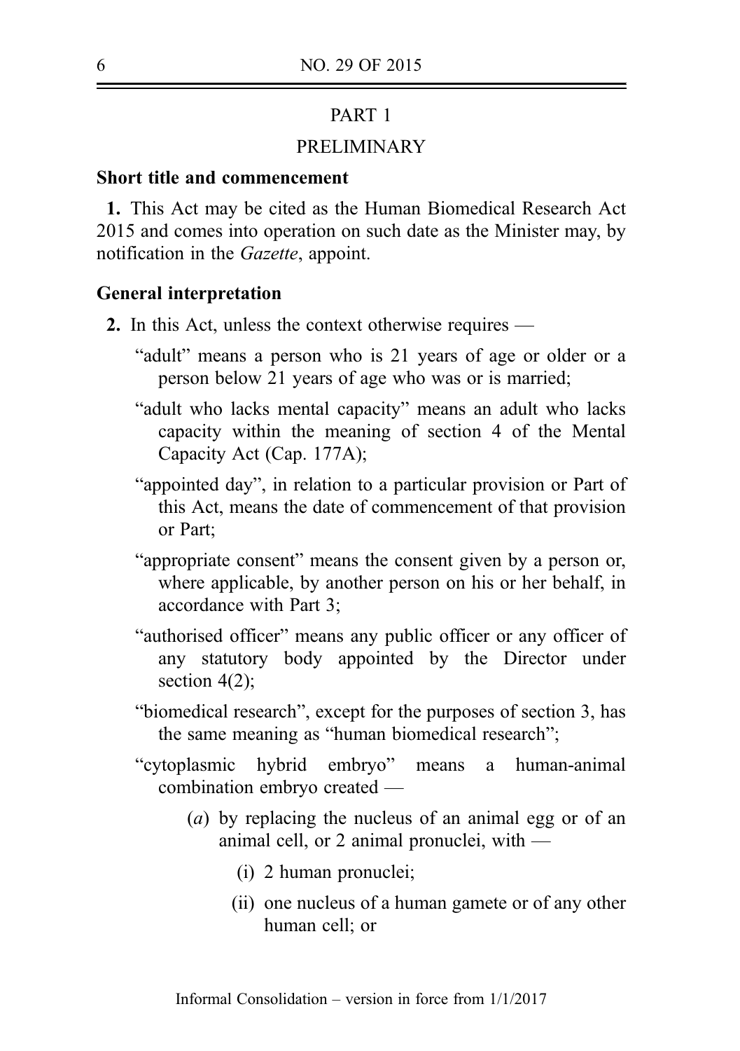## PART 1

## PRELIMINARY

**Short title and commencement**

**1.** This Act may be cited as the Human Biomedical Research Act 2015 and comes into operation on such date as the Minister may, by notification in the *Gazette*, appoint.

**General interpretation**

**2.** In this Act, unless the context otherwise requires —

"adult" means a person who is 21 years of age or older or a person below 21 years of age who was or is married;

"adult who lacks mental capacity" means an adult who lacks capacity within the meaning of section 4 of the Mental Capacity Act (Cap. 177A);

"appointed day", in relation to a particular provision or Part of this Act, means the date of commencement of that provision or Part;

"appropriate consent" means the consent given by a person or, where applicable, by another person on his or her behalf, in accordance with Part 3;

"authorised officer" means any public officer or any officer of any statutory body appointed by the Director under section 4(2);

"biomedical research", except for the purposes of section 3, has the same meaning as "human biomedical research";

"cytoplasmic hybrid embryo" means a human-animal combination embryo created —

(*a*) by replacing the nucleus of an animal egg or of an animal cell, or 2 animal pronuclei, with —

(i) 2 human pronuclei;

(ii) one nucleus of a human gamete or of any other human cell; or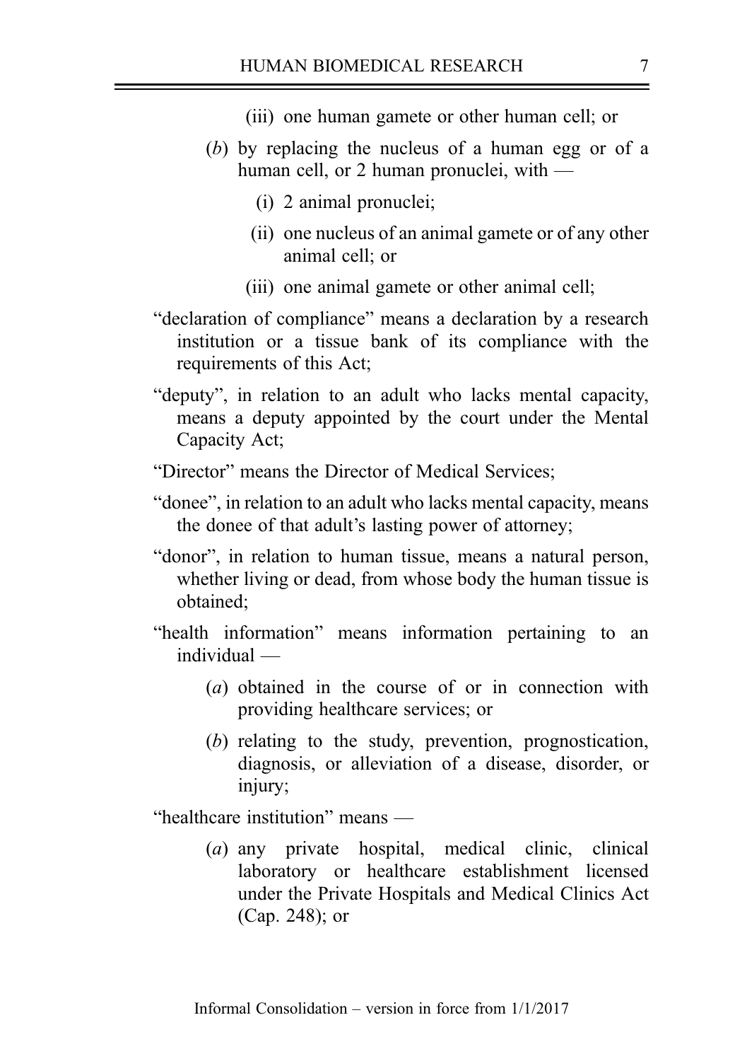(iii) one human gamete or other human cell; or

(*b*) by replacing the nucleus of a human egg or of a human cell, or 2 human pronuclei, with —

(i) 2 animal pronuclei;

(ii) one nucleus of an animal gamete or of any other animal cell; or

(iii) one animal gamete or other animal cell;

"declaration of compliance" means a declaration by a research institution or a tissue bank of its compliance with the requirements of this Act;

"deputy", in relation to an adult who lacks mental capacity, means a deputy appointed by the court under the Mental Capacity Act;

"Director" means the Director of Medical Services;

"donee", in relation to an adult who lacks mental capacity, means the donee of that adult's lasting power of attorney;

"donor", in relation to human tissue, means a natural person, whether living or dead, from whose body the human tissue is obtained;

"health information" means information pertaining to an individual —

(*a*) obtained in the course of or in connection with providing healthcare services; or

(*b*) relating to the study, prevention, prognostication, diagnosis, or alleviation of a disease, disorder, or injury;

"healthcare institution" means —

(*a*) any private hospital, medical clinic, clinical laboratory or healthcare establishment licensed under the Private Hospitals and Medical Clinics Act (Cap. 248); or

Informal Consolidation – version in force from 1/1/2017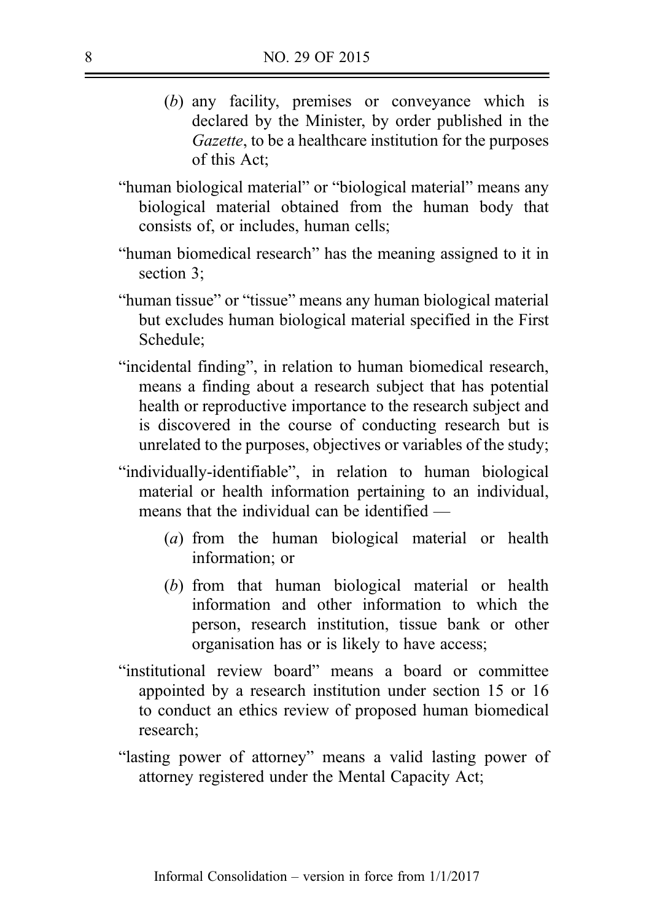(*b*) any facility, premises or conveyance which is declared by the Minister, by order published in the *Gazette*, to be a healthcare institution for the purposes of this Act;

"human biological material" or "biological material" means any biological material obtained from the human body that consists of, or includes, human cells;

"human biomedical research" has the meaning assigned to it in section 3;

"human tissue" or "tissue" means any human biological material but excludes human biological material specified in the First Schedule;

"incidental finding", in relation to human biomedical research, means a finding about a research subject that has potential health or reproductive importance to the research subject and is discovered in the course of conducting research but is unrelated to the purposes, objectives or variables of the study;

"individually-identifiable", in relation to human biological material or health information pertaining to an individual, means that the individual can be identified —

(*a*) from the human biological material or health information; or

(*b*) from that human biological material or health information and other information to which the person, research institution, tissue bank or other organisation has or is likely to have access;

"institutional review board" means a board or committee appointed by a research institution under section 15 or 16 to conduct an ethics review of proposed human biomedical research;

"lasting power of attorney" means a valid lasting power of attorney registered under the Mental Capacity Act;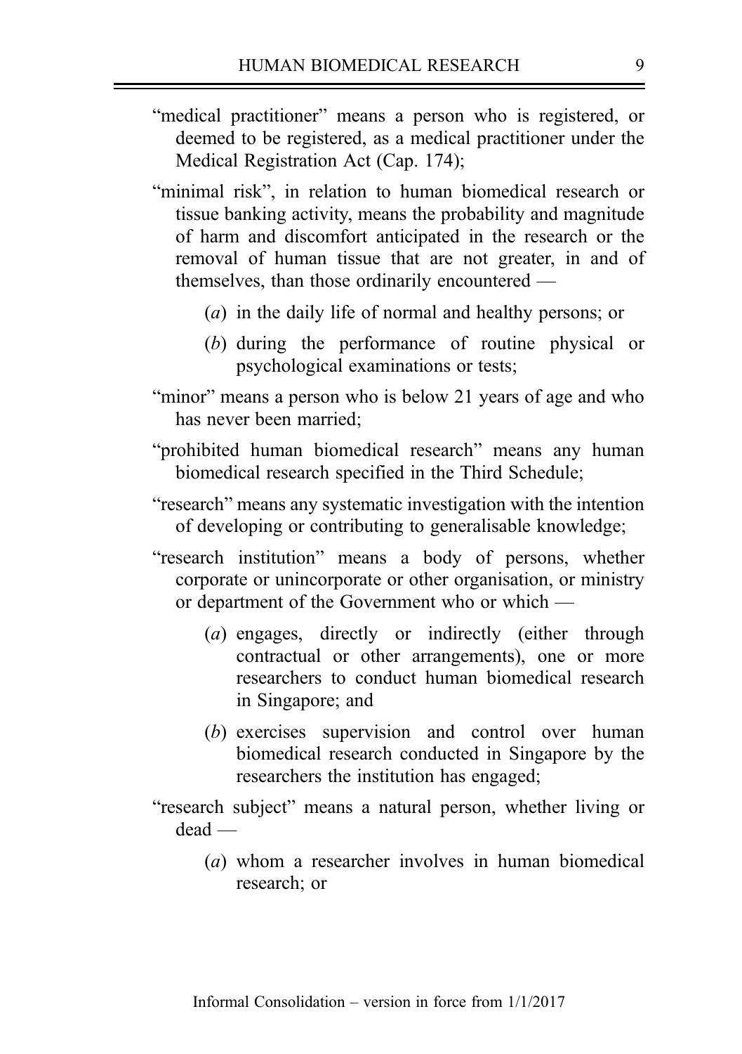"medical practitioner" means a person who is registered, or deemed to be registered, as a medical practitioner under the Medical Registration Act (Cap. 174);

"minimal risk", in relation to human biomedical research or tissue banking activity, means the probability and magnitude of harm and discomfort anticipated in the research or the removal of human tissue that are not greater, in and of themselves, than those ordinarily encountered —

(*a*) in the daily life of normal and healthy persons; or

(*b*) during the performance of routine physical or psychological examinations or tests;

"minor" means a person who is below 21 years of age and who has never been married;

"prohibited human biomedical research" means any human biomedical research specified in the Third Schedule;

"research" means any systematic investigation with the intention of developing or contributing to generalisable knowledge;

"research institution" means a body of persons, whether corporate or unincorporate or other organisation, or ministry or department of the Government who or which —

(*a*) engages, directly or indirectly (either through contractual or other arrangements), one or more researchers to conduct human biomedical research in Singapore; and

(*b*) exercises supervision and control over human biomedical research conducted in Singapore by the researchers the institution has engaged;

"research subject" means a natural person, whether living or dead —

(*a*) whom a researcher involves in human biomedical research; or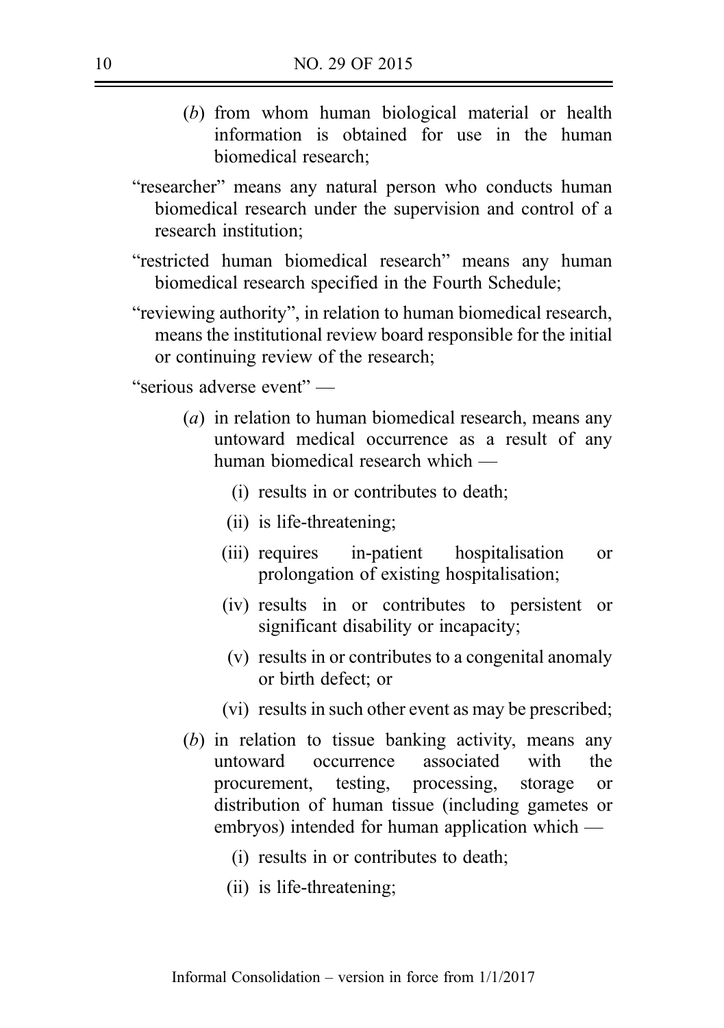(*b*) from whom human biological material or health information is obtained for use in the human biomedical research;

"researcher" means any natural person who conducts human biomedical research under the supervision and control of a research institution;

"restricted human biomedical research" means any human biomedical research specified in the Fourth Schedule;

"reviewing authority", in relation to human biomedical research, means the institutional review board responsible for the initial or continuing review of the research;

"serious adverse event" —

(*a*) in relation to human biomedical research, means any untoward medical occurrence as a result of any human biomedical research which —

(i) results in or contributes to death;

(ii) is life-threatening;

(iii) requires in-patient hospitalisation or prolongation of existing hospitalisation;

(iv) results in or contributes to persistent or significant disability or incapacity;

(v) results in or contributes to a congenital anomaly or birth defect; or

(vi) results in such other event as may be prescribed;

(*b*) in relation to tissue banking activity, means any untoward occurrence associated with the procurement, testing, processing, storage or distribution of human tissue (including gametes or embryos) intended for human application which —

(i) results in or contributes to death;

(ii) is life-threatening;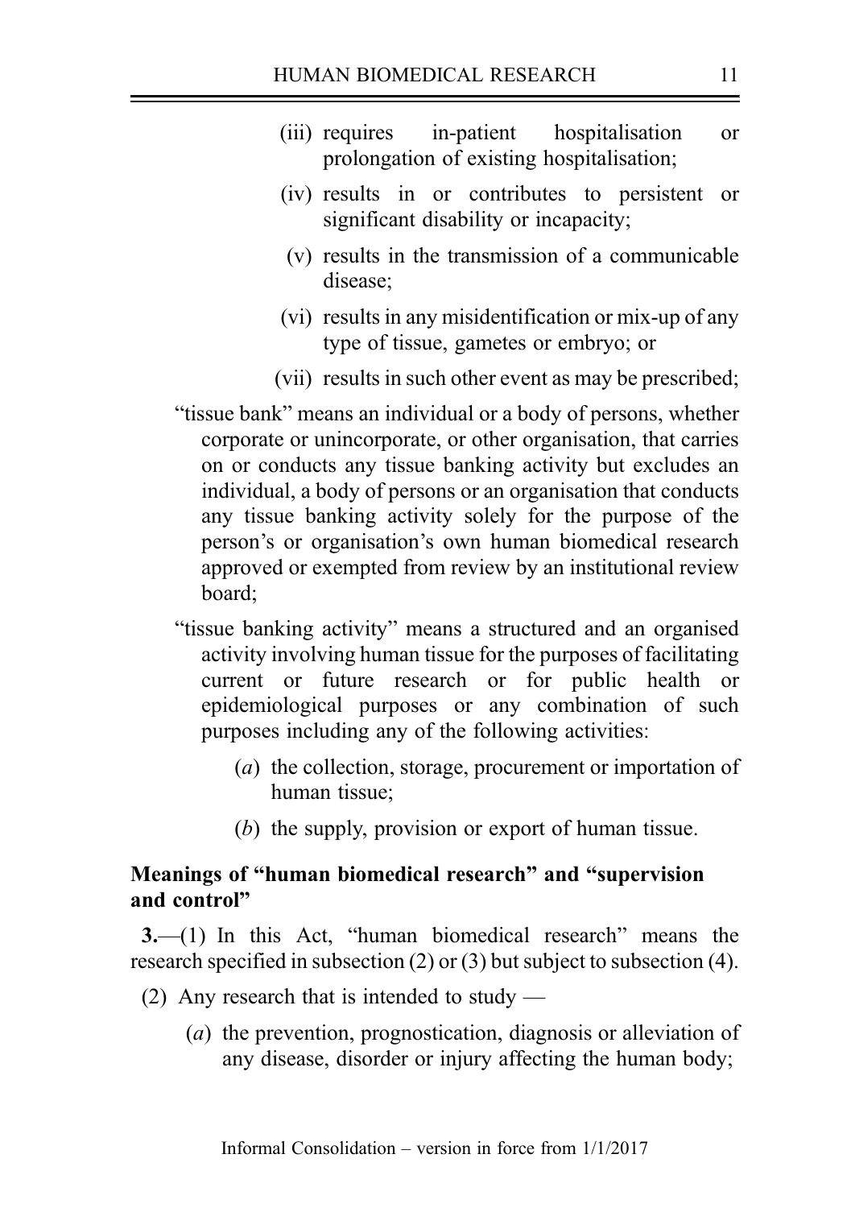(iii) requires in-patient hospitalisation or prolongation of existing hospitalisation;

(iv) results in or contributes to persistent or significant disability or incapacity;

(v) results in the transmission of a communicable disease;

(vi) results in any misidentification or mix-up of any type of tissue, gametes or embryo; or

(vii) results in such other event as may be prescribed;

"tissue bank" means an individual or a body of persons, whether corporate or unincorporate, or other organisation, that carries on or conducts any tissue banking activity but excludes an individual, a body of persons or an organisation that conducts any tissue banking activity solely for the purpose of the person's or organisation's own human biomedical research approved or exempted from review by an institutional review board;

"tissue banking activity" means a structured and an organised activity involving human tissue for the purposes of facilitating current or future research or for public health or epidemiological purposes or any combination of such purposes including any of the following activities:

(*a*) the collection, storage, procurement or importation of human tissue;

(*b*) the supply, provision or export of human tissue.

**Meanings of "human biomedical research" and "supervision and control"**

**3.**—(1) In this Act, "human biomedical research" means the research specified in subsection (2) or (3) but subject to subsection (4).

(2) Any research that is intended to study —

(*a*) the prevention, prognostication, diagnosis or alleviation of any disease, disorder or injury affecting the human body;

Informal Consolidation – version in force from 1/1/2017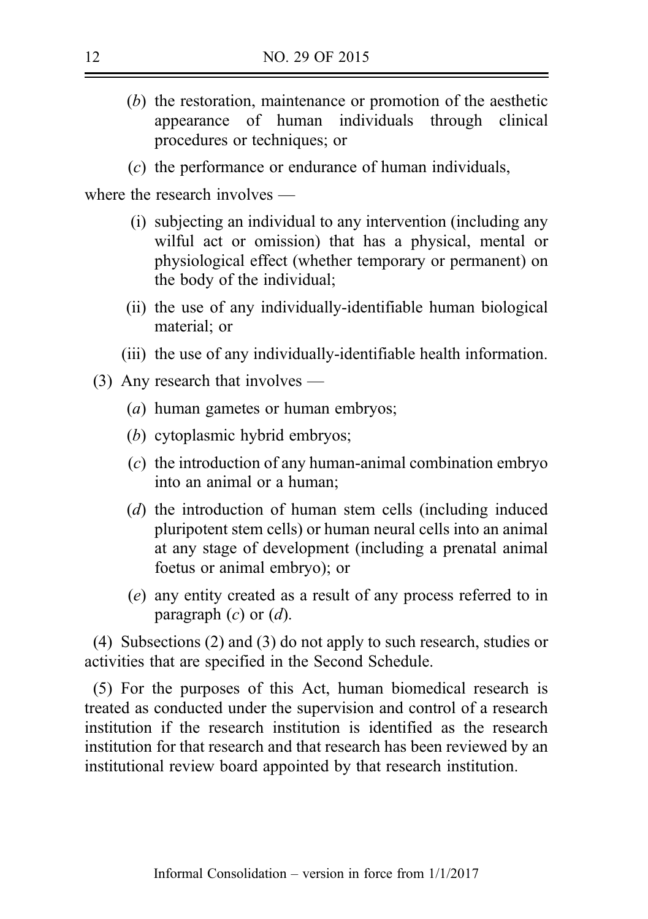(*b*) the restoration, maintenance or promotion of the aesthetic appearance of human individuals through clinical procedures or techniques; or

(*c*) the performance or endurance of human individuals,

where the research involves —

(i) subjecting an individual to any intervention (including any wilful act or omission) that has a physical, mental or physiological effect (whether temporary or permanent) on the body of the individual;

(ii) the use of any individually-identifiable human biological material; or

(iii) the use of any individually-identifiable health information.

(3) Any research that involves —

(*a*) human gametes or human embryos;

(*b*) cytoplasmic hybrid embryos;

(*c*) the introduction of any human-animal combination embryo into an animal or a human;

(*d*) the introduction of human stem cells (including induced pluripotent stem cells) or human neural cells into an animal at any stage of development (including a prenatal animal foetus or animal embryo); or

(*e*) any entity created as a result of any process referred to in paragraph (*c*) or (*d*).

(4) Subsections (2) and (3) do not apply to such research, studies or activities that are specified in the Second Schedule.

(5) For the purposes of this Act, human biomedical research is treated as conducted under the supervision and control of a research institution if the research institution is identified as the research institution for that research and that research has been reviewed by an institutional review board appointed by that research institution.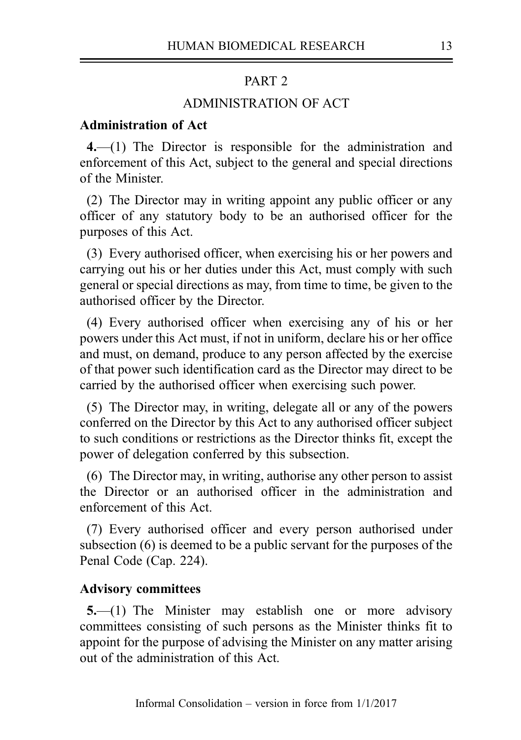## PART 2

## ADMINISTRATION OF ACT

### Administration of Act

**4.**—(1) The Director is responsible for the administration and enforcement of this Act, subject to the general and special directions of the Minister.

(2) The Director may in writing appoint any public officer or any officer of any statutory body to be an authorised officer for the purposes of this Act.

(3) Every authorised officer, when exercising his or her powers and carrying out his or her duties under this Act, must comply with such general or special directions as may, from time to time, be given to the authorised officer by the Director.

(4) Every authorised officer when exercising any of his or her powers under this Act must, if not in uniform, declare his or her office and must, on demand, produce to any person affected by the exercise of that power such identification card as the Director may direct to be carried by the authorised officer when exercising such power.

(5) The Director may, in writing, delegate all or any of the powers conferred on the Director by this Act to any authorised officer subject to such conditions or restrictions as the Director thinks fit, except the power of delegation conferred by this subsection.

(6) The Director may, in writing, authorise any other person to assist the Director or an authorised officer in the administration and enforcement of this Act.

(7) Every authorised officer and every person authorised under subsection (6) is deemed to be a public servant for the purposes of the Penal Code (Cap. 224).

### Advisory committees

**5.**—(1) The Minister may establish one or more advisory committees consisting of such persons as the Minister thinks fit to appoint for the purpose of advising the Minister on any matter arising out of the administration of this Act.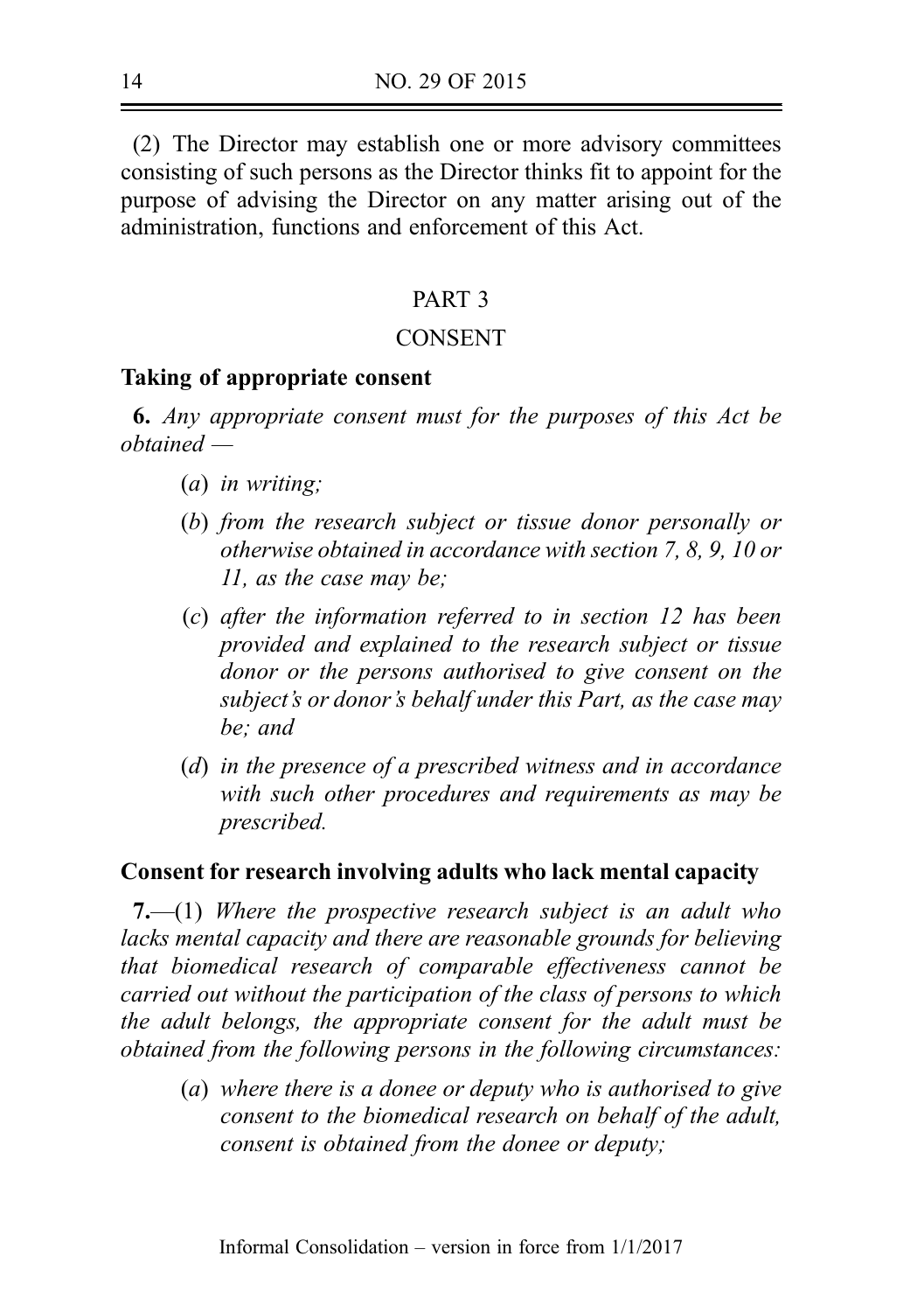(2) The Director may establish one or more advisory committees consisting of such persons as the Director thinks fit to appoint for the purpose of advising the Director on any matter arising out of the administration, functions and enforcement of this Act.

## PART 3

## CONSENT

**Taking of appropriate consent**

**6.** *Any appropriate consent must for the purposes of this Act be obtained —*

(*a*) *in writing;*

(*b*) *from the research subject or tissue donor personally or otherwise obtained in accordance with section 7, 8, 9, 10 or 11, as the case may be;*

(*c*) *after the information referred to in section 12 has been provided and explained to the research subject or tissue donor or the persons authorised to give consent on the subject's or donor's behalf under this Part, as the case may be; and*

(*d*) *in the presence of a prescribed witness and in accordance with such other procedures and requirements as may be prescribed.*

**Consent for research involving adults who lack mental capacity**

**7.**—(1) *Where the prospective research subject is an adult who lacks mental capacity and there are reasonable grounds for believing that biomedical research of comparable effectiveness cannot be carried out without the participation of the class of persons to which the adult belongs, the appropriate consent for the adult must be obtained from the following persons in the following circumstances:*

(*a*) *where there is a donee or deputy who is authorised to give consent to the biomedical research on behalf of the adult, consent is obtained from the donee or deputy;*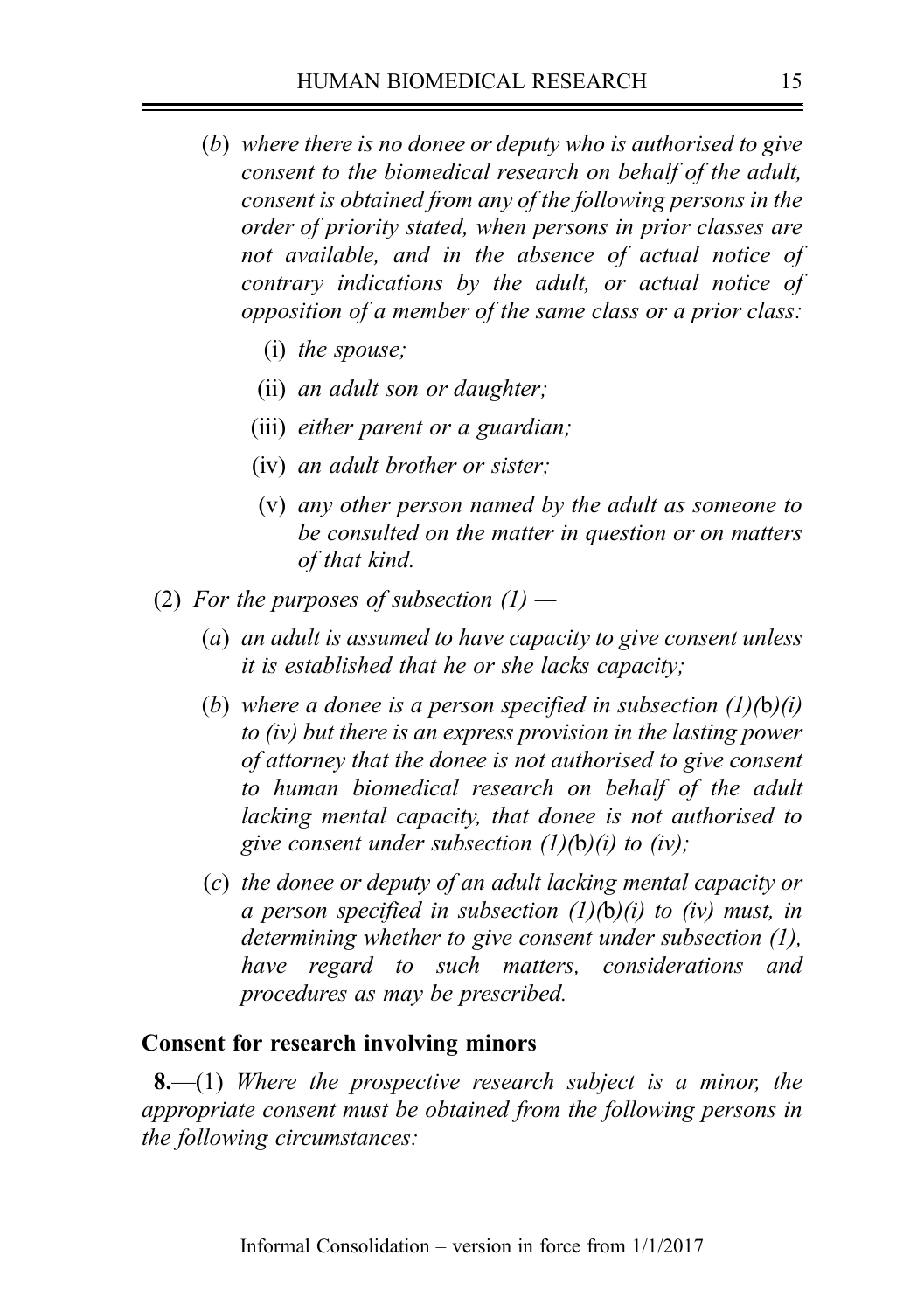(*b*) *where there is no donee or deputy who is authorised to give consent to the biomedical research on behalf of the adult, consent is obtained from any of the following persons in the order of priority stated, when persons in prior classes are not available, and in the absence of actual notice of contrary indications by the adult, or actual notice of opposition of a member of the same class or a prior class:*

(i) *the spouse;*

(ii) *an adult son or daughter;*

(iii) *either parent or a guardian;*

(iv) *an adult brother or sister;*

(v) *any other person named by the adult as someone to be consulted on the matter in question or on matters of that kind.*

(2) *For the purposes of subsection (1) —*

(*a*) *an adult is assumed to have capacity to give consent unless it is established that he or she lacks capacity;*

(*b*) *where a donee is a person specified in subsection (1)(b)(i) to (iv) but there is an express provision in the lasting power of attorney that the donee is not authorised to give consent to human biomedical research on behalf of the adult lacking mental capacity, that donee is not authorised to give consent under subsection (1)(b)(i) to (iv);*

(*c*) *the donee or deputy of an adult lacking mental capacity or a person specified in subsection (1)(b)(i) to (iv) must, in determining whether to give consent under subsection (1), have regard to such matters, considerations and procedures as may be prescribed.*

**Consent for research involving minors**

**8.**—(1) *Where the prospective research subject is a minor, the appropriate consent must be obtained from the following persons in the following circumstances:*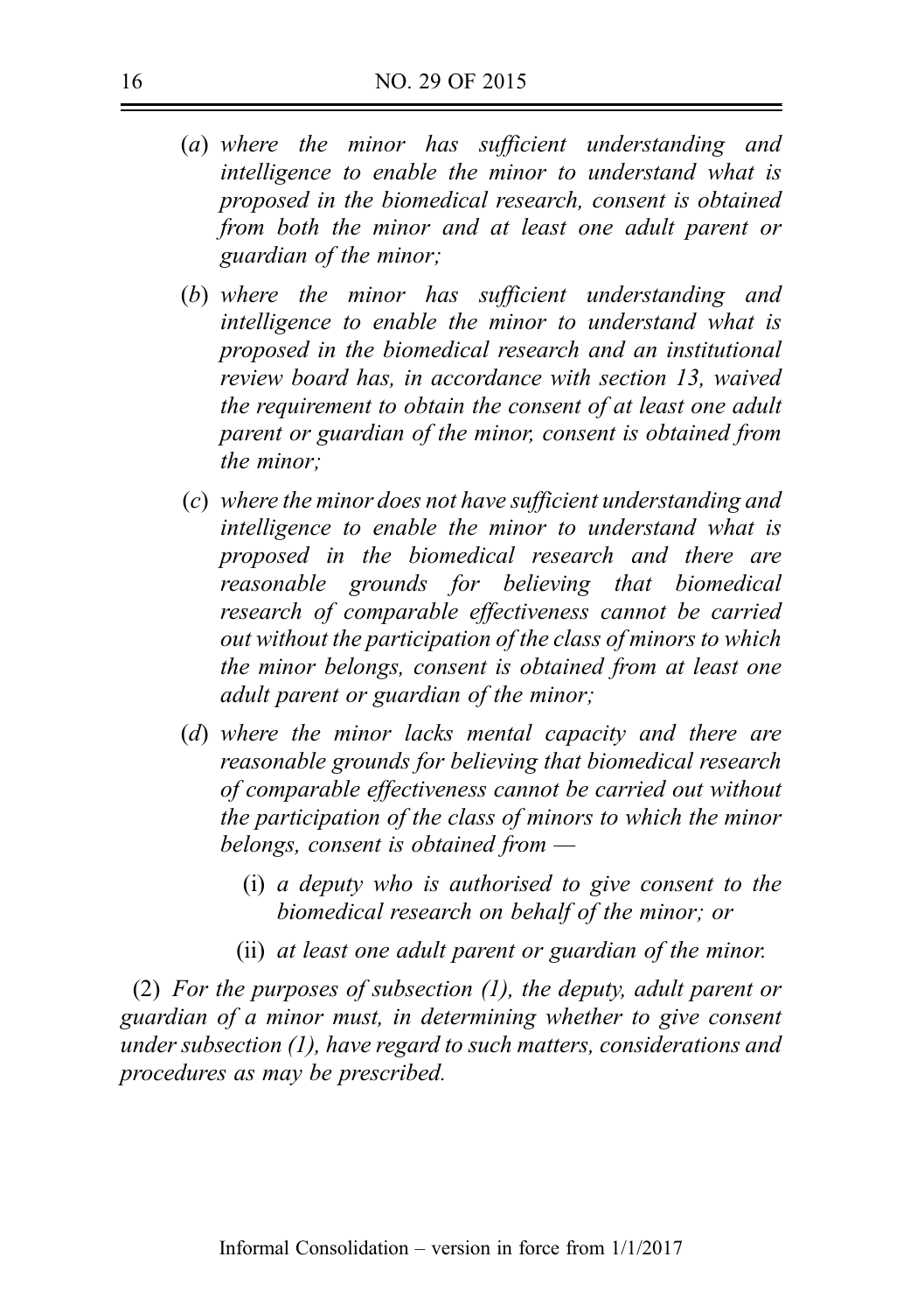(*a*) *where the minor has sufficient understanding and intelligence to enable the minor to understand what is proposed in the biomedical research, consent is obtained from both the minor and at least one adult parent or guardian of the minor;*

(*b*) *where the minor has sufficient understanding and intelligence to enable the minor to understand what is proposed in the biomedical research and an institutional review board has, in accordance with section 13, waived the requirement to obtain the consent of at least one adult parent or guardian of the minor, consent is obtained from the minor;*

(*c*) *where the minor does not have sufficient understanding and intelligence to enable the minor to understand what is proposed in the biomedical research and there are reasonable grounds for believing that biomedical research of comparable effectiveness cannot be carried out without the participation of the class of minors to which the minor belongs, consent is obtained from at least one adult parent or guardian of the minor;*

(*d*) *where the minor lacks mental capacity and there are reasonable grounds for believing that biomedical research of comparable effectiveness cannot be carried out without the participation of the class of minors to which the minor belongs, consent is obtained from —*

(i) *a deputy who is authorised to give consent to the biomedical research on behalf of the minor; or*

(ii) *at least one adult parent or guardian of the minor.*

(2) *For the purposes of subsection (1), the deputy, adult parent or guardian of a minor must, in determining whether to give consent under subsection (1), have regard to such matters, considerations and procedures as may be prescribed.*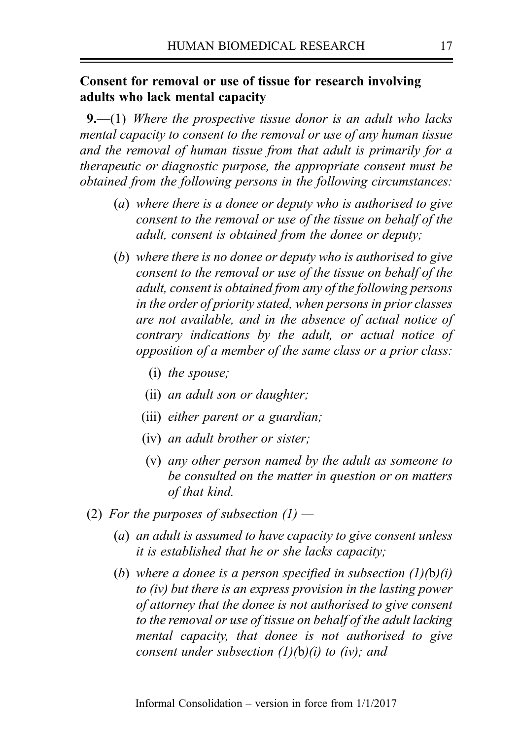**Consent for removal or use of tissue for research involving adults who lack mental capacity**

**9.**—(1) *Where the prospective tissue donor is an adult who lacks mental capacity to consent to the removal or use of any human tissue and the removal of human tissue from that adult is primarily for a therapeutic or diagnostic purpose, the appropriate consent must be obtained from the following persons in the following circumstances:*

(*a*) *where there is a donee or deputy who is authorised to give consent to the removal or use of the tissue on behalf of the adult, consent is obtained from the donee or deputy;*

(*b*) *where there is no donee or deputy who is authorised to give consent to the removal or use of the tissue on behalf of the adult, consent is obtained from any of the following persons in the order of priority stated, when persons in prior classes are not available, and in the absence of actual notice of contrary indications by the adult, or actual notice of opposition of a member of the same class or a prior class:*

(i) *the spouse;*

(ii) *an adult son or daughter;*

(iii) *either parent or a guardian;*

(iv) *an adult brother or sister;*

(v) *any other person named by the adult as someone to be consulted on the matter in question or on matters of that kind.*

(2) *For the purposes of subsection (1) —*

(*a*) *an adult is assumed to have capacity to give consent unless it is established that he or she lacks capacity;*

(*b*) *where a donee is a person specified in subsection (1)(b)(i) to (iv) but there is an express provision in the lasting power of attorney that the donee is not authorised to give consent to the removal or use of tissue on behalf of the adult lacking mental capacity, that donee is not authorised to give consent under subsection (1)(b)(i) to (iv); and*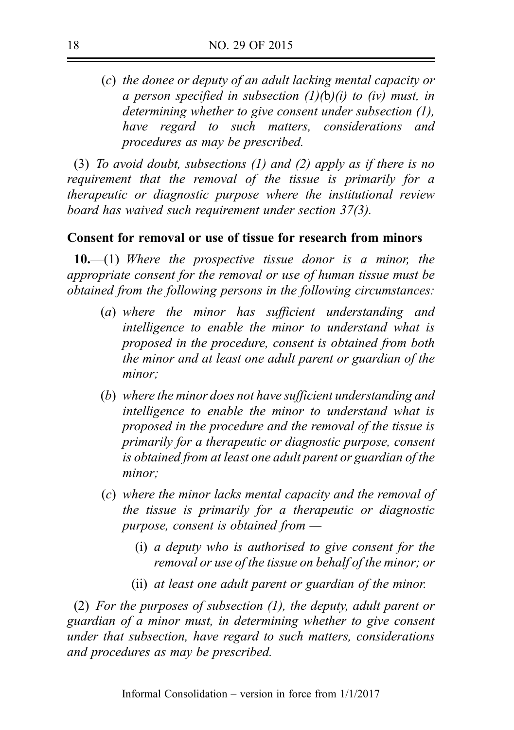(*c*) *the donee or deputy of an adult lacking mental capacity or a person specified in subsection (1)(b)(i) to (iv) must, in determining whether to give consent under subsection (1), have regard to such matters, considerations and procedures as may be prescribed.*

(3) *To avoid doubt, subsections (1) and (2) apply as if there is no requirement that the removal of the tissue is primarily for a therapeutic or diagnostic purpose where the institutional review board has waived such requirement under section 37(3).*

**Consent for removal or use of tissue for research from minors**

**10.**—(1) *Where the prospective tissue donor is a minor, the appropriate consent for the removal or use of human tissue must be obtained from the following persons in the following circumstances:*

(*a*) *where the minor has sufficient understanding and intelligence to enable the minor to understand what is proposed in the procedure, consent is obtained from both the minor and at least one adult parent or guardian of the minor;*

(*b*) *where the minor does not have sufficient understanding and intelligence to enable the minor to understand what is proposed in the procedure and the removal of the tissue is primarily for a therapeutic or diagnostic purpose, consent is obtained from at least one adult parent or guardian of the minor;*

(*c*) *where the minor lacks mental capacity and the removal of the tissue is primarily for a therapeutic or diagnostic purpose, consent is obtained from —*

(i) *a deputy who is authorised to give consent for the removal or use of the tissue on behalf of the minor; or*

(ii) *at least one adult parent or guardian of the minor.*

(2) *For the purposes of subsection (1), the deputy, adult parent or guardian of a minor must, in determining whether to give consent under that subsection, have regard to such matters, considerations and procedures as may be prescribed.*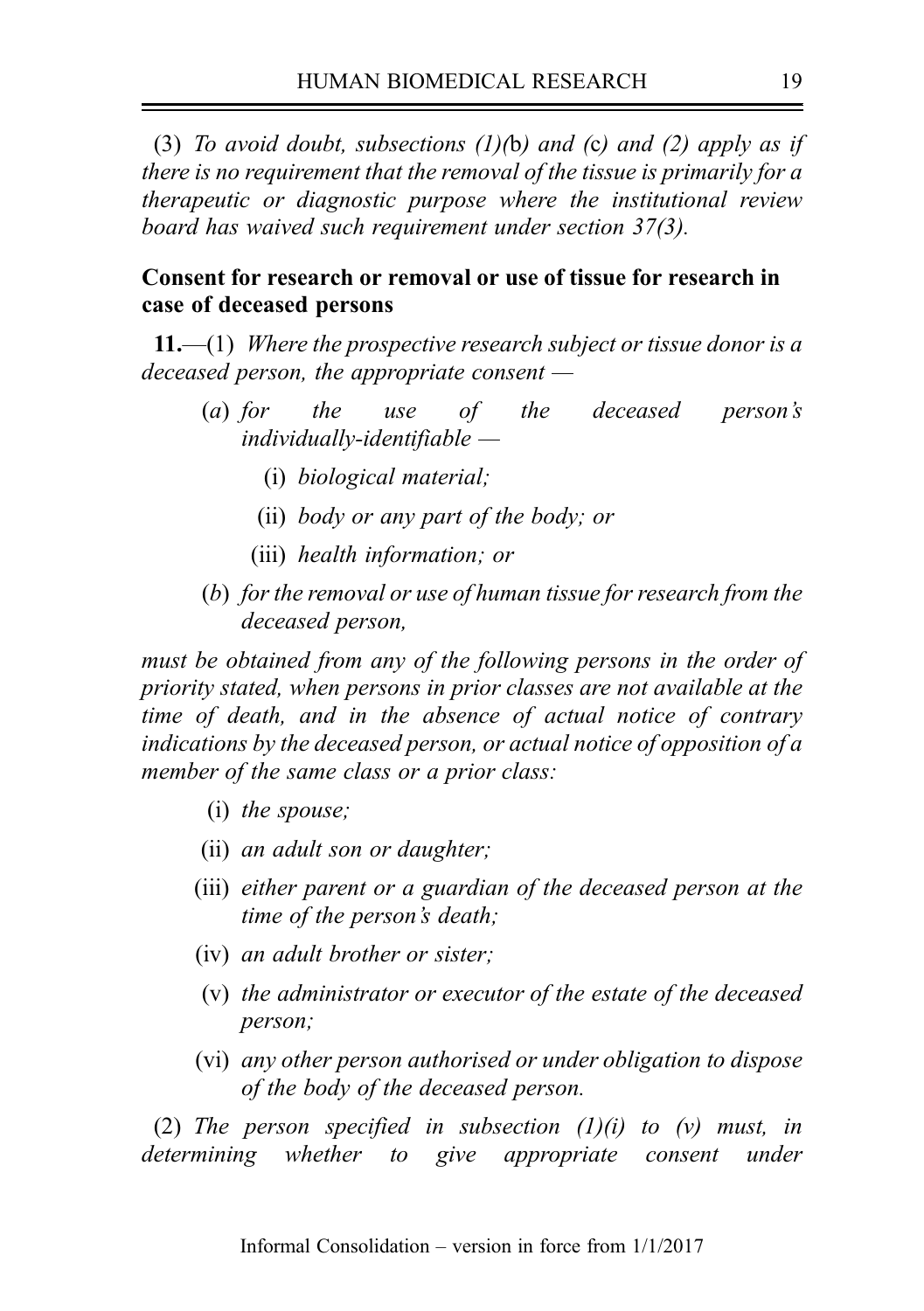(3) *To avoid doubt, subsections (1)(b) and (c) and (2) apply as if there is no requirement that the removal of the tissue is primarily for a therapeutic or diagnostic purpose where the institutional review board has waived such requirement under section 37(3).*

**Consent for research or removal or use of tissue for research in case of deceased persons**

**11.**—(1) *Where the prospective research subject or tissue donor is a deceased person, the appropriate consent —*

- (*a*) *for the use of the deceased person's individually-identifiable —*
  - (i) *biological material;*
  - (ii) *body or any part of the body; or*
  - (iii) *health information; or*
- (*b*) *for the removal or use of human tissue for research from the deceased person,*

*must be obtained from any of the following persons in the order of priority stated, when persons in prior classes are not available at the time of death, and in the absence of actual notice of contrary indications by the deceased person, or actual notice of opposition of a member of the same class or a prior class:*

- (i) *the spouse;*
- (ii) *an adult son or daughter;*
- (iii) *either parent or a guardian of the deceased person at the time of the person's death;*
- (iv) *an adult brother or sister;*
- (v) *the administrator or executor of the estate of the deceased person;*
- (vi) *any other person authorised or under obligation to dispose of the body of the deceased person.*

(2) *The person specified in subsection (1)(i) to (v) must, in determining whether to give appropriate consent under*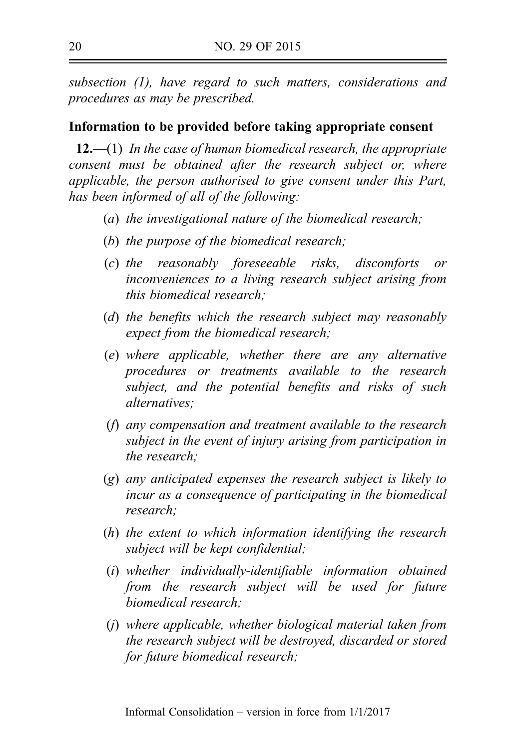*subsection (1), have regard to such matters, considerations and procedures as may be prescribed.*

**Information to be provided before taking appropriate consent**

**12.**—(1) *In the case of human biomedical research, the appropriate consent must be obtained after the research subject or, where applicable, the person authorised to give consent under this Part, has been informed of all of the following:*

- (*a*) *the investigational nature of the biomedical research;*
- (*b*) *the purpose of the biomedical research;*
- (*c*) *the reasonably foreseeable risks, discomforts or inconveniences to a living research subject arising from this biomedical research;*
- (*d*) *the benefits which the research subject may reasonably expect from the biomedical research;*
- (*e*) *where applicable, whether there are any alternative procedures or treatments available to the research subject, and the potential benefits and risks of such alternatives;*
- (*f*) *any compensation and treatment available to the research subject in the event of injury arising from participation in the research;*
- (*g*) *any anticipated expenses the research subject is likely to incur as a consequence of participating in the biomedical research;*
- (*h*) *the extent to which information identifying the research subject will be kept confidential;*
- (*i*) *whether individually-identifiable information obtained from the research subject will be used for future biomedical research;*
- (*j*) *where applicable, whether biological material taken from the research subject will be destroyed, discarded or stored for future biomedical research;*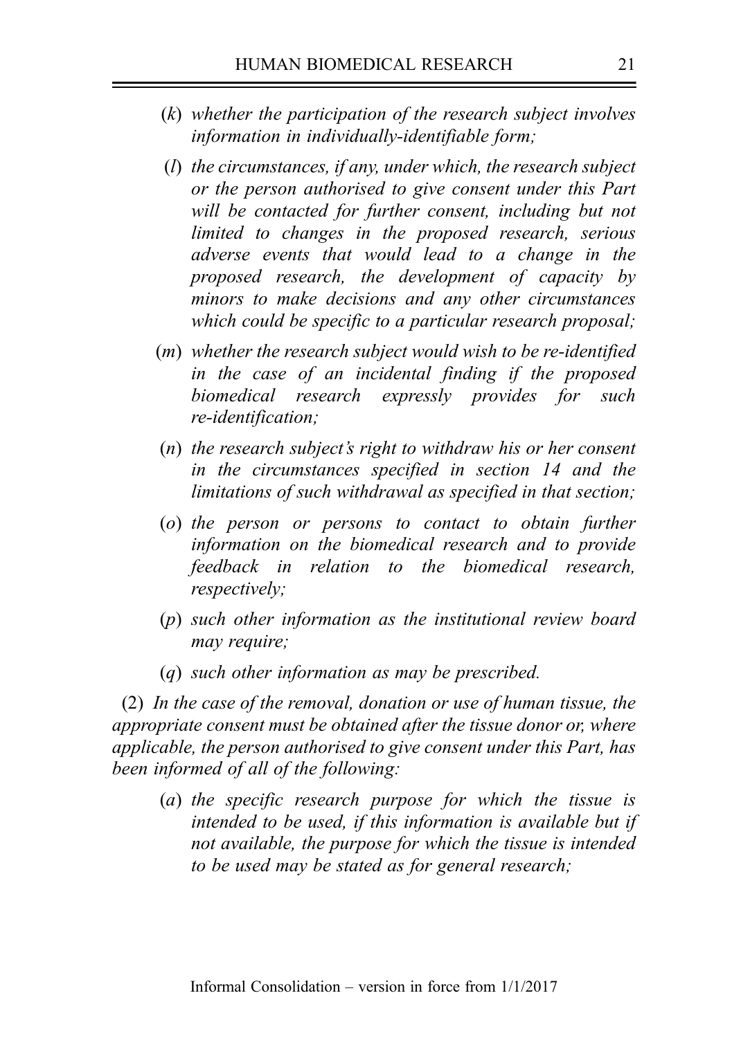(*k*) *whether the participation of the research subject involves information in individually-identifiable form;*

(*l*) *the circumstances, if any, under which, the research subject or the person authorised to give consent under this Part will be contacted for further consent, including but not limited to changes in the proposed research, serious adverse events that would lead to a change in the proposed research, the development of capacity by minors to make decisions and any other circumstances which could be specific to a particular research proposal;*

(*m*) *whether the research subject would wish to be re-identified in the case of an incidental finding if the proposed biomedical research expressly provides for such re-identification;*

(*n*) *the research subject's right to withdraw his or her consent in the circumstances specified in section 14 and the limitations of such withdrawal as specified in that section;*

(*o*) *the person or persons to contact to obtain further information on the biomedical research and to provide feedback in relation to the biomedical research, respectively;*

(*p*) *such other information as the institutional review board may require;*

(*q*) *such other information as may be prescribed.*

(2) *In the case of the removal, donation or use of human tissue, the appropriate consent must be obtained after the tissue donor or, where applicable, the person authorised to give consent under this Part, has been informed of all of the following:*

(*a*) *the specific research purpose for which the tissue is intended to be used, if this information is available but if not available, the purpose for which the tissue is intended to be used may be stated as for general research;*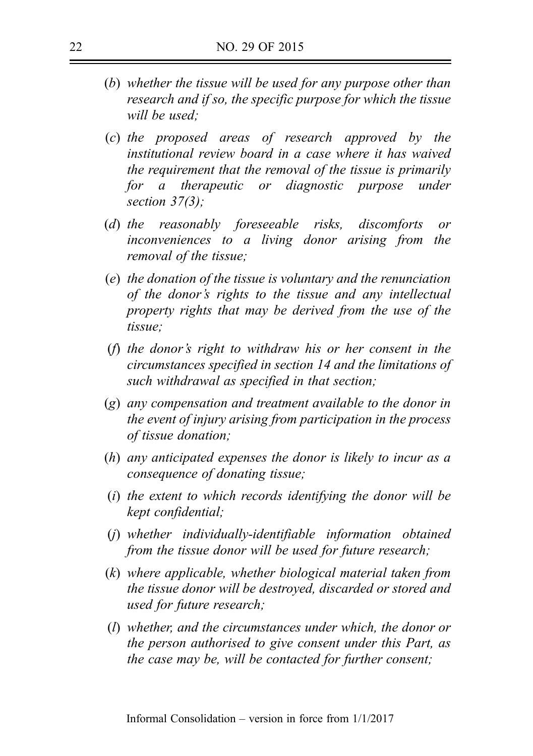(*b*) *whether the tissue will be used for any purpose other than research and if so, the specific purpose for which the tissue will be used;*

(*c*) *the proposed areas of research approved by the institutional review board in a case where it has waived the requirement that the removal of the tissue is primarily for a therapeutic or diagnostic purpose under section 37(3);*

(*d*) *the reasonably foreseeable risks, discomforts or inconveniences to a living donor arising from the removal of the tissue;*

(*e*) *the donation of the tissue is voluntary and the renunciation of the donor's rights to the tissue and any intellectual property rights that may be derived from the use of the tissue;*

(*f*) *the donor's right to withdraw his or her consent in the circumstances specified in section 14 and the limitations of such withdrawal as specified in that section;*

(*g*) *any compensation and treatment available to the donor in the event of injury arising from participation in the process of tissue donation;*

(*h*) *any anticipated expenses the donor is likely to incur as a consequence of donating tissue;*

(*i*) *the extent to which records identifying the donor will be kept confidential;*

(*j*) *whether individually-identifiable information obtained from the tissue donor will be used for future research;*

(*k*) *where applicable, whether biological material taken from the tissue donor will be destroyed, discarded or stored and used for future research;*

(*l*) *whether, and the circumstances under which, the donor or the person authorised to give consent under this Part, as the case may be, will be contacted for further consent;*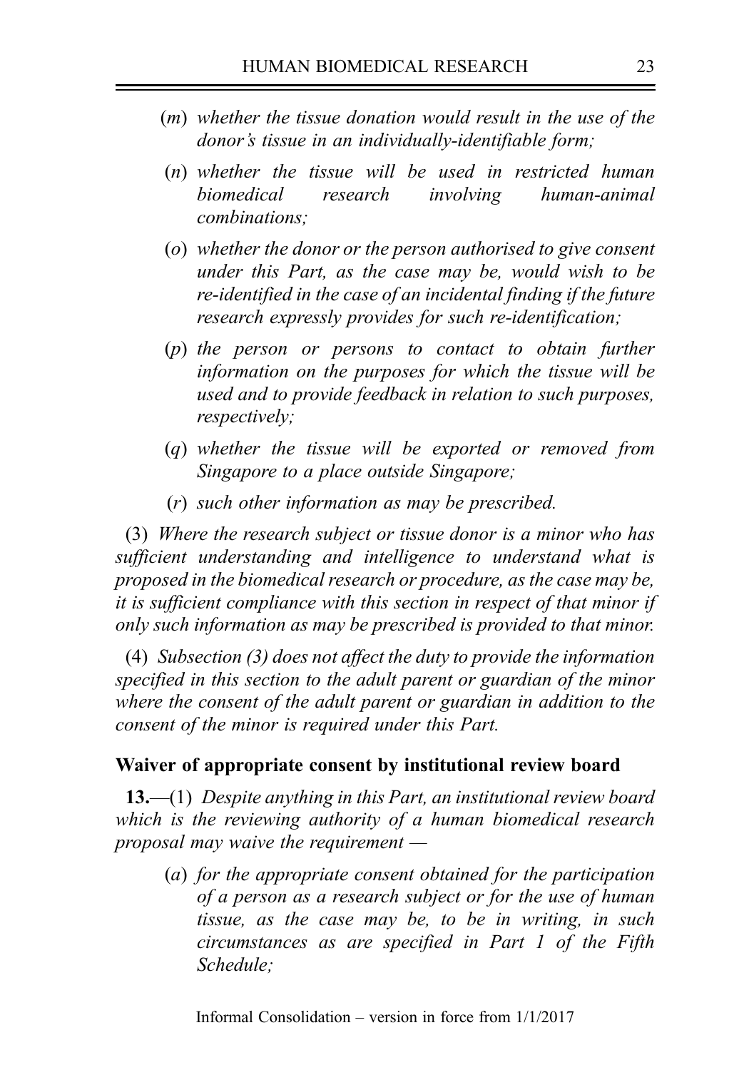(*m*) *whether the tissue donation would result in the use of the donor's tissue in an individually-identifiable form;*

(*n*) *whether the tissue will be used in restricted human biomedical research involving human-animal combinations;*

(*o*) *whether the donor or the person authorised to give consent under this Part, as the case may be, would wish to be re-identified in the case of an incidental finding if the future research expressly provides for such re-identification;*

(*p*) *the person or persons to contact to obtain further information on the purposes for which the tissue will be used and to provide feedback in relation to such purposes, respectively;*

(*q*) *whether the tissue will be exported or removed from Singapore to a place outside Singapore;*

(*r*) *such other information as may be prescribed.*

(3) *Where the research subject or tissue donor is a minor who has sufficient understanding and intelligence to understand what is proposed in the biomedical research or procedure, as the case may be, it is sufficient compliance with this section in respect of that minor if only such information as may be prescribed is provided to that minor.*

(4) *Subsection (3) does not affect the duty to provide the information specified in this section to the adult parent or guardian of the minor where the consent of the adult parent or guardian in addition to the consent of the minor is required under this Part.*

**Waiver of appropriate consent by institutional review board**

**13.**—(1) *Despite anything in this Part, an institutional review board which is the reviewing authority of a human biomedical research proposal may waive the requirement —*

(*a*) *for the appropriate consent obtained for the participation of a person as a research subject or for the use of human tissue, as the case may be, to be in writing, in such circumstances as are specified in Part 1 of the Fifth Schedule;*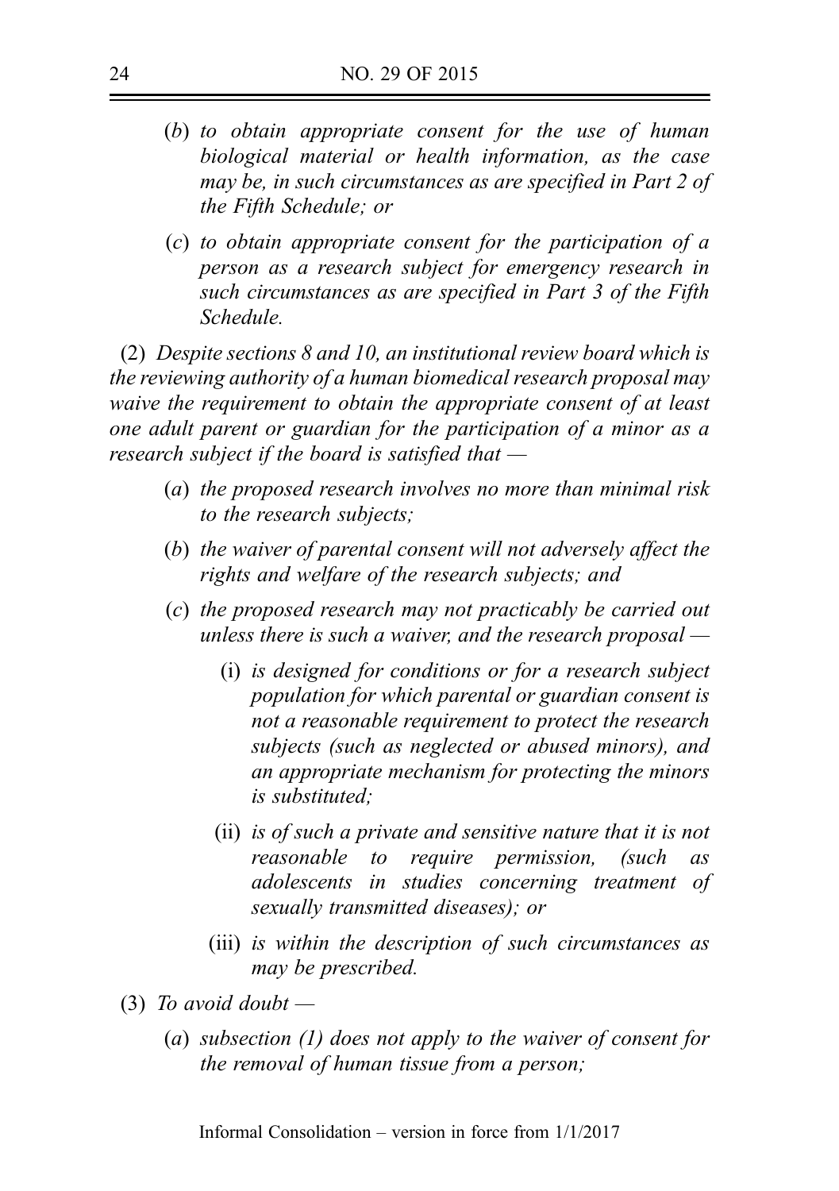(b) *to obtain appropriate consent for the use of human biological material or health information, as the case may be, in such circumstances as are specified in Part 2 of the Fifth Schedule; or*

(c) *to obtain appropriate consent for the participation of a person as a research subject for emergency research in such circumstances as are specified in Part 3 of the Fifth Schedule.*

(2) *Despite sections 8 and 10, an institutional review board which is the reviewing authority of a human biomedical research proposal may waive the requirement to obtain the appropriate consent of at least one adult parent or guardian for the participation of a minor as a research subject if the board is satisfied that —*

(a) *the proposed research involves no more than minimal risk to the research subjects;*

(b) *the waiver of parental consent will not adversely affect the rights and welfare of the research subjects; and*

(c) *the proposed research may not practicably be carried out unless there is such a waiver, and the research proposal —*

(i) *is designed for conditions or for a research subject population for which parental or guardian consent is not a reasonable requirement to protect the research subjects (such as neglected or abused minors), and an appropriate mechanism for protecting the minors is substituted;*

(ii) *is of such a private and sensitive nature that it is not reasonable to require permission, (such as adolescents in studies concerning treatment of sexually transmitted diseases); or*

(iii) *is within the description of such circumstances as may be prescribed.*

(3) *To avoid doubt —*

(a) *subsection (1) does not apply to the waiver of consent for the removal of human tissue from a person;*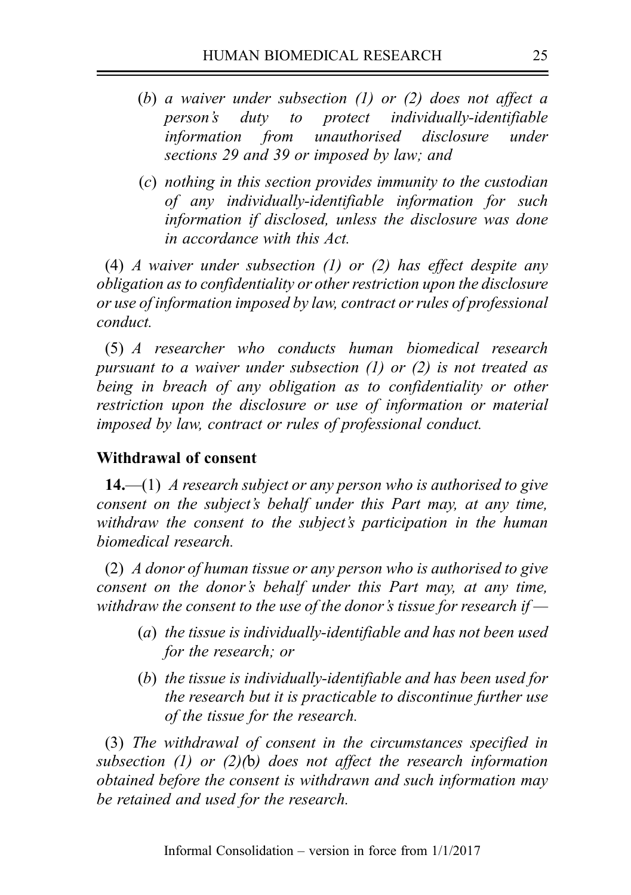(*b*) *a waiver under subsection (1) or (2) does not affect a person's duty to protect individually-identifiable information from unauthorised disclosure under sections 29 and 39 or imposed by law; and*

(*c*) *nothing in this section provides immunity to the custodian of any individually-identifiable information for such information if disclosed, unless the disclosure was done in accordance with this Act.*

(4) *A waiver under subsection (1) or (2) has effect despite any obligation as to confidentiality or other restriction upon the disclosure or use of information imposed by law, contract or rules of professional conduct.*

(5) *A researcher who conducts human biomedical research pursuant to a waiver under subsection (1) or (2) is not treated as being in breach of any obligation as to confidentiality or other restriction upon the disclosure or use of information or material imposed by law, contract or rules of professional conduct.*

**Withdrawal of consent**

**14.**—(1) *A research subject or any person who is authorised to give consent on the subject's behalf under this Part may, at any time, withdraw the consent to the subject's participation in the human biomedical research.*

(2) *A donor of human tissue or any person who is authorised to give consent on the donor's behalf under this Part may, at any time, withdraw the consent to the use of the donor's tissue for research if —*

(*a*) *the tissue is individually-identifiable and has not been used for the research; or*

(*b*) *the tissue is individually-identifiable and has been used for the research but it is practicable to discontinue further use of the tissue for the research.*

(3) *The withdrawal of consent in the circumstances specified in subsection (1) or (2)(*b*) does not affect the research information obtained before the consent is withdrawn and such information may be retained and used for the research.*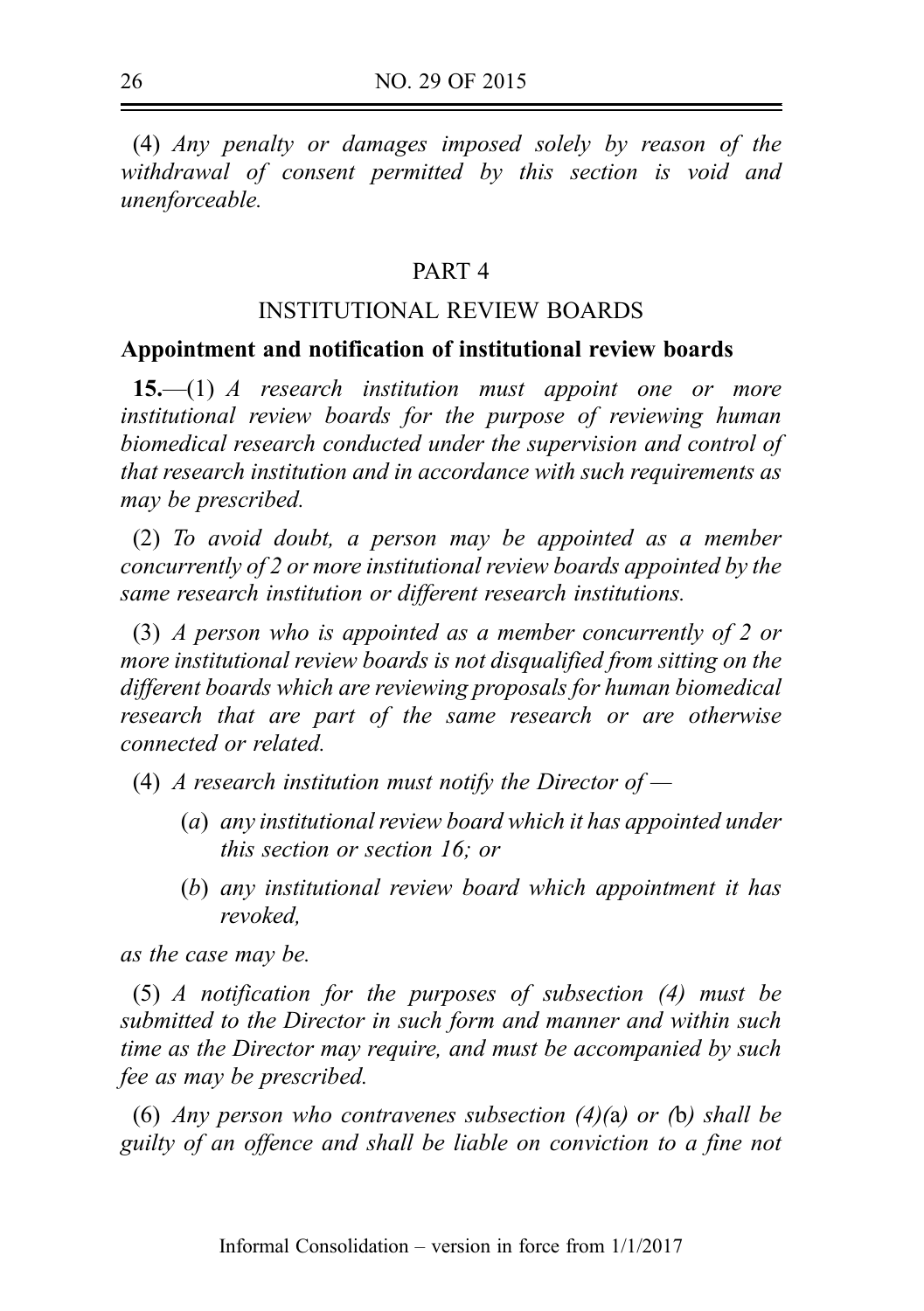(4) *Any penalty or damages imposed solely by reason of the withdrawal of consent permitted by this section is void and unenforceable.*

## PART 4

## INSTITUTIONAL REVIEW BOARDS

### Appointment and notification of institutional review boards

**15.**—(1) *A research institution must appoint one or more institutional review boards for the purpose of reviewing human biomedical research conducted under the supervision and control of that research institution and in accordance with such requirements as may be prescribed.*

(2) *To avoid doubt, a person may be appointed as a member concurrently of 2 or more institutional review boards appointed by the same research institution or different research institutions.*

(3) *A person who is appointed as a member concurrently of 2 or more institutional review boards is not disqualified from sitting on the different boards which are reviewing proposals for human biomedical research that are part of the same research or are otherwise connected or related.*

(4) *A research institution must notify the Director of —*

(*a*) *any institutional review board which it has appointed under this section or section 16; or*

(*b*) *any institutional review board which appointment it has revoked,*

*as the case may be.*

(5) *A notification for the purposes of subsection (4) must be submitted to the Director in such form and manner and within such time as the Director may require, and must be accompanied by such fee as may be prescribed.*

(6) *Any person who contravenes subsection (4)(*a*) or (*b*) shall be guilty of an offence and shall be liable on conviction to a fine not*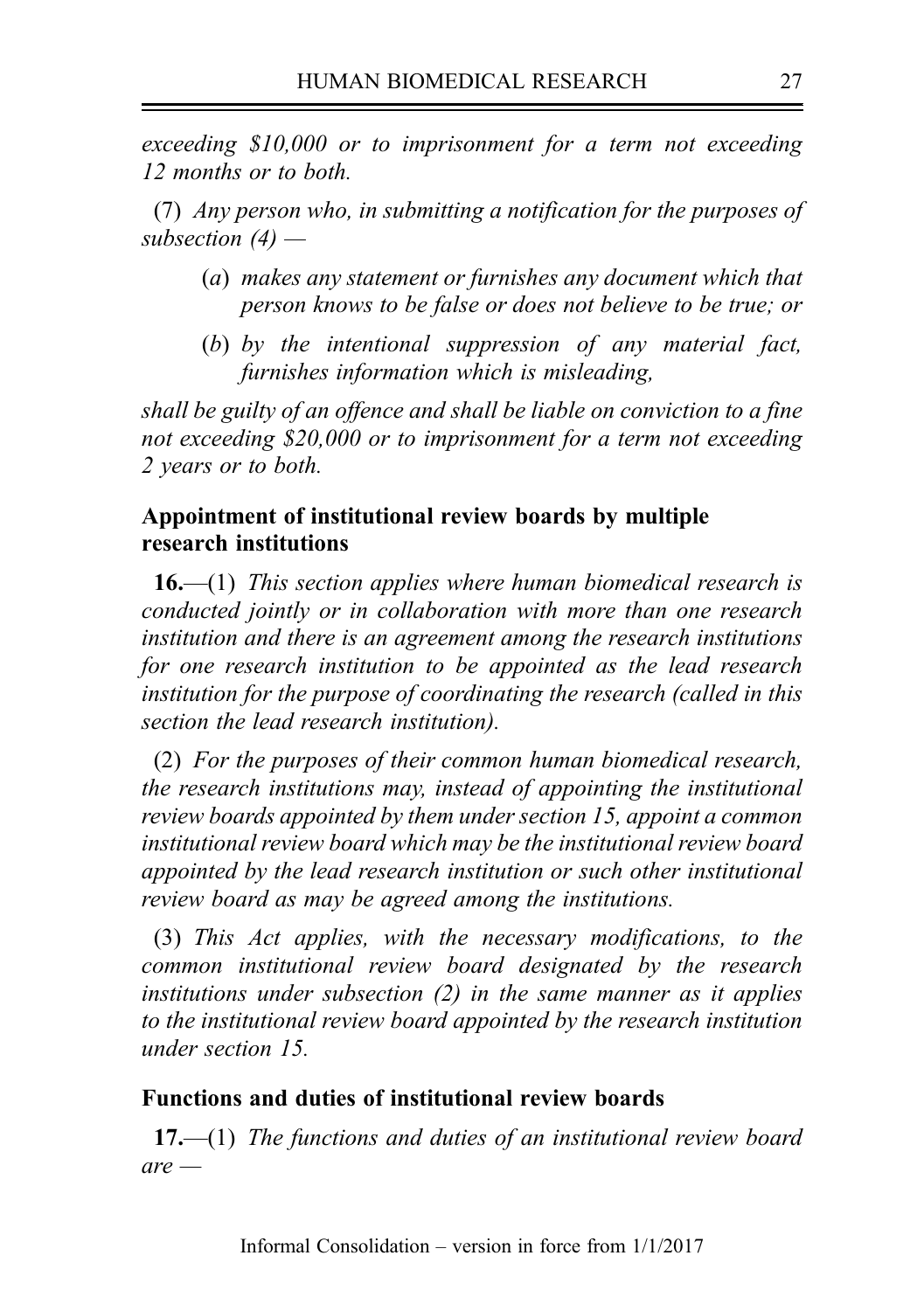*exceeding $10,000 or to imprisonment for a term not exceeding 12 months or to both.*

(7) *Any person who, in submitting a notification for the purposes of subsection (4) —*

(*a*) *makes any statement or furnishes any document which that person knows to be false or does not believe to be true; or*

(*b*) *by the intentional suppression of any material fact, furnishes information which is misleading,*

*shall be guilty of an offence and shall be liable on conviction to a fine not exceeding $20,000 or to imprisonment for a term not exceeding 2 years or to both.*

**Appointment of institutional review boards by multiple research institutions**

**16.**—(1) *This section applies where human biomedical research is conducted jointly or in collaboration with more than one research institution and there is an agreement among the research institutions for one research institution to be appointed as the lead research institution for the purpose of coordinating the research (called in this section the lead research institution).*

(2) *For the purposes of their common human biomedical research, the research institutions may, instead of appointing the institutional review boards appointed by them under section 15, appoint a common institutional review board which may be the institutional review board appointed by the lead research institution or such other institutional review board as may be agreed among the institutions.*

(3) *This Act applies, with the necessary modifications, to the common institutional review board designated by the research institutions under subsection (2) in the same manner as it applies to the institutional review board appointed by the research institution under section 15.*

**Functions and duties of institutional review boards**

**17.**—(1) *The functions and duties of an institutional review board are —*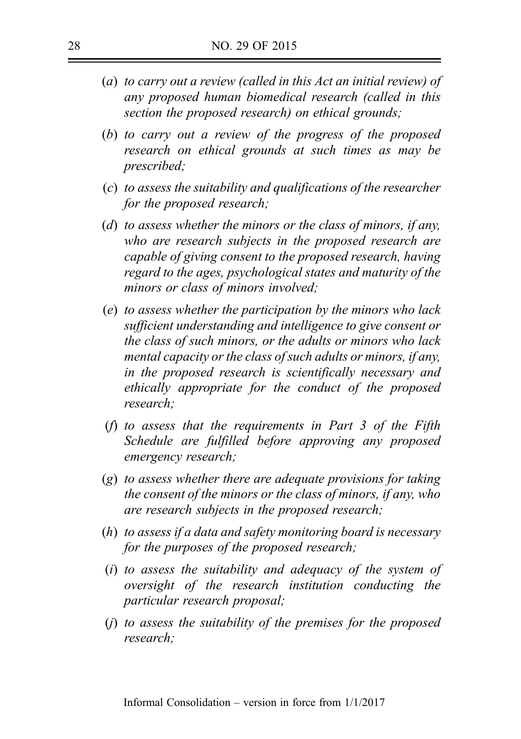- (*a*) *to carry out a review (called in this Act an initial review) of any proposed human biomedical research (called in this section the proposed research) on ethical grounds;*
- (*b*) *to carry out a review of the progress of the proposed research on ethical grounds at such times as may be prescribed;*
- (*c*) *to assess the suitability and qualifications of the researcher for the proposed research;*
- (*d*) *to assess whether the minors or the class of minors, if any, who are research subjects in the proposed research are capable of giving consent to the proposed research, having regard to the ages, psychological states and maturity of the minors or class of minors involved;*
- (*e*) *to assess whether the participation by the minors who lack sufficient understanding and intelligence to give consent or the class of such minors, or the adults or minors who lack mental capacity or the class of such adults or minors, if any, in the proposed research is scientifically necessary and ethically appropriate for the conduct of the proposed research;*
- (*f*) *to assess that the requirements in Part 3 of the Fifth Schedule are fulfilled before approving any proposed emergency research;*
- (*g*) *to assess whether there are adequate provisions for taking the consent of the minors or the class of minors, if any, who are research subjects in the proposed research;*
- (*h*) *to assess if a data and safety monitoring board is necessary for the purposes of the proposed research;*
- (*i*) *to assess the suitability and adequacy of the system of oversight of the research institution conducting the particular research proposal;*
- (*j*) *to assess the suitability of the premises for the proposed research;*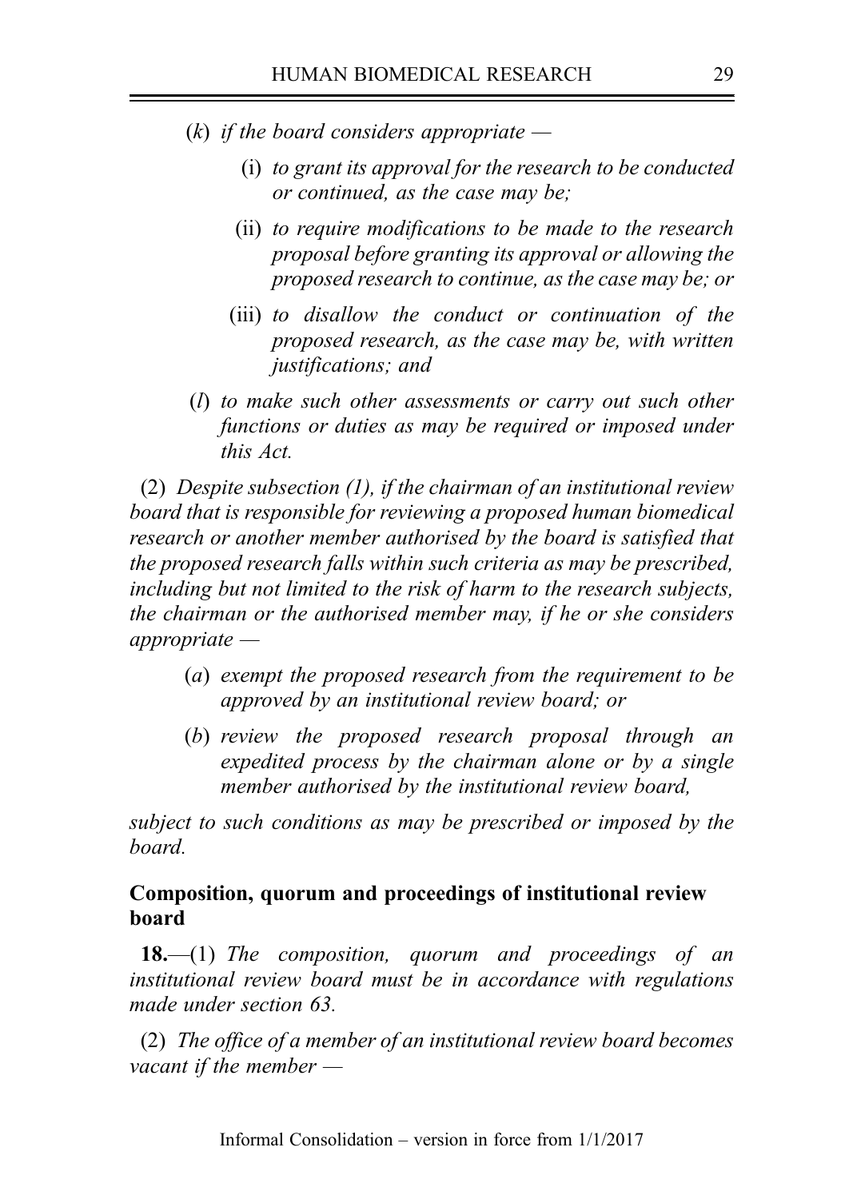(*k*) *if the board considers appropriate —*

   (i) *to grant its approval for the research to be conducted or continued, as the case may be;*

   (ii) *to require modifications to be made to the research proposal before granting its approval or allowing the proposed research to continue, as the case may be; or*

   (iii) *to disallow the conduct or continuation of the proposed research, as the case may be, with written justifications; and*

(*l*) *to make such other assessments or carry out such other functions or duties as may be required or imposed under this Act.*

(2) *Despite subsection (1), if the chairman of an institutional review board that is responsible for reviewing a proposed human biomedical research or another member authorised by the board is satisfied that the proposed research falls within such criteria as may be prescribed, including but not limited to the risk of harm to the research subjects, the chairman or the authorised member may, if he or she considers appropriate —*

   (*a*) *exempt the proposed research from the requirement to be approved by an institutional review board; or*

   (*b*) *review the proposed research proposal through an expedited process by the chairman alone or by a single member authorised by the institutional review board,*

*subject to such conditions as may be prescribed or imposed by the board.*

**Composition, quorum and proceedings of institutional review board**

**18.**—(1) *The composition, quorum and proceedings of an institutional review board must be in accordance with regulations made under section 63.*

(2) *The office of a member of an institutional review board becomes vacant if the member —*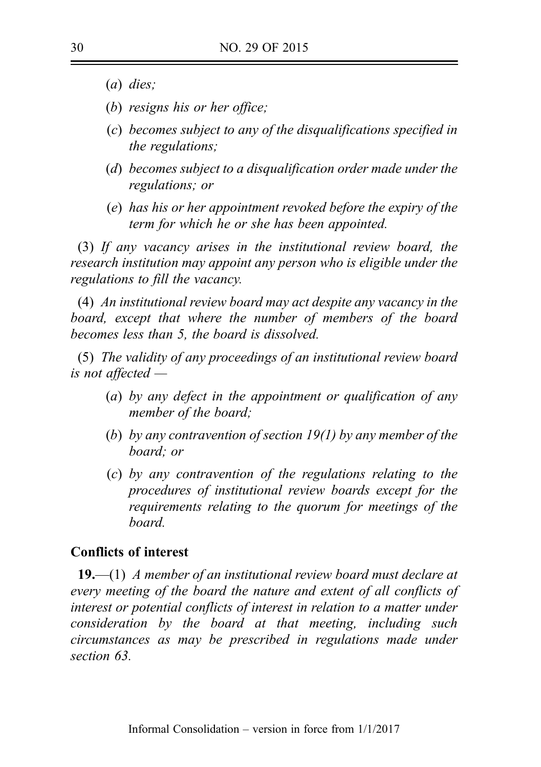(*a*) *dies;*

(*b*) *resigns his or her office;*

(*c*) *becomes subject to any of the disqualifications specified in the regulations;*

(*d*) *becomes subject to a disqualification order made under the regulations; or*

(*e*) *has his or her appointment revoked before the expiry of the term for which he or she has been appointed.*

(3) *If any vacancy arises in the institutional review board, the research institution may appoint any person who is eligible under the regulations to fill the vacancy.*

(4) *An institutional review board may act despite any vacancy in the board, except that where the number of members of the board becomes less than 5, the board is dissolved.*

(5) *The validity of any proceedings of an institutional review board is not affected —*

(*a*) *by any defect in the appointment or qualification of any member of the board;*

(*b*) *by any contravention of section 19(1) by any member of the board; or*

(*c*) *by any contravention of the regulations relating to the procedures of institutional review boards except for the requirements relating to the quorum for meetings of the board.*

**Conflicts of interest**

**19.**—(1) *A member of an institutional review board must declare at every meeting of the board the nature and extent of all conflicts of interest or potential conflicts of interest in relation to a matter under consideration by the board at that meeting, including such circumstances as may be prescribed in regulations made under section 63.*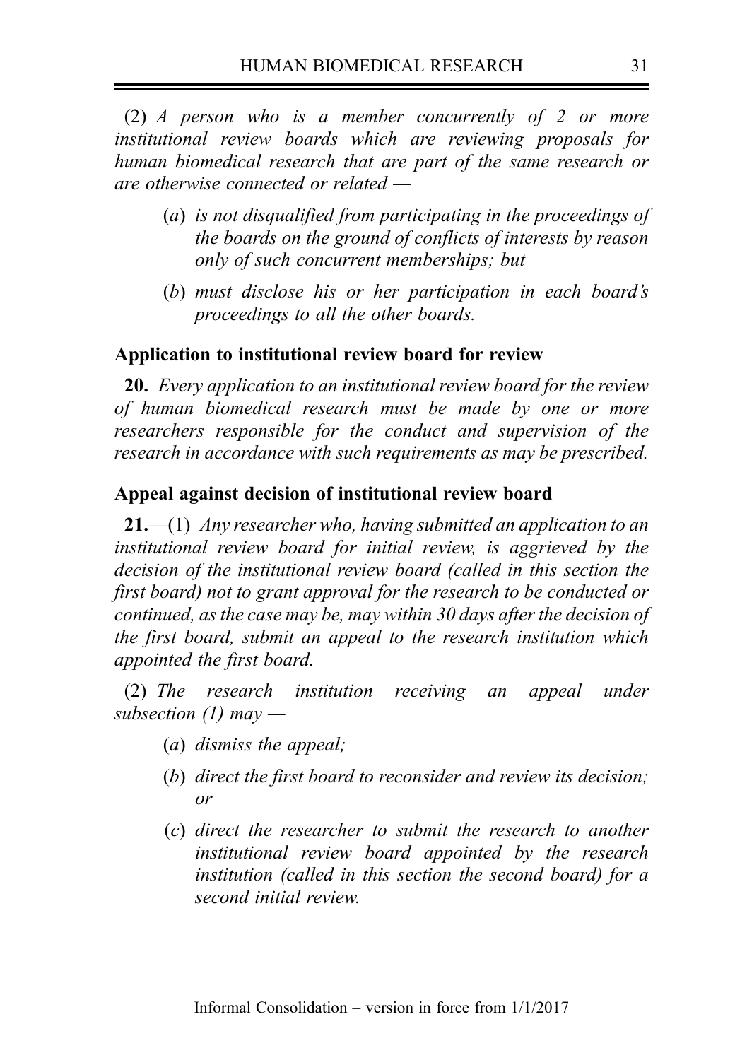(2) *A person who is a member concurrently of 2 or more institutional review boards which are reviewing proposals for human biomedical research that are part of the same research or are otherwise connected or related —*

- (*a*) *is not disqualified from participating in the proceedings of the boards on the ground of conflicts of interests by reason only of such concurrent memberships; but*
- (*b*) *must disclose his or her participation in each board's proceedings to all the other boards.*

### Application to institutional review board for review

**20.** *Every application to an institutional review board for the review of human biomedical research must be made by one or more researchers responsible for the conduct and supervision of the research in accordance with such requirements as may be prescribed.*

### Appeal against decision of institutional review board

**21.**—(1) *Any researcher who, having submitted an application to an institutional review board for initial review, is aggrieved by the decision of the institutional review board (called in this section the first board) not to grant approval for the research to be conducted or continued, as the case may be, may within 30 days after the decision of the first board, submit an appeal to the research institution which appointed the first board.*

(2) *The research institution receiving an appeal under subsection (1) may —*

- (*a*) *dismiss the appeal;*
- (*b*) *direct the first board to reconsider and review its decision; or*
- (*c*) *direct the researcher to submit the research to another institutional review board appointed by the research institution (called in this section the second board) for a second initial review.*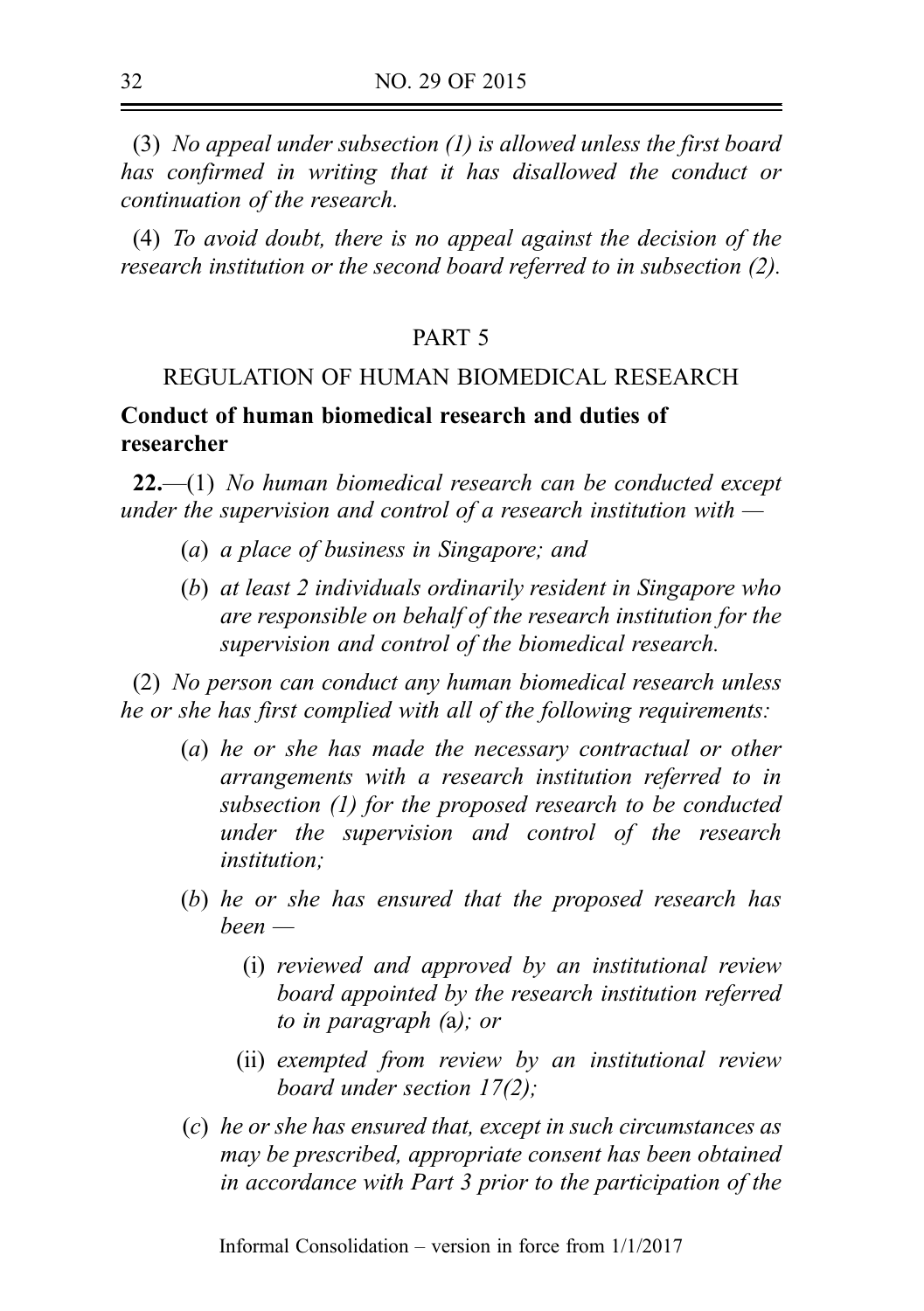(3) *No appeal under subsection (1) is allowed unless the first board has confirmed in writing that it has disallowed the conduct or continuation of the research.*

(4) *To avoid doubt, there is no appeal against the decision of the research institution or the second board referred to in subsection (2).*

## PART 5

## REGULATION OF HUMAN BIOMEDICAL RESEARCH

### Conduct of human biomedical research and duties of researcher

**22.**—(1) *No human biomedical research can be conducted except under the supervision and control of a research institution with —*

- (*a*) *a place of business in Singapore; and*
- (*b*) *at least 2 individuals ordinarily resident in Singapore who are responsible on behalf of the research institution for the supervision and control of the biomedical research.*

(2) *No person can conduct any human biomedical research unless he or she has first complied with all of the following requirements:*

- (*a*) *he or she has made the necessary contractual or other arrangements with a research institution referred to in subsection (1) for the proposed research to be conducted under the supervision and control of the research institution;*
- (*b*) *he or she has ensured that the proposed research has been —*
  - (i) *reviewed and approved by an institutional review board appointed by the research institution referred to in paragraph (*a*); or*
  - (ii) *exempted from review by an institutional review board under section 17(2);*
- (*c*) *he or she has ensured that, except in such circumstances as may be prescribed, appropriate consent has been obtained in accordance with Part 3 prior to the participation of the*

Informal Consolidation – version in force from 1/1/2017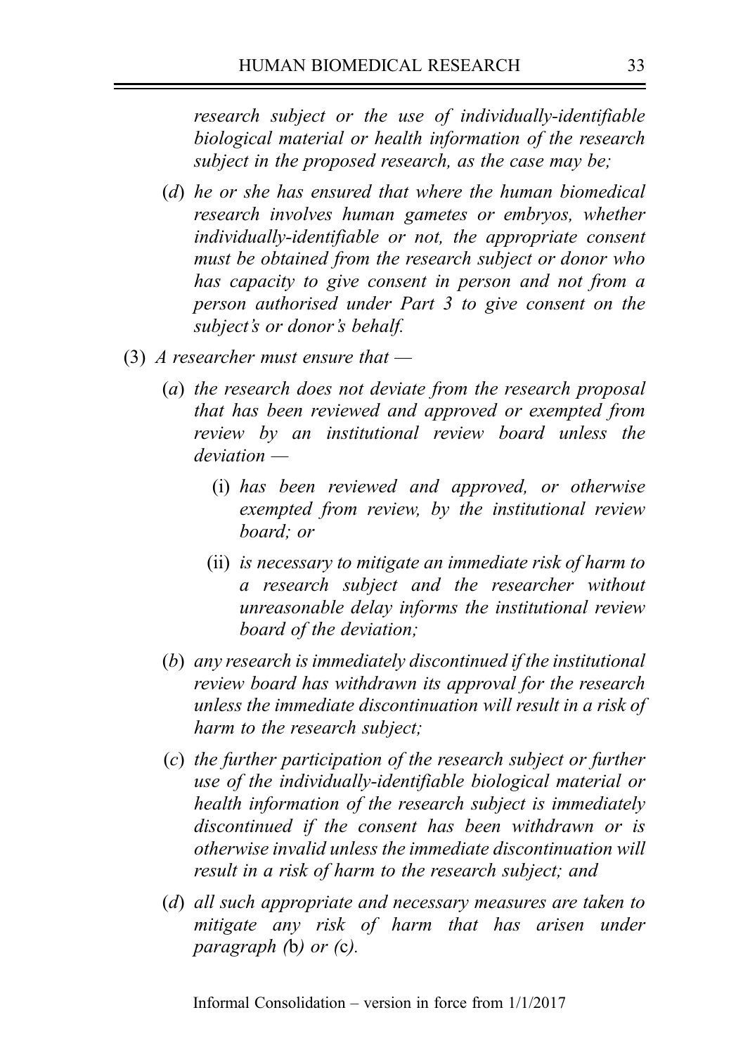*research subject or the use of individually-identifiable biological material or health information of the research subject in the proposed research, as the case may be;*

(*d*) *he or she has ensured that where the human biomedical research involves human gametes or embryos, whether individually-identifiable or not, the appropriate consent must be obtained from the research subject or donor who has capacity to give consent in person and not from a person authorised under Part 3 to give consent on the subject's or donor's behalf.*

(3) *A researcher must ensure that —*

(*a*) *the research does not deviate from the research proposal that has been reviewed and approved or exempted from review by an institutional review board unless the deviation —*

(i) *has been reviewed and approved, or otherwise exempted from review, by the institutional review board; or*

(ii) *is necessary to mitigate an immediate risk of harm to a research subject and the researcher without unreasonable delay informs the institutional review board of the deviation;*

(*b*) *any research is immediately discontinued if the institutional review board has withdrawn its approval for the research unless the immediate discontinuation will result in a risk of harm to the research subject;*

(*c*) *the further participation of the research subject or further use of the individually-identifiable biological material or health information of the research subject is immediately discontinued if the consent has been withdrawn or is otherwise invalid unless the immediate discontinuation will result in a risk of harm to the research subject; and*

(*d*) *all such appropriate and necessary measures are taken to mitigate any risk of harm that has arisen under paragraph (*b*) or (*c*).*

Informal Consolidation – version in force from 1/1/2017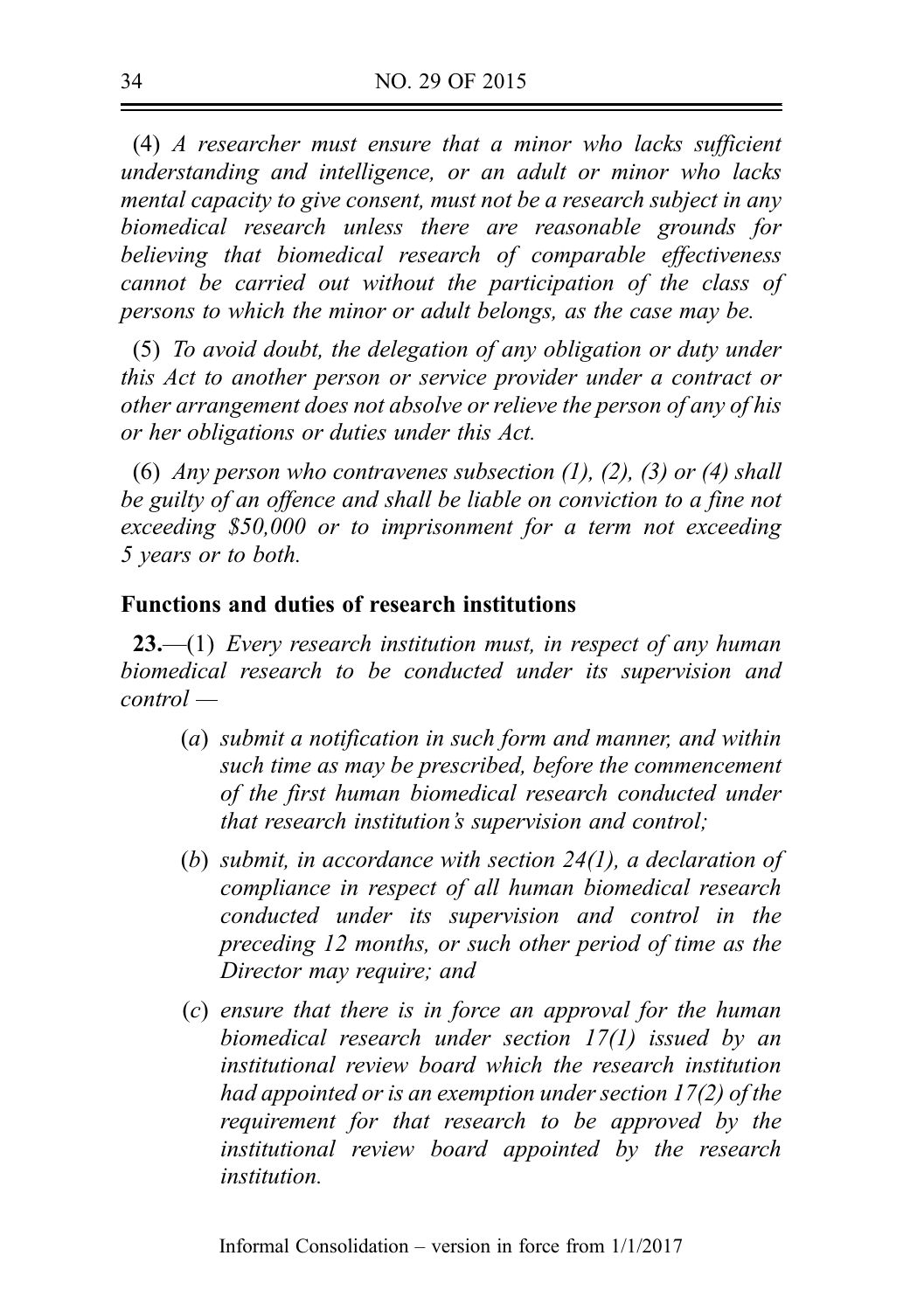(4) *A researcher must ensure that a minor who lacks sufficient understanding and intelligence, or an adult or minor who lacks mental capacity to give consent, must not be a research subject in any biomedical research unless there are reasonable grounds for believing that biomedical research of comparable effectiveness cannot be carried out without the participation of the class of persons to which the minor or adult belongs, as the case may be.*

(5) *To avoid doubt, the delegation of any obligation or duty under this Act to another person or service provider under a contract or other arrangement does not absolve or relieve the person of any of his or her obligations or duties under this Act.*

(6) *Any person who contravenes subsection (1), (2), (3) or (4) shall be guilty of an offence and shall be liable on conviction to a fine not exceeding $50,000 or to imprisonment for a term not exceeding 5 years or to both.*

**Functions and duties of research institutions**

**23.**—(1) *Every research institution must, in respect of any human biomedical research to be conducted under its supervision and control —*

- (*a*) *submit a notification in such form and manner, and within such time as may be prescribed, before the commencement of the first human biomedical research conducted under that research institution's supervision and control;*
- (*b*) *submit, in accordance with section 24(1), a declaration of compliance in respect of all human biomedical research conducted under its supervision and control in the preceding 12 months, or such other period of time as the Director may require; and*
- (*c*) *ensure that there is in force an approval for the human biomedical research under section 17(1) issued by an institutional review board which the research institution had appointed or is an exemption under section 17(2) of the requirement for that research to be approved by the institutional review board appointed by the research institution.*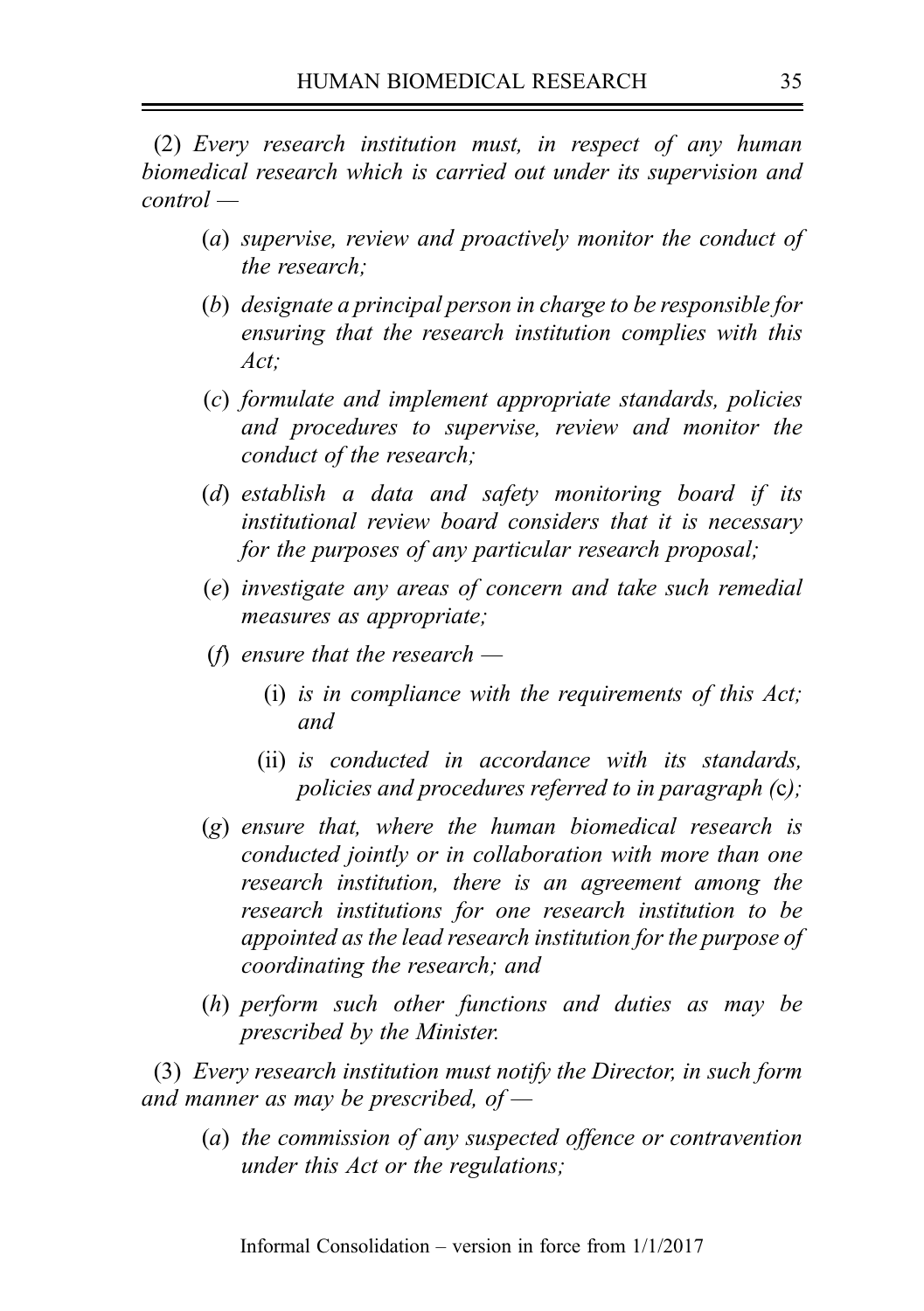(2) *Every research institution must, in respect of any human biomedical research which is carried out under its supervision and control —*

(*a*) *supervise, review and proactively monitor the conduct of the research;*

(*b*) *designate a principal person in charge to be responsible for ensuring that the research institution complies with this Act;*

(*c*) *formulate and implement appropriate standards, policies and procedures to supervise, review and monitor the conduct of the research;*

(*d*) *establish a data and safety monitoring board if its institutional review board considers that it is necessary for the purposes of any particular research proposal;*

(*e*) *investigate any areas of concern and take such remedial measures as appropriate;*

(*f*) *ensure that the research —*

(i) *is in compliance with the requirements of this Act; and*

(ii) *is conducted in accordance with its standards, policies and procedures referred to in paragraph (*c*);*

(*g*) *ensure that, where the human biomedical research is conducted jointly or in collaboration with more than one research institution, there is an agreement among the research institutions for one research institution to be appointed as the lead research institution for the purpose of coordinating the research; and*

(*h*) *perform such other functions and duties as may be prescribed by the Minister.*

(3) *Every research institution must notify the Director, in such form and manner as may be prescribed, of —*

(*a*) *the commission of any suspected offence or contravention under this Act or the regulations;*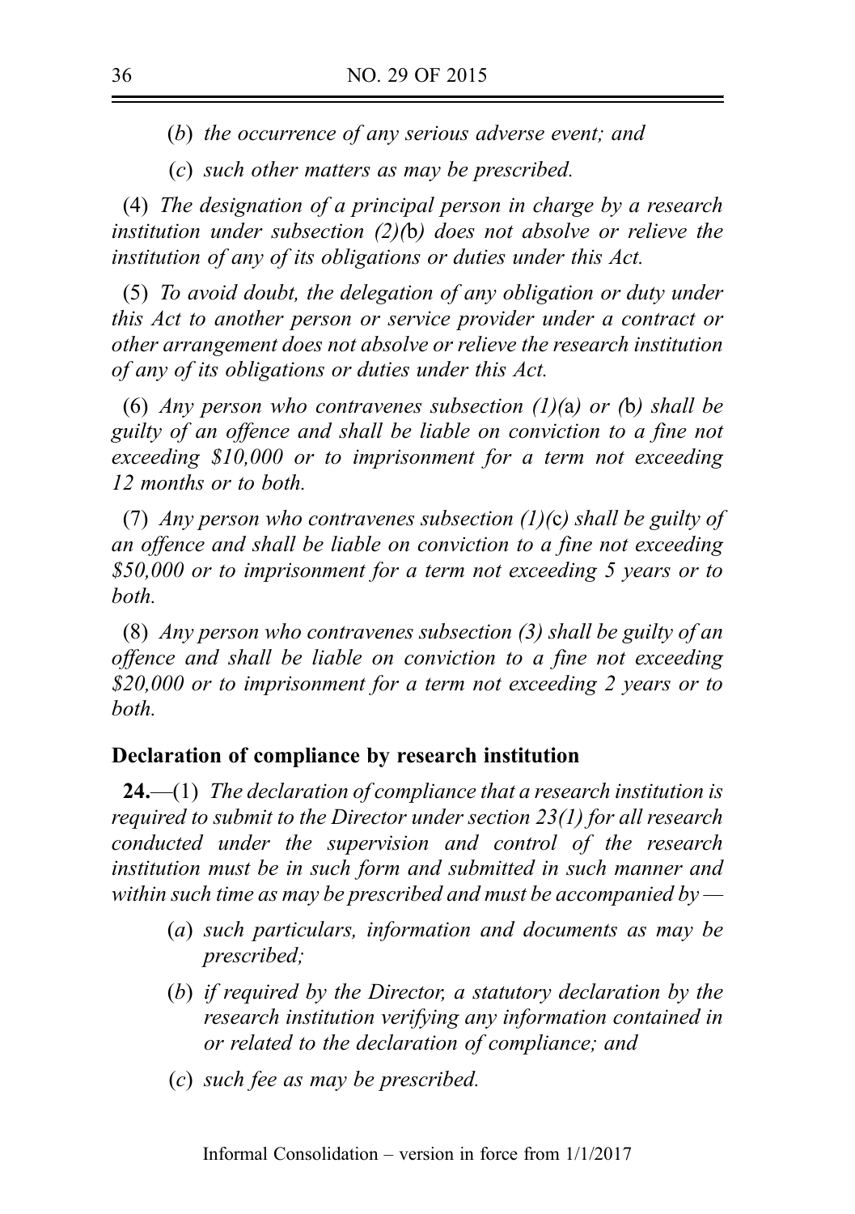(*b*) *the occurrence of any serious adverse event; and*

(*c*) *such other matters as may be prescribed.*

(4) *The designation of a principal person in charge by a research institution under subsection (2)(*b*) does not absolve or relieve the institution of any of its obligations or duties under this Act.*

(5) *To avoid doubt, the delegation of any obligation or duty under this Act to another person or service provider under a contract or other arrangement does not absolve or relieve the research institution of any of its obligations or duties under this Act.*

(6) *Any person who contravenes subsection (1)(*a*) or (*b*) shall be guilty of an offence and shall be liable on conviction to a fine not exceeding $10,000 or to imprisonment for a term not exceeding 12 months or to both.*

(7) *Any person who contravenes subsection (1)(*c*) shall be guilty of an offence and shall be liable on conviction to a fine not exceeding $50,000 or to imprisonment for a term not exceeding 5 years or to both.*

(8) *Any person who contravenes subsection (3) shall be guilty of an offence and shall be liable on conviction to a fine not exceeding $20,000 or to imprisonment for a term not exceeding 2 years or to both.*

**Declaration of compliance by research institution**

**24.**—(1) *The declaration of compliance that a research institution is required to submit to the Director under section 23(1) for all research conducted under the supervision and control of the research institution must be in such form and submitted in such manner and within such time as may be prescribed and must be accompanied by —*

(*a*) *such particulars, information and documents as may be prescribed;*

(*b*) *if required by the Director, a statutory declaration by the research institution verifying any information contained in or related to the declaration of compliance; and*

(*c*) *such fee as may be prescribed.*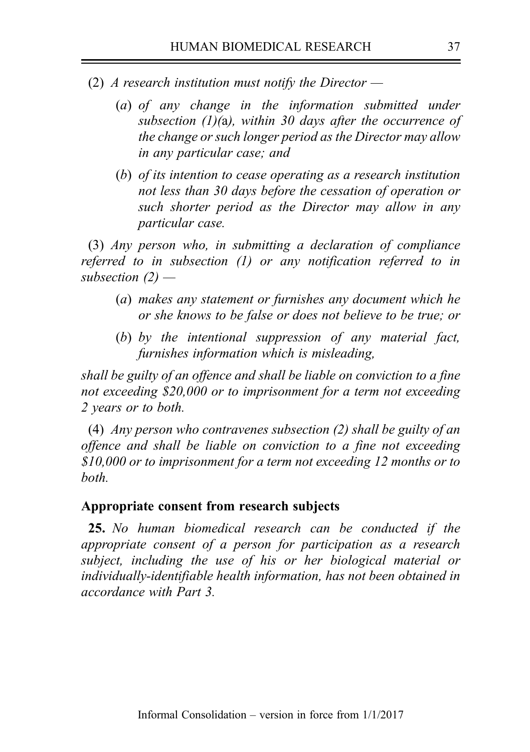(2) *A research institution must notify the Director —*

> (*a*) *of any change in the information submitted under subsection (1)(*a*), within 30 days after the occurrence of the change or such longer period as the Director may allow in any particular case; and*
>
> (*b*) *of its intention to cease operating as a research institution not less than 30 days before the cessation of operation or such shorter period as the Director may allow in any particular case.*

(3) *Any person who, in submitting a declaration of compliance referred to in subsection (1) or any notification referred to in subsection (2) —*

> (*a*) *makes any statement or furnishes any document which he or she knows to be false or does not believe to be true; or*
>
> (*b*) *by the intentional suppression of any material fact, furnishes information which is misleading,*

*shall be guilty of an offence and shall be liable on conviction to a fine not exceeding $20,000 or to imprisonment for a term not exceeding 2 years or to both.*

(4) *Any person who contravenes subsection (2) shall be guilty of an offence and shall be liable on conviction to a fine not exceeding $10,000 or to imprisonment for a term not exceeding 12 months or to both.*

**Appropriate consent from research subjects**

**25.** *No human biomedical research can be conducted if the appropriate consent of a person for participation as a research subject, including the use of his or her biological material or individually-identifiable health information, has not been obtained in accordance with Part 3.*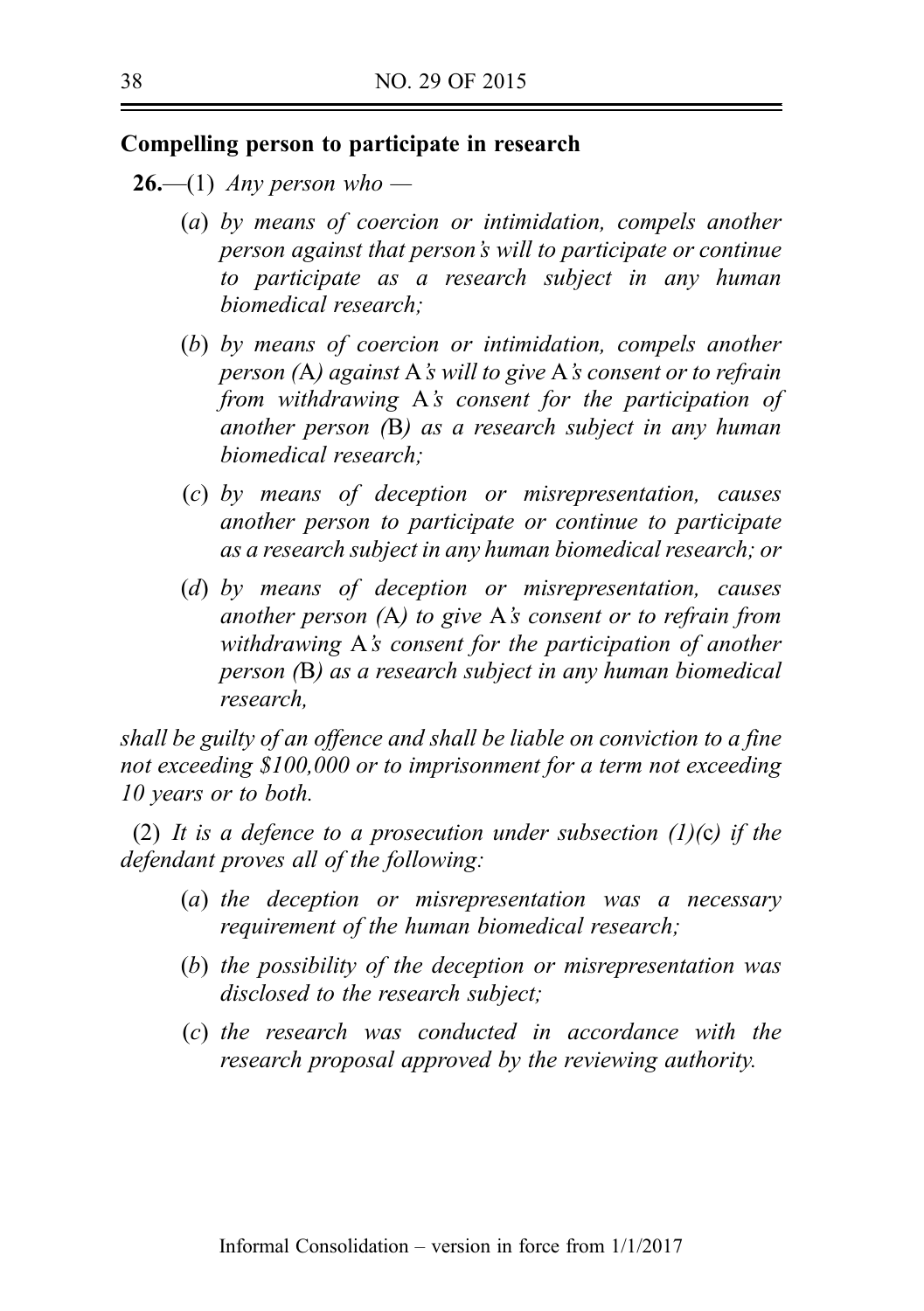**Compelling person to participate in research**

**26.**—(1) *Any person who —*

(*a*) *by means of coercion or intimidation, compels another person against that person's will to participate or continue to participate as a research subject in any human biomedical research;*

(*b*) *by means of coercion or intimidation, compels another person (*A*) against* A*'s will to give* A*'s consent or to refrain from withdrawing* A*'s consent for the participation of another person (*B*) as a research subject in any human biomedical research;*

(*c*) *by means of deception or misrepresentation, causes another person to participate or continue to participate as a research subject in any human biomedical research; or*

(*d*) *by means of deception or misrepresentation, causes another person (*A*) to give* A*'s consent or to refrain from withdrawing* A*'s consent for the participation of another person (*B*) as a research subject in any human biomedical research,*

*shall be guilty of an offence and shall be liable on conviction to a fine not exceeding $100,000 or to imprisonment for a term not exceeding 10 years or to both.*

(2) *It is a defence to a prosecution under subsection (1)(*c*) if the defendant proves all of the following:*

(*a*) *the deception or misrepresentation was a necessary requirement of the human biomedical research;*

(*b*) *the possibility of the deception or misrepresentation was disclosed to the research subject;*

(*c*) *the research was conducted in accordance with the research proposal approved by the reviewing authority.*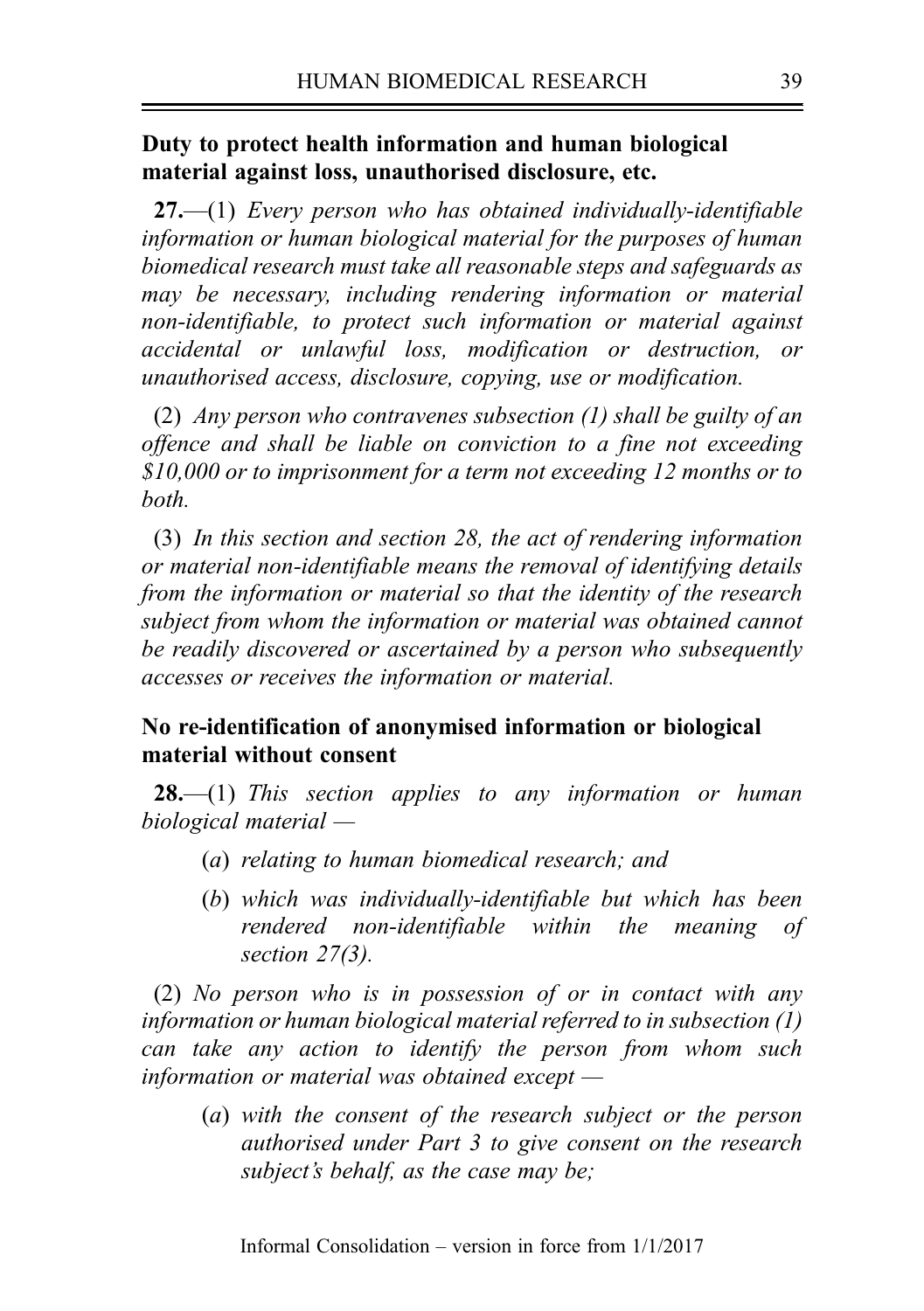**Duty to protect health information and human biological material against loss, unauthorised disclosure, etc.**

**27.**—(1) *Every person who has obtained individually-identifiable information or human biological material for the purposes of human biomedical research must take all reasonable steps and safeguards as may be necessary, including rendering information or material non-identifiable, to protect such information or material against accidental or unlawful loss, modification or destruction, or unauthorised access, disclosure, copying, use or modification.*

(2) *Any person who contravenes subsection (1) shall be guilty of an offence and shall be liable on conviction to a fine not exceeding $10,000 or to imprisonment for a term not exceeding 12 months or to both.*

(3) *In this section and section 28, the act of rendering information or material non-identifiable means the removal of identifying details from the information or material so that the identity of the research subject from whom the information or material was obtained cannot be readily discovered or ascertained by a person who subsequently accesses or receives the information or material.*

**No re-identification of anonymised information or biological material without consent**

**28.**—(1) *This section applies to any information or human biological material —*

- (*a*) *relating to human biomedical research; and*
- (*b*) *which was individually-identifiable but which has been rendered non-identifiable within the meaning of section 27(3).*

(2) *No person who is in possession of or in contact with any information or human biological material referred to in subsection (1) can take any action to identify the person from whom such information or material was obtained except —*

- (*a*) *with the consent of the research subject or the person authorised under Part 3 to give consent on the research subject's behalf, as the case may be;*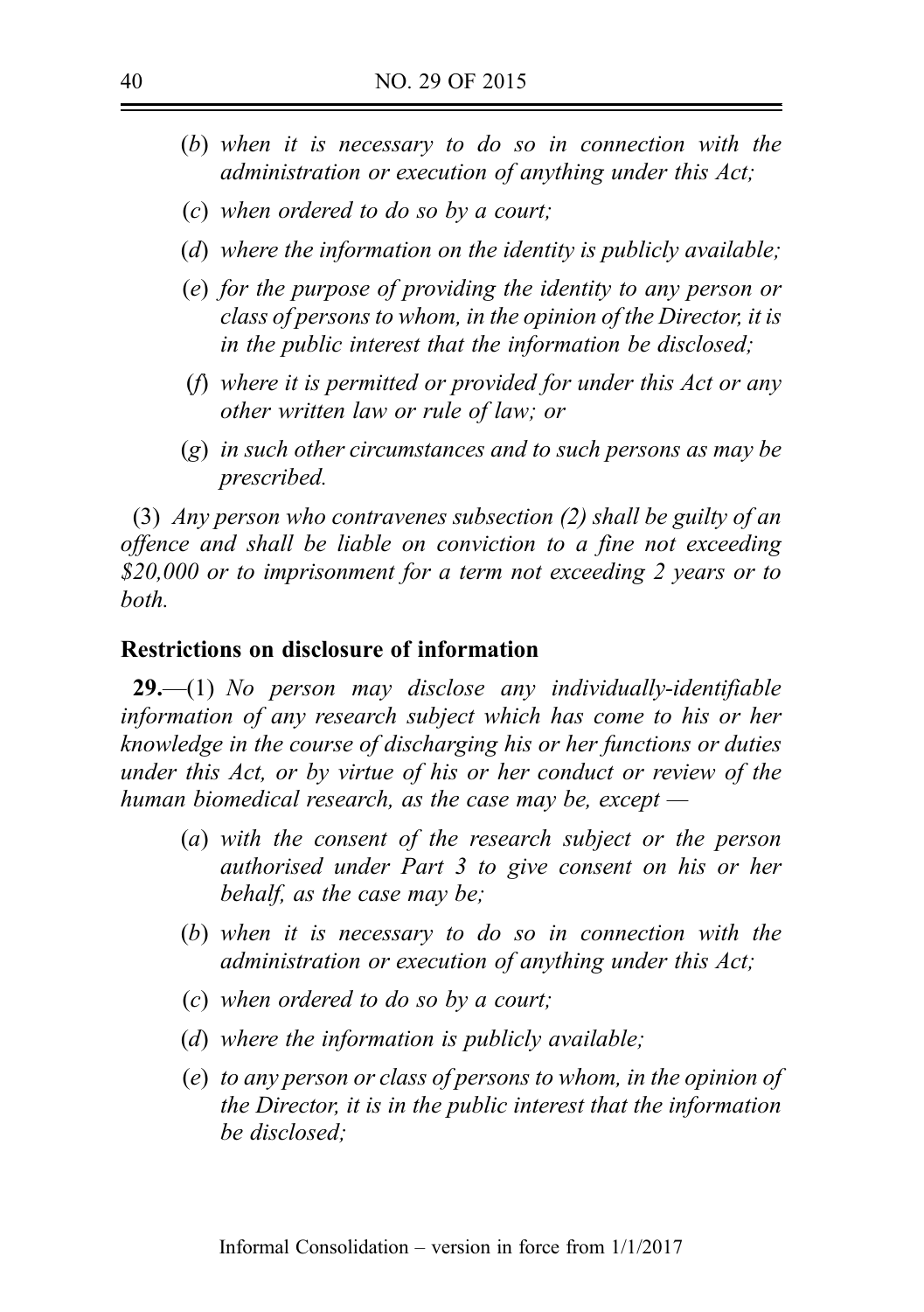(*b*) *when it is necessary to do so in connection with the administration or execution of anything under this Act;*

(*c*) *when ordered to do so by a court;*

(*d*) *where the information on the identity is publicly available;*

(*e*) *for the purpose of providing the identity to any person or class of persons to whom, in the opinion of the Director, it is in the public interest that the information be disclosed;*

(*f*) *where it is permitted or provided for under this Act or any other written law or rule of law; or*

(*g*) *in such other circumstances and to such persons as may be prescribed.*

(3) *Any person who contravenes subsection (2) shall be guilty of an offence and shall be liable on conviction to a fine not exceeding $20,000 or to imprisonment for a term not exceeding 2 years or to both.*

### Restrictions on disclosure of information

**29.**—(1) *No person may disclose any individually-identifiable information of any research subject which has come to his or her knowledge in the course of discharging his or her functions or duties under this Act, or by virtue of his or her conduct or review of the human biomedical research, as the case may be, except —*

(*a*) *with the consent of the research subject or the person authorised under Part 3 to give consent on his or her behalf, as the case may be;*

(*b*) *when it is necessary to do so in connection with the administration or execution of anything under this Act;*

(*c*) *when ordered to do so by a court;*

(*d*) *where the information is publicly available;*

(*e*) *to any person or class of persons to whom, in the opinion of the Director, it is in the public interest that the information be disclosed;*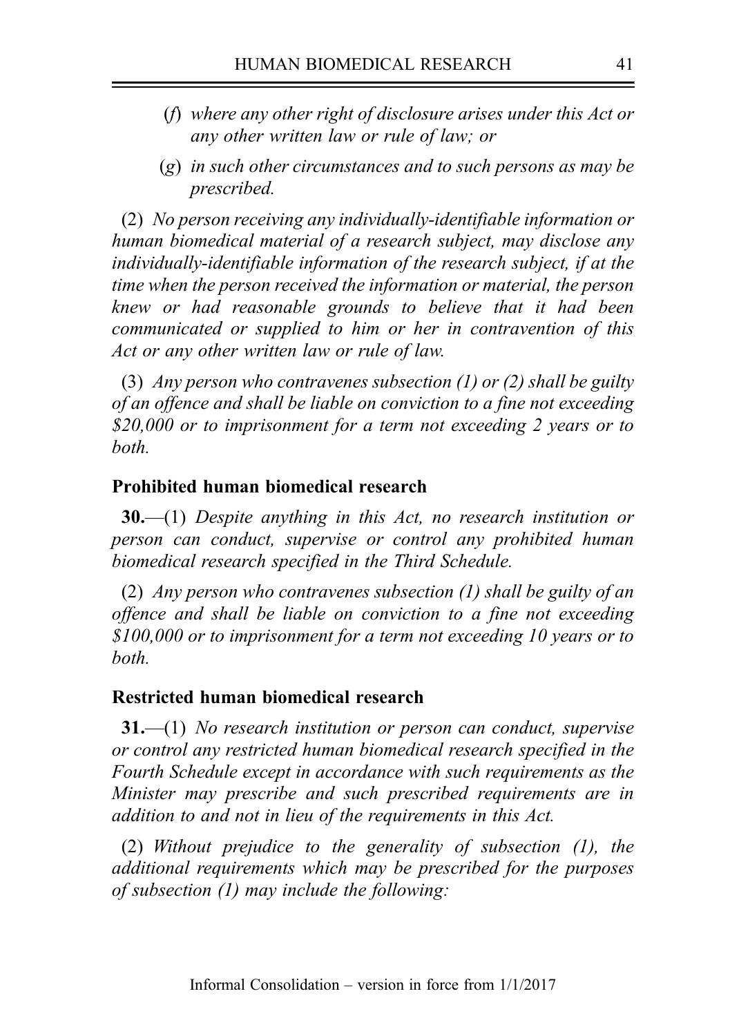(*f*) *where any other right of disclosure arises under this Act or any other written law or rule of law; or*

(*g*) *in such other circumstances and to such persons as may be prescribed.*

(2) *No person receiving any individually-identifiable information or human biomedical material of a research subject, may disclose any individually-identifiable information of the research subject, if at the time when the person received the information or material, the person knew or had reasonable grounds to believe that it had been communicated or supplied to him or her in contravention of this Act or any other written law or rule of law.*

(3) *Any person who contravenes subsection (1) or (2) shall be guilty of an offence and shall be liable on conviction to a fine not exceeding $20,000 or to imprisonment for a term not exceeding 2 years or to both.*

**Prohibited human biomedical research**

**30.**—(1) *Despite anything in this Act, no research institution or person can conduct, supervise or control any prohibited human biomedical research specified in the Third Schedule.*

(2) *Any person who contravenes subsection (1) shall be guilty of an offence and shall be liable on conviction to a fine not exceeding $100,000 or to imprisonment for a term not exceeding 10 years or to both.*

**Restricted human biomedical research**

**31.**—(1) *No research institution or person can conduct, supervise or control any restricted human biomedical research specified in the Fourth Schedule except in accordance with such requirements as the Minister may prescribe and such prescribed requirements are in addition to and not in lieu of the requirements in this Act.*

(2) *Without prejudice to the generality of subsection (1), the additional requirements which may be prescribed for the purposes of subsection (1) may include the following:*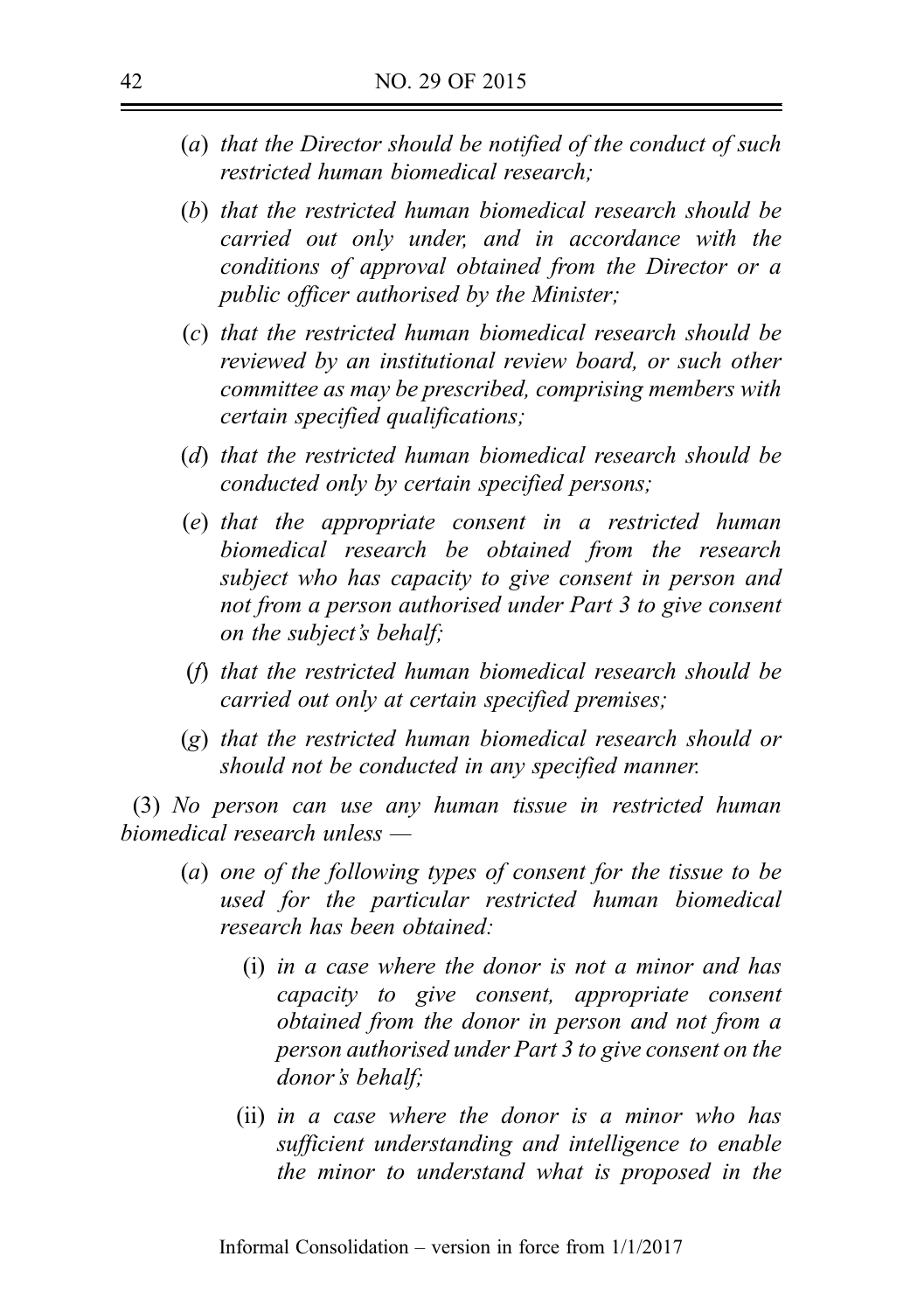(*a*) *that the Director should be notified of the conduct of such restricted human biomedical research;*

(*b*) *that the restricted human biomedical research should be carried out only under, and in accordance with the conditions of approval obtained from the Director or a public officer authorised by the Minister;*

(*c*) *that the restricted human biomedical research should be reviewed by an institutional review board, or such other committee as may be prescribed, comprising members with certain specified qualifications;*

(*d*) *that the restricted human biomedical research should be conducted only by certain specified persons;*

(*e*) *that the appropriate consent in a restricted human biomedical research be obtained from the research subject who has capacity to give consent in person and not from a person authorised under Part 3 to give consent on the subject's behalf;*

(*f*) *that the restricted human biomedical research should be carried out only at certain specified premises;*

(*g*) *that the restricted human biomedical research should or should not be conducted in any specified manner.*

(3) *No person can use any human tissue in restricted human biomedical research unless —*

(*a*) *one of the following types of consent for the tissue to be used for the particular restricted human biomedical research has been obtained:*

(i) *in a case where the donor is not a minor and has capacity to give consent, appropriate consent obtained from the donor in person and not from a person authorised under Part 3 to give consent on the donor's behalf;*

(ii) *in a case where the donor is a minor who has sufficient understanding and intelligence to enable the minor to understand what is proposed in the*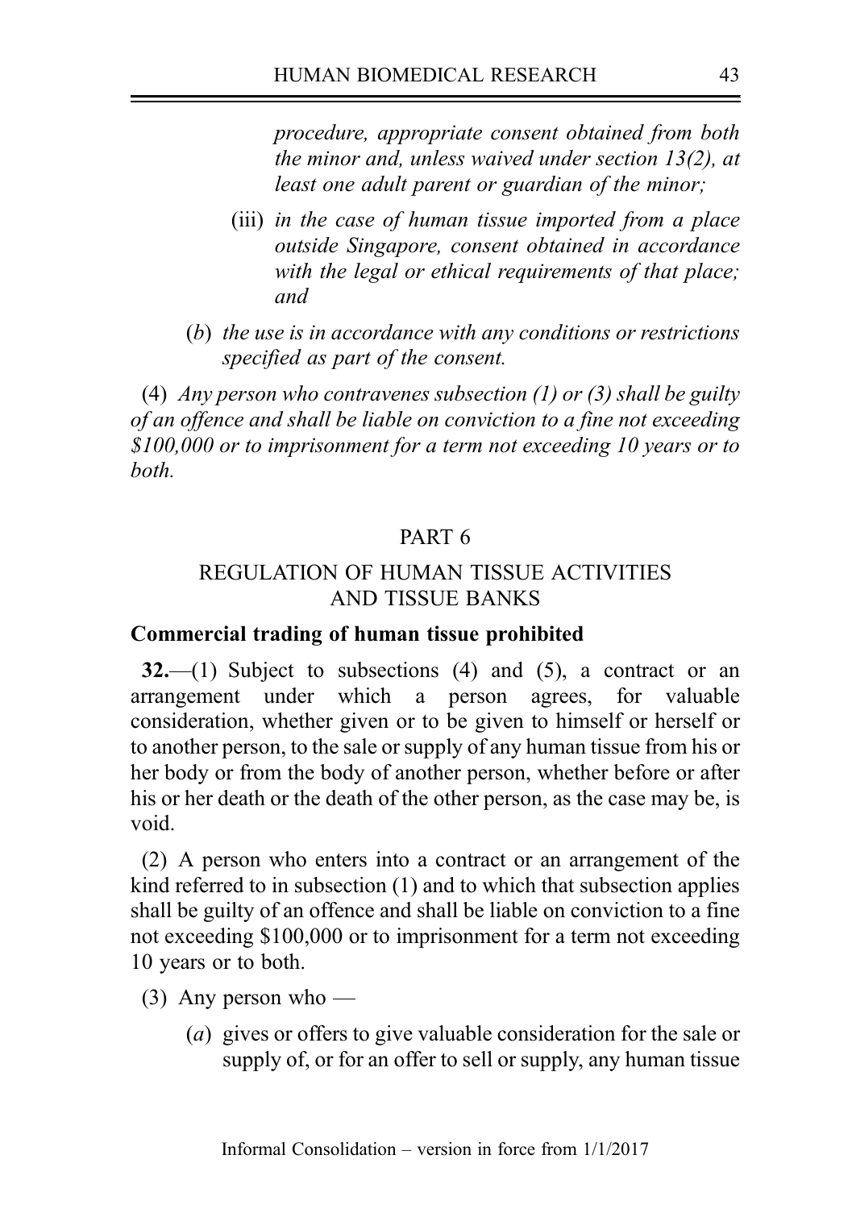*procedure, appropriate consent obtained from both the minor and, unless waived under section 13(2), at least one adult parent or guardian of the minor;*

(iii) *in the case of human tissue imported from a place outside Singapore, consent obtained in accordance with the legal or ethical requirements of that place; and*

(*b*) *the use is in accordance with any conditions or restrictions specified as part of the consent.*

(4) *Any person who contravenes subsection (1) or (3) shall be guilty of an offence and shall be liable on conviction to a fine not exceeding $100,000 or to imprisonment for a term not exceeding 10 years or to both.*

## PART 6

## REGULATION OF HUMAN TISSUE ACTIVITIES AND TISSUE BANKS

### Commercial trading of human tissue prohibited

**32.**—(1) Subject to subsections (4) and (5), a contract or an arrangement under which a person agrees, for valuable consideration, whether given or to be given to himself or herself or to another person, to the sale or supply of any human tissue from his or her body or from the body of another person, whether before or after his or her death or the death of the other person, as the case may be, is void.

(2) A person who enters into a contract or an arrangement of the kind referred to in subsection (1) and to which that subsection applies shall be guilty of an offence and shall be liable on conviction to a fine not exceeding $100,000 or to imprisonment for a term not exceeding 10 years or to both.

(3) Any person who —

(*a*) gives or offers to give valuable consideration for the sale or supply of, or for an offer to sell or supply, any human tissue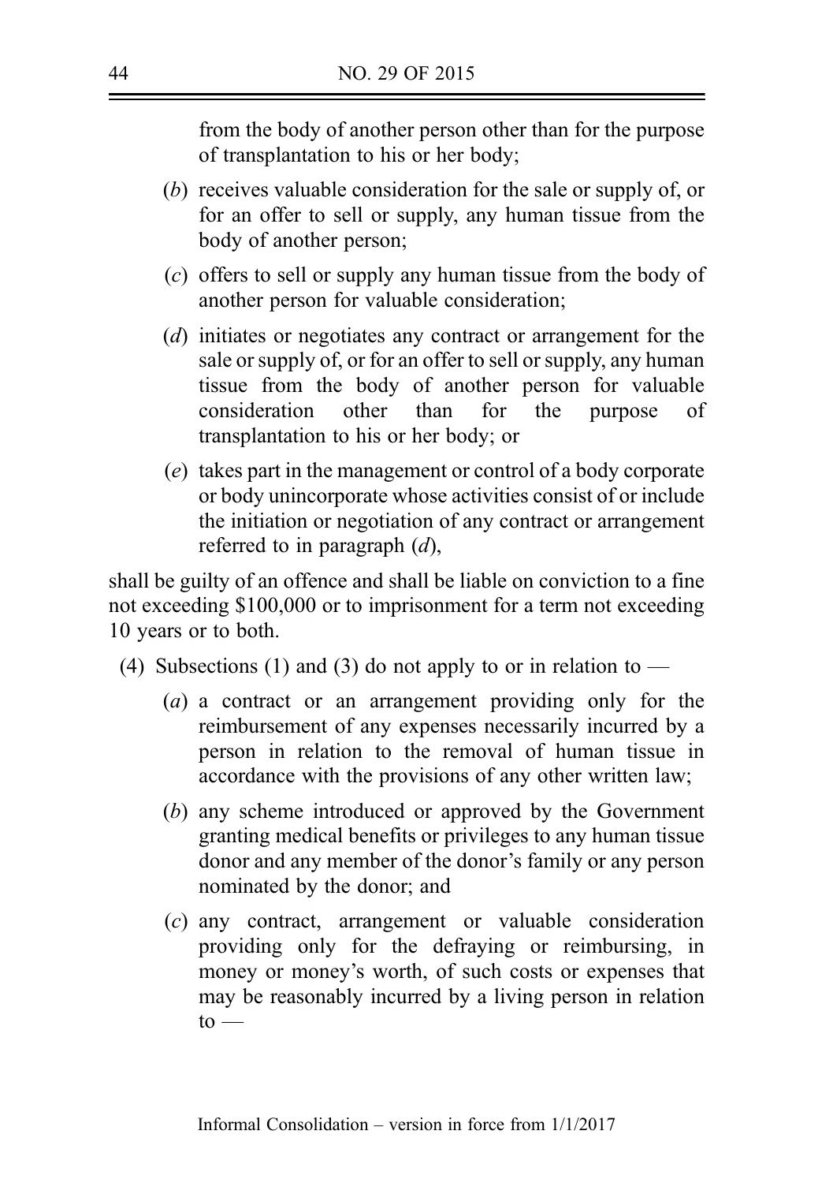from the body of another person other than for the purpose of transplantation to his or her body;

(*b*) receives valuable consideration for the sale or supply of, or for an offer to sell or supply, any human tissue from the body of another person;

(*c*) offers to sell or supply any human tissue from the body of another person for valuable consideration;

(*d*) initiates or negotiates any contract or arrangement for the sale or supply of, or for an offer to sell or supply, any human tissue from the body of another person for valuable consideration other than for the purpose of transplantation to his or her body; or

(*e*) takes part in the management or control of a body corporate or body unincorporate whose activities consist of or include the initiation or negotiation of any contract or arrangement referred to in paragraph (*d*),

shall be guilty of an offence and shall be liable on conviction to a fine not exceeding $100,000 or to imprisonment for a term not exceeding 10 years or to both.

(4) Subsections (1) and (3) do not apply to or in relation to —

(*a*) a contract or an arrangement providing only for the reimbursement of any expenses necessarily incurred by a person in relation to the removal of human tissue in accordance with the provisions of any other written law;

(*b*) any scheme introduced or approved by the Government granting medical benefits or privileges to any human tissue donor and any member of the donor's family or any person nominated by the donor; and

(*c*) any contract, arrangement or valuable consideration providing only for the defraying or reimbursing, in money or money's worth, of such costs or expenses that may be reasonably incurred by a living person in relation to —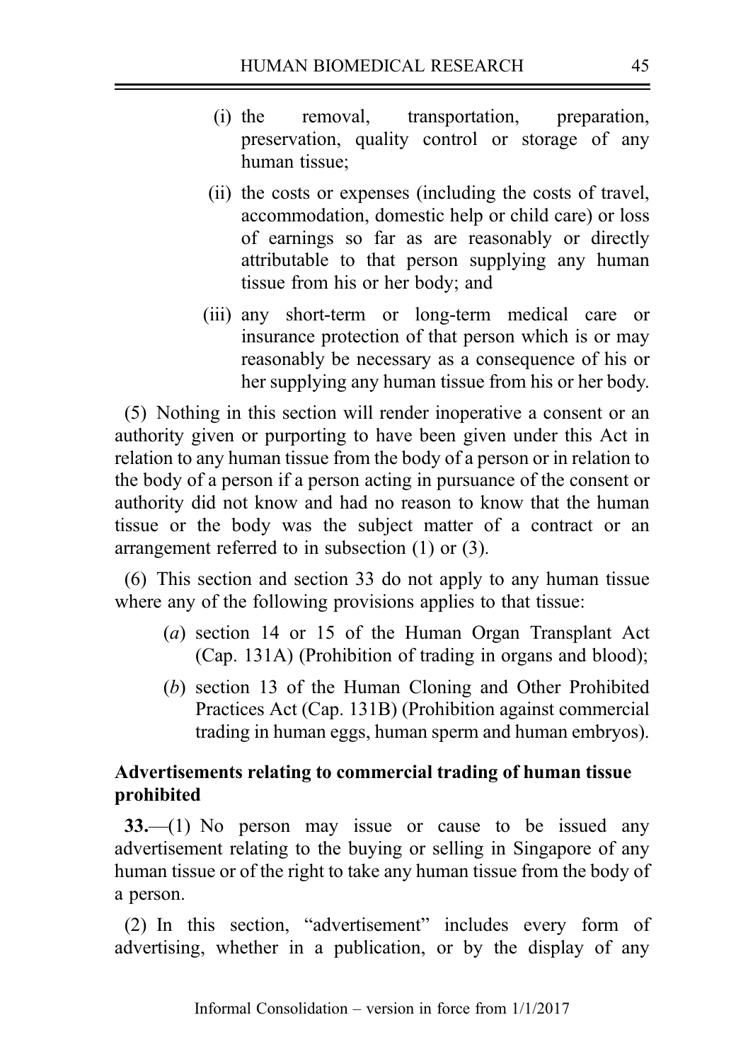(i) the removal, transportation, preparation, preservation, quality control or storage of any human tissue;

(ii) the costs or expenses (including the costs of travel, accommodation, domestic help or child care) or loss of earnings so far as are reasonably or directly attributable to that person supplying any human tissue from his or her body; and

(iii) any short-term or long-term medical care or insurance protection of that person which is or may reasonably be necessary as a consequence of his or her supplying any human tissue from his or her body.

(5) Nothing in this section will render inoperative a consent or an authority given or purporting to have been given under this Act in relation to any human tissue from the body of a person or in relation to the body of a person if a person acting in pursuance of the consent or authority did not know and had no reason to know that the human tissue or the body was the subject matter of a contract or an arrangement referred to in subsection (1) or (3).

(6) This section and section 33 do not apply to any human tissue where any of the following provisions applies to that tissue:

(*a*) section 14 or 15 of the Human Organ Transplant Act (Cap. 131A) (Prohibition of trading in organs and blood);

(*b*) section 13 of the Human Cloning and Other Prohibited Practices Act (Cap. 131B) (Prohibition against commercial trading in human eggs, human sperm and human embryos).

**Advertisements relating to commercial trading of human tissue prohibited**

**33.**—(1) No person may issue or cause to be issued any advertisement relating to the buying or selling in Singapore of any human tissue or of the right to take any human tissue from the body of a person.

(2) In this section, "advertisement" includes every form of advertising, whether in a publication, or by the display of any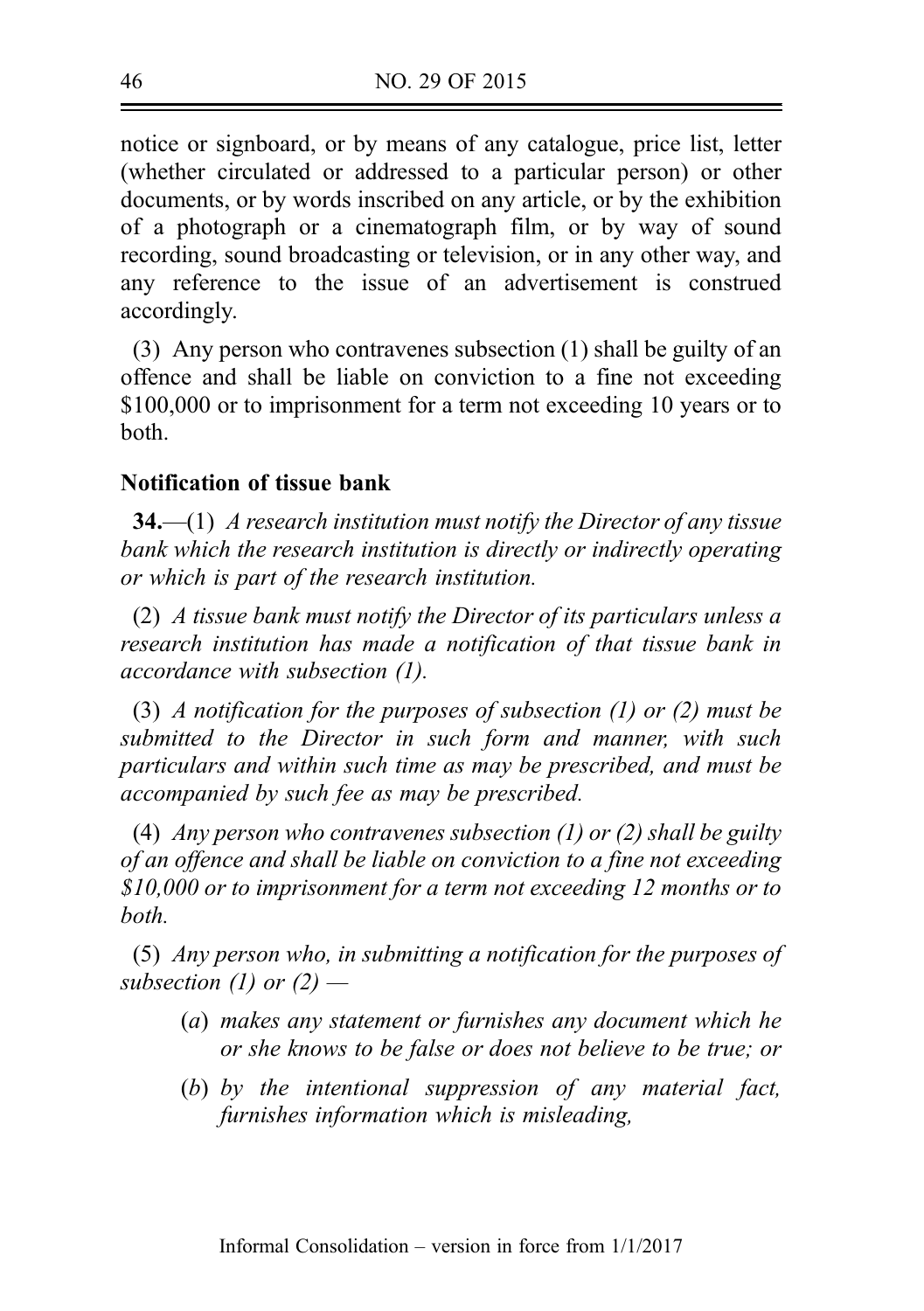notice or signboard, or by means of any catalogue, price list, letter (whether circulated or addressed to a particular person) or other documents, or by words inscribed on any article, or by the exhibition of a photograph or a cinematograph film, or by way of sound recording, sound broadcasting or television, or in any other way, and any reference to the issue of an advertisement is construed accordingly.

(3) Any person who contravenes subsection (1) shall be guilty of an offence and shall be liable on conviction to a fine not exceeding $100,000 or to imprisonment for a term not exceeding 10 years or to both.

**Notification of tissue bank**

**34.**—(1) *A research institution must notify the Director of any tissue bank which the research institution is directly or indirectly operating or which is part of the research institution.*

(2) *A tissue bank must notify the Director of its particulars unless a research institution has made a notification of that tissue bank in accordance with subsection (1).*

(3) *A notification for the purposes of subsection (1) or (2) must be submitted to the Director in such form and manner, with such particulars and within such time as may be prescribed, and must be accompanied by such fee as may be prescribed.*

(4) *Any person who contravenes subsection (1) or (2) shall be guilty of an offence and shall be liable on conviction to a fine not exceeding $10,000 or to imprisonment for a term not exceeding 12 months or to both.*

(5) *Any person who, in submitting a notification for the purposes of subsection (1) or (2) —*

- (*a*) *makes any statement or furnishes any document which he or she knows to be false or does not believe to be true; or*
- (*b*) *by the intentional suppression of any material fact, furnishes information which is misleading,*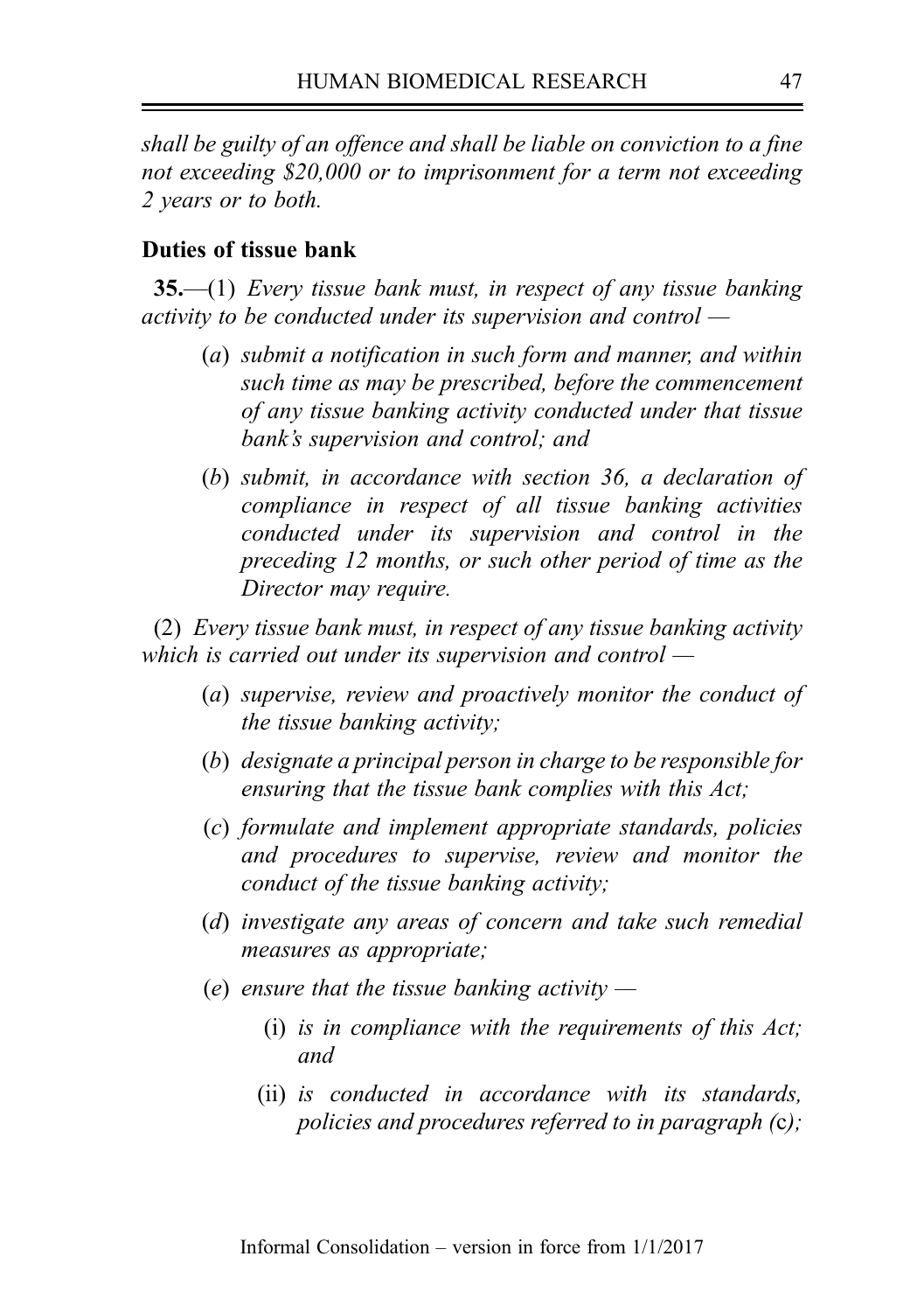*shall be guilty of an offence and shall be liable on conviction to a fine not exceeding $20,000 or to imprisonment for a term not exceeding 2 years or to both.*

**Duties of tissue bank**

**35.**—(1) *Every tissue bank must, in respect of any tissue banking activity to be conducted under its supervision and control —*

(*a*) *submit a notification in such form and manner, and within such time as may be prescribed, before the commencement of any tissue banking activity conducted under that tissue bank's supervision and control; and*

(*b*) *submit, in accordance with section 36, a declaration of compliance in respect of all tissue banking activities conducted under its supervision and control in the preceding 12 months, or such other period of time as the Director may require.*

(2) *Every tissue bank must, in respect of any tissue banking activity which is carried out under its supervision and control —*

(*a*) *supervise, review and proactively monitor the conduct of the tissue banking activity;*

(*b*) *designate a principal person in charge to be responsible for ensuring that the tissue bank complies with this Act;*

(*c*) *formulate and implement appropriate standards, policies and procedures to supervise, review and monitor the conduct of the tissue banking activity;*

(*d*) *investigate any areas of concern and take such remedial measures as appropriate;*

(*e*) *ensure that the tissue banking activity —*

(i) *is in compliance with the requirements of this Act; and*

(ii) *is conducted in accordance with its standards, policies and procedures referred to in paragraph (*c*);*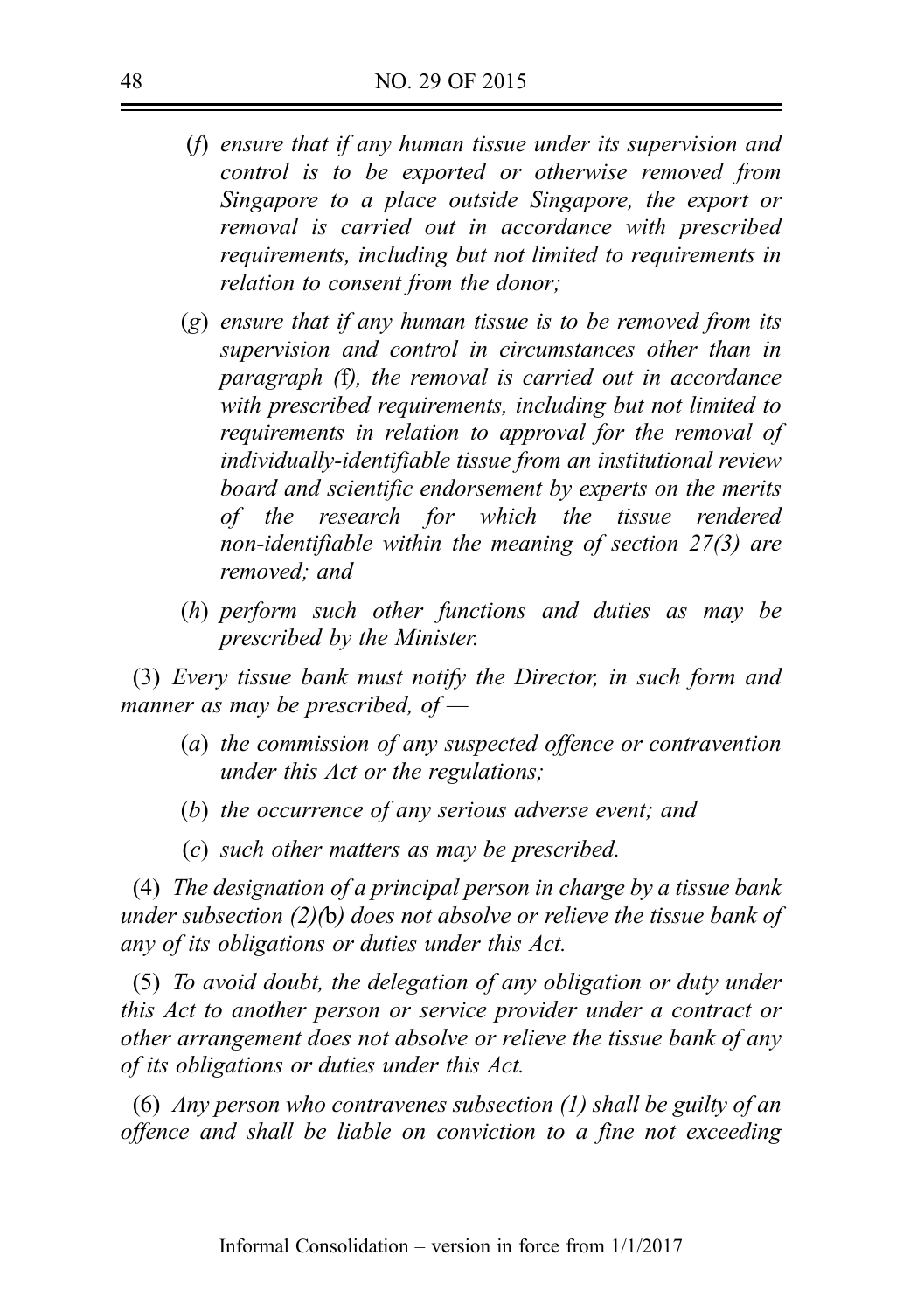(*f*) *ensure that if any human tissue under its supervision and control is to be exported or otherwise removed from Singapore to a place outside Singapore, the export or removal is carried out in accordance with prescribed requirements, including but not limited to requirements in relation to consent from the donor;*

(*g*) *ensure that if any human tissue is to be removed from its supervision and control in circumstances other than in paragraph (*f*), the removal is carried out in accordance with prescribed requirements, including but not limited to requirements in relation to approval for the removal of individually-identifiable tissue from an institutional review board and scientific endorsement by experts on the merits of the research for which the tissue rendered non-identifiable within the meaning of section 27(3) are removed; and*

(*h*) *perform such other functions and duties as may be prescribed by the Minister.*

(3) *Every tissue bank must notify the Director, in such form and manner as may be prescribed, of —*

(*a*) *the commission of any suspected offence or contravention under this Act or the regulations;*

(*b*) *the occurrence of any serious adverse event; and*

(*c*) *such other matters as may be prescribed.*

(4) *The designation of a principal person in charge by a tissue bank under subsection (2)(*b*) does not absolve or relieve the tissue bank of any of its obligations or duties under this Act.*

(5) *To avoid doubt, the delegation of any obligation or duty under this Act to another person or service provider under a contract or other arrangement does not absolve or relieve the tissue bank of any of its obligations or duties under this Act.*

(6) *Any person who contravenes subsection (1) shall be guilty of an offence and shall be liable on conviction to a fine not exceeding*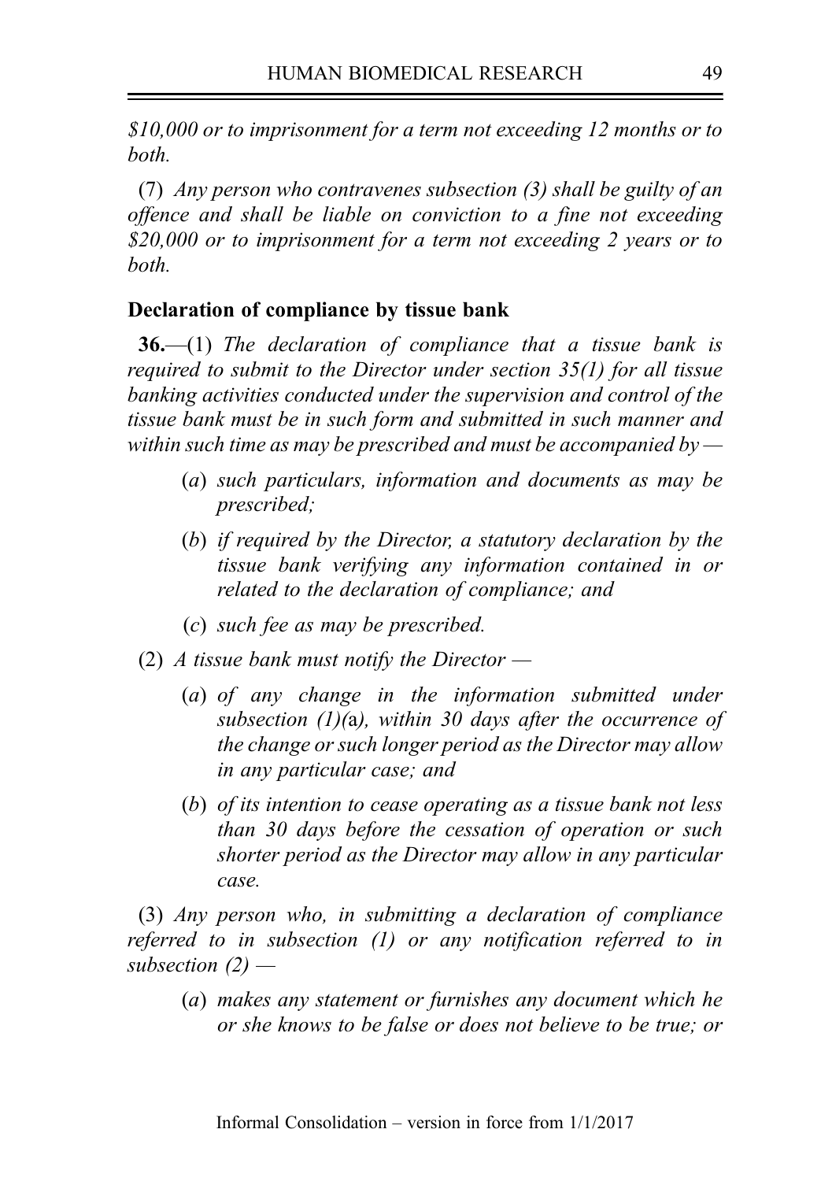*$10,000 or to imprisonment for a term not exceeding 12 months or to both.*

(7) *Any person who contravenes subsection (3) shall be guilty of an offence and shall be liable on conviction to a fine not exceeding $20,000 or to imprisonment for a term not exceeding 2 years or to both.*

**Declaration of compliance by tissue bank**

**36.**—(1) *The declaration of compliance that a tissue bank is required to submit to the Director under section 35(1) for all tissue banking activities conducted under the supervision and control of the tissue bank must be in such form and submitted in such manner and within such time as may be prescribed and must be accompanied by —*

(*a*) *such particulars, information and documents as may be prescribed;*

(*b*) *if required by the Director, a statutory declaration by the tissue bank verifying any information contained in or related to the declaration of compliance; and*

(*c*) *such fee as may be prescribed.*

(2) *A tissue bank must notify the Director —*

(*a*) *of any change in the information submitted under subsection (1)(*a*), within 30 days after the occurrence of the change or such longer period as the Director may allow in any particular case; and*

(*b*) *of its intention to cease operating as a tissue bank not less than 30 days before the cessation of operation or such shorter period as the Director may allow in any particular case.*

(3) *Any person who, in submitting a declaration of compliance referred to in subsection (1) or any notification referred to in subsection (2) —*

(*a*) *makes any statement or furnishes any document which he or she knows to be false or does not believe to be true; or*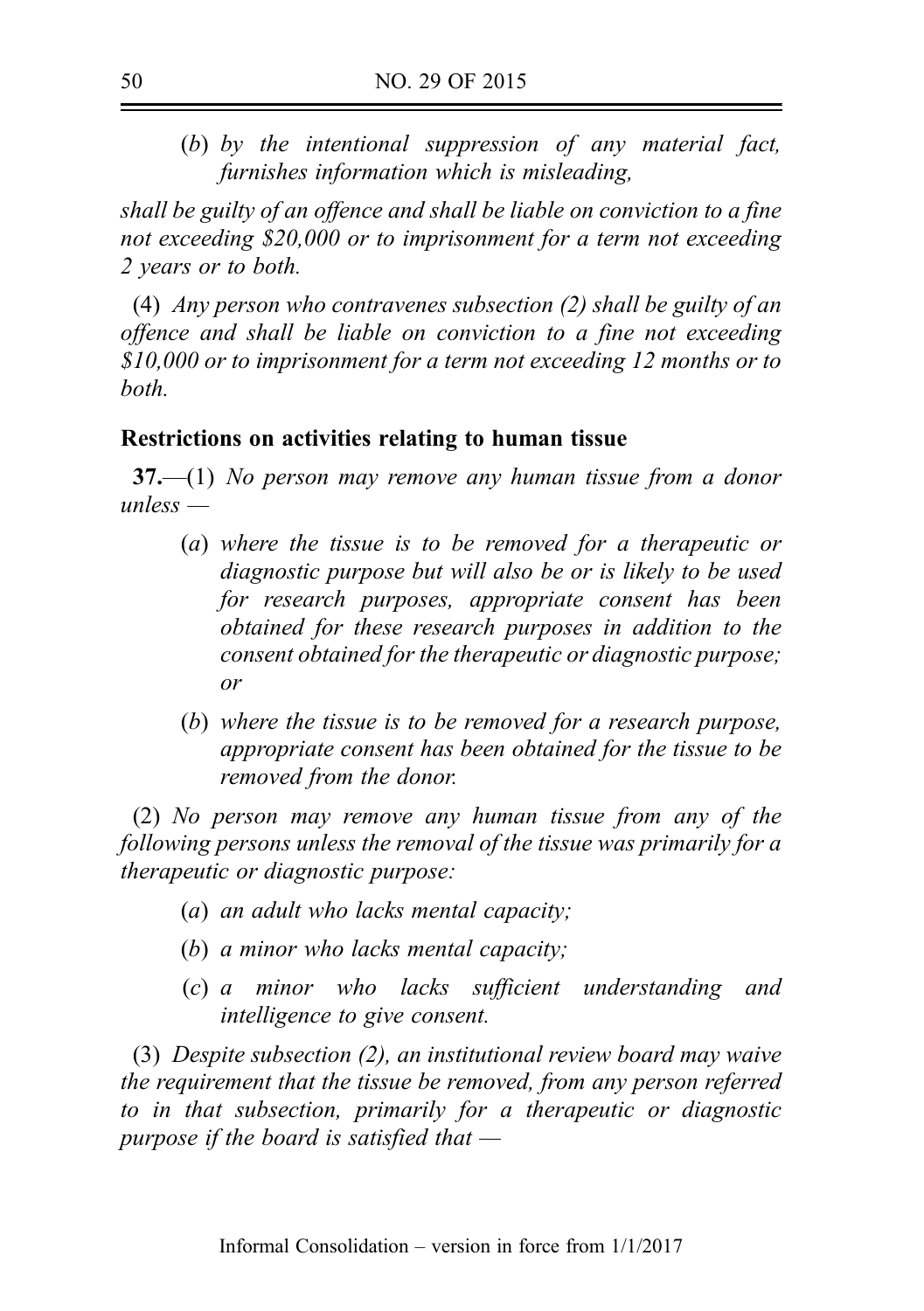(*b*) *by the intentional suppression of any material fact, furnishes information which is misleading,*

*shall be guilty of an offence and shall be liable on conviction to a fine not exceeding $20,000 or to imprisonment for a term not exceeding 2 years or to both.*

(4) *Any person who contravenes subsection (2) shall be guilty of an offence and shall be liable on conviction to a fine not exceeding $10,000 or to imprisonment for a term not exceeding 12 months or to both.*

**Restrictions on activities relating to human tissue**

**37.**—(1) *No person may remove any human tissue from a donor unless —*

(*a*) *where the tissue is to be removed for a therapeutic or diagnostic purpose but will also be or is likely to be used for research purposes, appropriate consent has been obtained for these research purposes in addition to the consent obtained for the therapeutic or diagnostic purpose; or*

(*b*) *where the tissue is to be removed for a research purpose, appropriate consent has been obtained for the tissue to be removed from the donor.*

(2) *No person may remove any human tissue from any of the following persons unless the removal of the tissue was primarily for a therapeutic or diagnostic purpose:*

(*a*) *an adult who lacks mental capacity;*

(*b*) *a minor who lacks mental capacity;*

(*c*) *a minor who lacks sufficient understanding and intelligence to give consent.*

(3) *Despite subsection (2), an institutional review board may waive the requirement that the tissue be removed, from any person referred to in that subsection, primarily for a therapeutic or diagnostic purpose if the board is satisfied that —*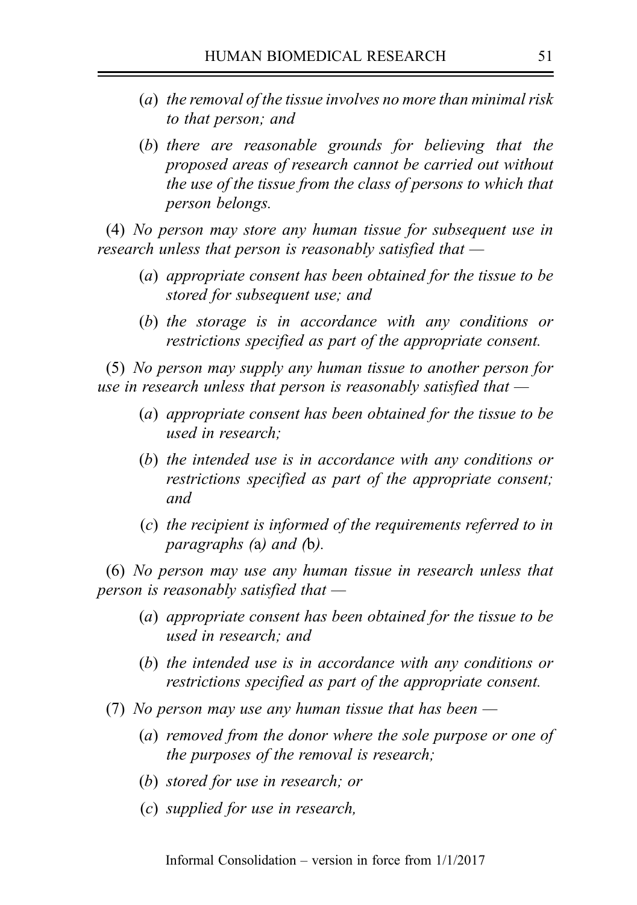(*a*) *the removal of the tissue involves no more than minimal risk to that person; and*

(*b*) *there are reasonable grounds for believing that the proposed areas of research cannot be carried out without the use of the tissue from the class of persons to which that person belongs.*

(4) *No person may store any human tissue for subsequent use in research unless that person is reasonably satisfied that —*

(*a*) *appropriate consent has been obtained for the tissue to be stored for subsequent use; and*

(*b*) *the storage is in accordance with any conditions or restrictions specified as part of the appropriate consent.*

(5) *No person may supply any human tissue to another person for use in research unless that person is reasonably satisfied that —*

(*a*) *appropriate consent has been obtained for the tissue to be used in research;*

(*b*) *the intended use is in accordance with any conditions or restrictions specified as part of the appropriate consent; and*

(*c*) *the recipient is informed of the requirements referred to in paragraphs (*a*) and (*b*).*

(6) *No person may use any human tissue in research unless that person is reasonably satisfied that —*

(*a*) *appropriate consent has been obtained for the tissue to be used in research; and*

(*b*) *the intended use is in accordance with any conditions or restrictions specified as part of the appropriate consent.*

(7) *No person may use any human tissue that has been —*

(*a*) *removed from the donor where the sole purpose or one of the purposes of the removal is research;*

(*b*) *stored for use in research; or*

(*c*) *supplied for use in research,*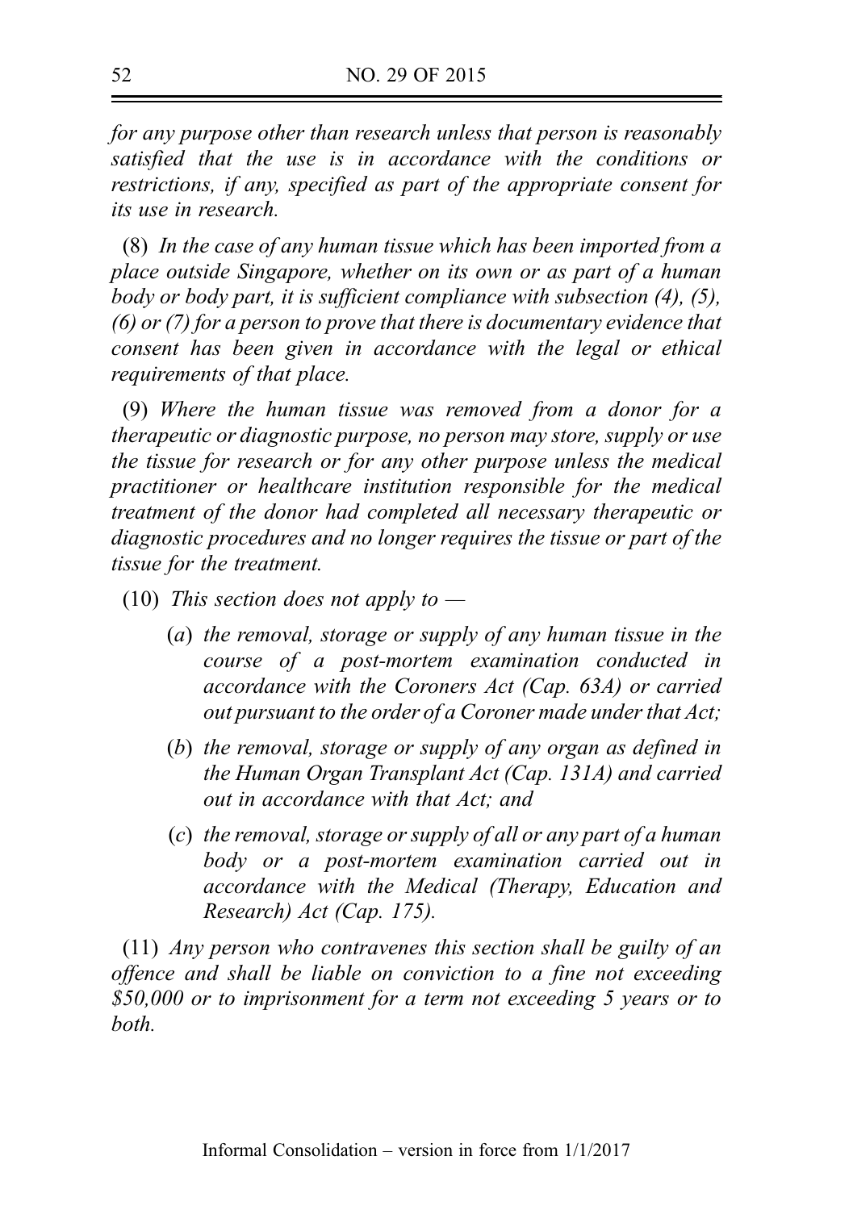*for any purpose other than research unless that person is reasonably satisfied that the use is in accordance with the conditions or restrictions, if any, specified as part of the appropriate consent for its use in research.*

(8) *In the case of any human tissue which has been imported from a place outside Singapore, whether on its own or as part of a human body or body part, it is sufficient compliance with subsection (4), (5), (6) or (7) for a person to prove that there is documentary evidence that consent has been given in accordance with the legal or ethical requirements of that place.*

(9) *Where the human tissue was removed from a donor for a therapeutic or diagnostic purpose, no person may store, supply or use the tissue for research or for any other purpose unless the medical practitioner or healthcare institution responsible for the medical treatment of the donor had completed all necessary therapeutic or diagnostic procedures and no longer requires the tissue or part of the tissue for the treatment.*

(10) *This section does not apply to —*

- (*a*) *the removal, storage or supply of any human tissue in the course of a post-mortem examination conducted in accordance with the Coroners Act (Cap. 63A) or carried out pursuant to the order of a Coroner made under that Act;*
- (*b*) *the removal, storage or supply of any organ as defined in the Human Organ Transplant Act (Cap. 131A) and carried out in accordance with that Act; and*
- (*c*) *the removal, storage or supply of all or any part of a human body or a post-mortem examination carried out in accordance with the Medical (Therapy, Education and Research) Act (Cap. 175).*

(11) *Any person who contravenes this section shall be guilty of an offence and shall be liable on conviction to a fine not exceeding $50,000 or to imprisonment for a term not exceeding 5 years or to both.*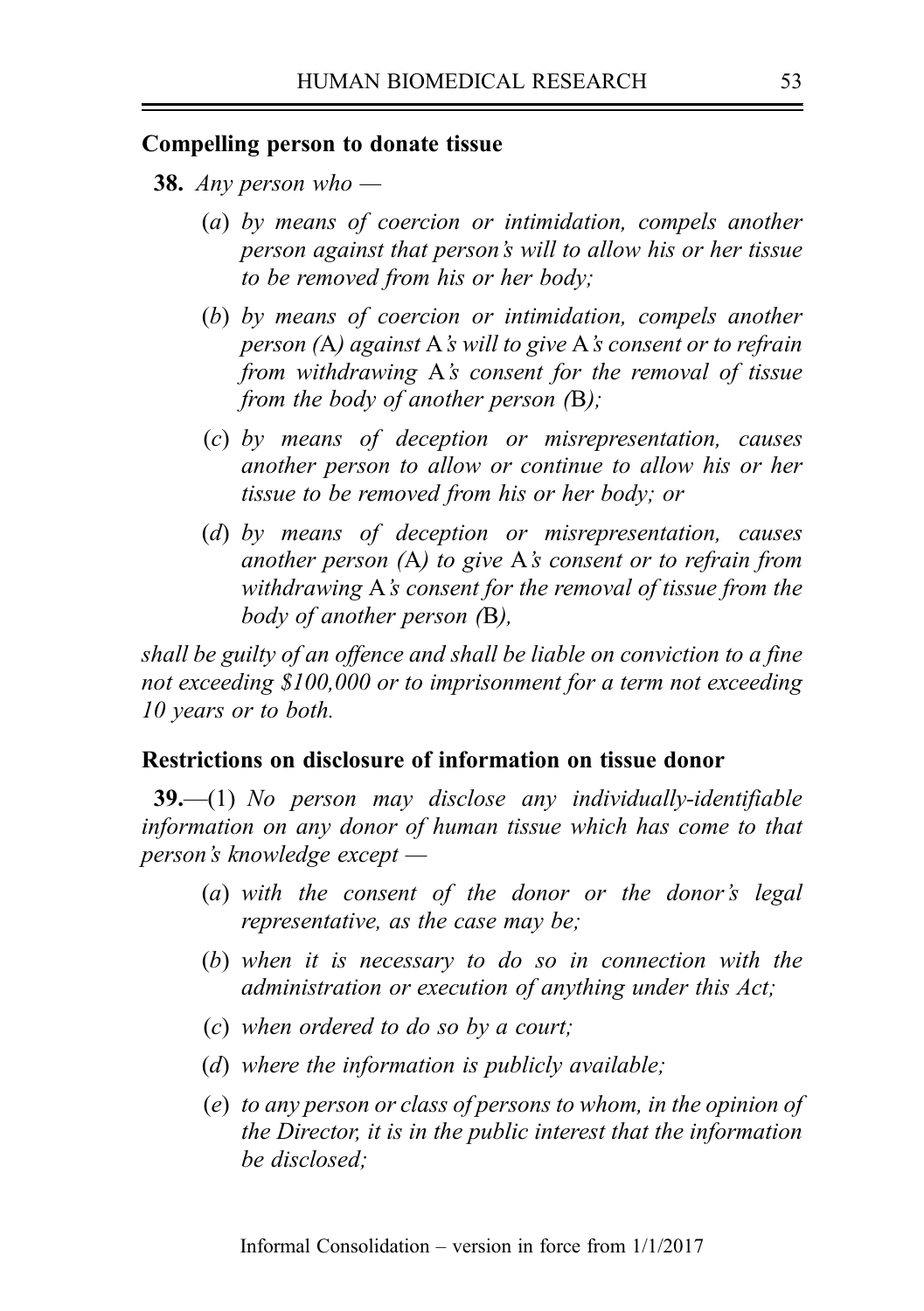**Compelling person to donate tissue**

**38.** *Any person who —*

(*a*) *by means of coercion or intimidation, compels another person against that person's will to allow his or her tissue to be removed from his or her body;*

(*b*) *by means of coercion or intimidation, compels another person (*A*) against* A*'s will to give* A*'s consent or to refrain from withdrawing* A*'s consent for the removal of tissue from the body of another person (*B*);*

(*c*) *by means of deception or misrepresentation, causes another person to allow or continue to allow his or her tissue to be removed from his or her body; or*

(*d*) *by means of deception or misrepresentation, causes another person (*A*) to give* A*'s consent or to refrain from withdrawing* A*'s consent for the removal of tissue from the body of another person (*B*),*

*shall be guilty of an offence and shall be liable on conviction to a fine not exceeding $100,000 or to imprisonment for a term not exceeding 10 years or to both.*

**Restrictions on disclosure of information on tissue donor**

**39.**—(1) *No person may disclose any individually-identifiable information on any donor of human tissue which has come to that person's knowledge except —*

(*a*) *with the consent of the donor or the donor's legal representative, as the case may be;*

(*b*) *when it is necessary to do so in connection with the administration or execution of anything under this Act;*

(*c*) *when ordered to do so by a court;*

(*d*) *where the information is publicly available;*

(*e*) *to any person or class of persons to whom, in the opinion of the Director, it is in the public interest that the information be disclosed;*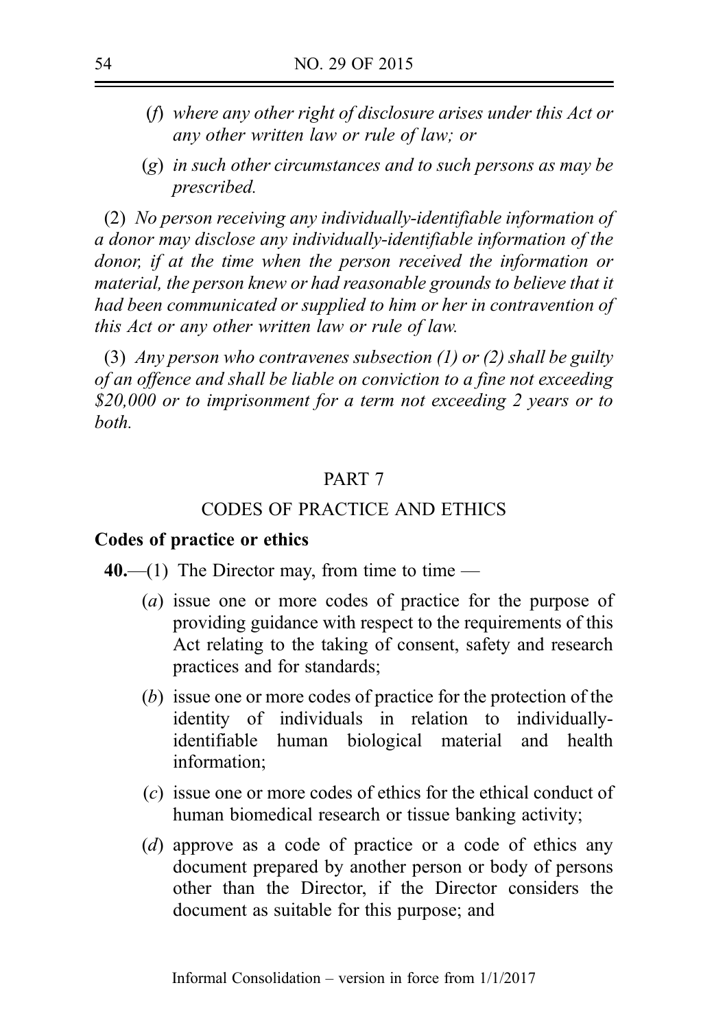(*f*) *where any other right of disclosure arises under this Act or any other written law or rule of law; or*

(*g*) *in such other circumstances and to such persons as may be prescribed.*

(2) *No person receiving any individually-identifiable information of a donor may disclose any individually-identifiable information of the donor, if at the time when the person received the information or material, the person knew or had reasonable grounds to believe that it had been communicated or supplied to him or her in contravention of this Act or any other written law or rule of law.*

(3) *Any person who contravenes subsection (1) or (2) shall be guilty of an offence and shall be liable on conviction to a fine not exceeding $20,000 or to imprisonment for a term not exceeding 2 years or to both.*

## PART 7

## CODES OF PRACTICE AND ETHICS

**Codes of practice or ethics**

**40.**—(1) The Director may, from time to time —

(*a*) issue one or more codes of practice for the purpose of providing guidance with respect to the requirements of this Act relating to the taking of consent, safety and research practices and for standards;

(*b*) issue one or more codes of practice for the protection of the identity of individuals in relation to individually-identifiable human biological material and health information;

(*c*) issue one or more codes of ethics for the ethical conduct of human biomedical research or tissue banking activity;

(*d*) approve as a code of practice or a code of ethics any document prepared by another person or body of persons other than the Director, if the Director considers the document as suitable for this purpose; and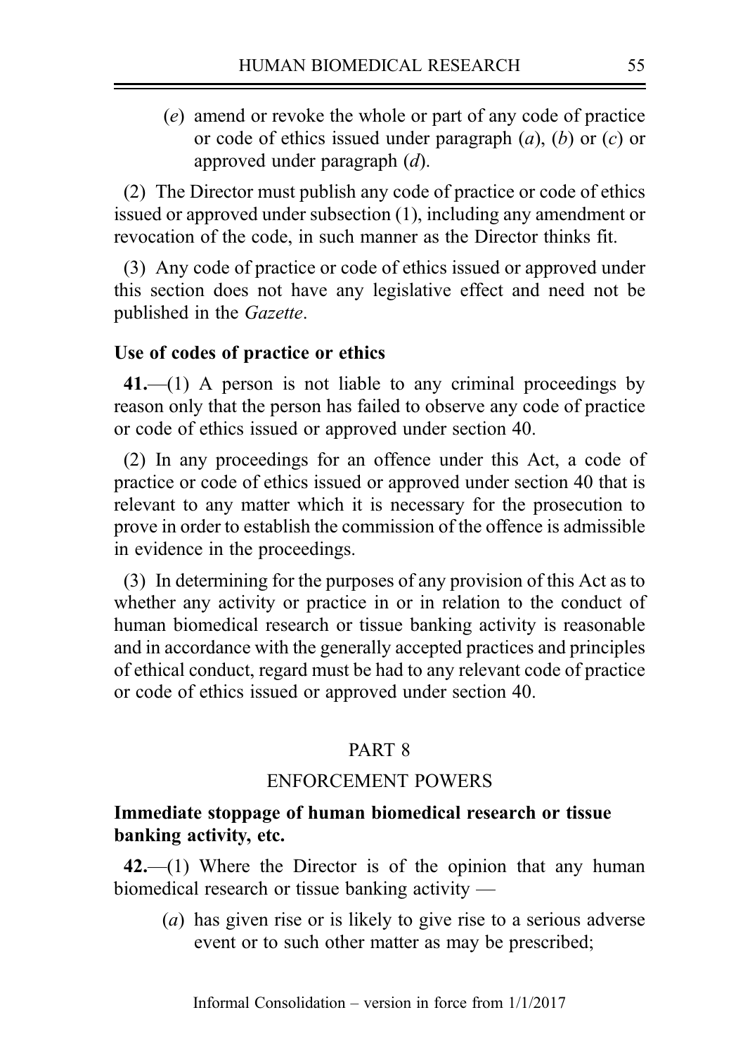(*e*) amend or revoke the whole or part of any code of practice or code of ethics issued under paragraph (*a*), (*b*) or (*c*) or approved under paragraph (*d*).

(2) The Director must publish any code of practice or code of ethics issued or approved under subsection (1), including any amendment or revocation of the code, in such manner as the Director thinks fit.

(3) Any code of practice or code of ethics issued or approved under this section does not have any legislative effect and need not be published in the *Gazette*.

**Use of codes of practice or ethics**

**41.**—(1) A person is not liable to any criminal proceedings by reason only that the person has failed to observe any code of practice or code of ethics issued or approved under section 40.

(2) In any proceedings for an offence under this Act, a code of practice or code of ethics issued or approved under section 40 that is relevant to any matter which it is necessary for the prosecution to prove in order to establish the commission of the offence is admissible in evidence in the proceedings.

(3) In determining for the purposes of any provision of this Act as to whether any activity or practice in or in relation to the conduct of human biomedical research or tissue banking activity is reasonable and in accordance with the generally accepted practices and principles of ethical conduct, regard must be had to any relevant code of practice or code of ethics issued or approved under section 40.

## PART 8

## ENFORCEMENT POWERS

**Immediate stoppage of human biomedical research or tissue banking activity, etc.**

**42.**—(1) Where the Director is of the opinion that any human biomedical research or tissue banking activity —

(*a*) has given rise or is likely to give rise to a serious adverse event or to such other matter as may be prescribed;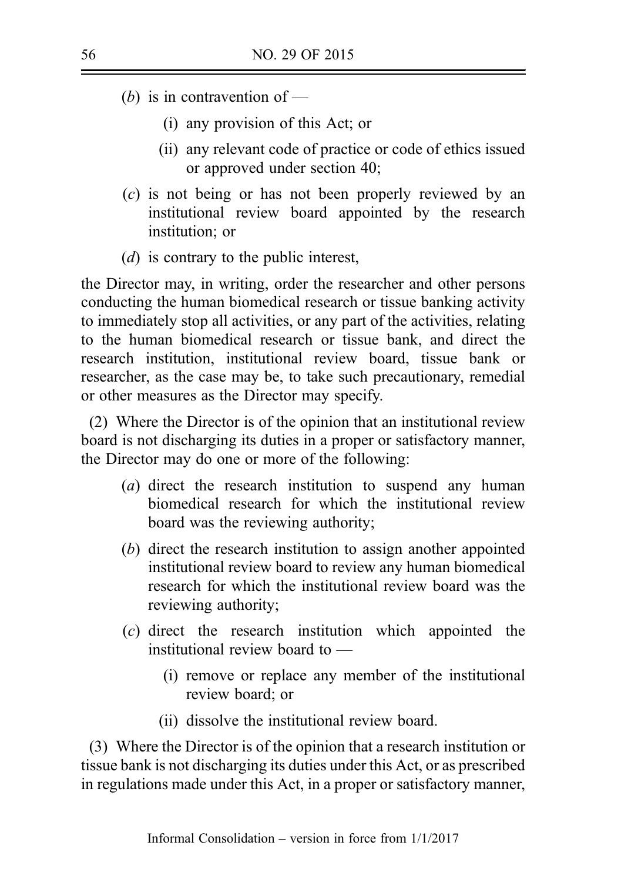(*b*) is in contravention of —

(i) any provision of this Act; or

(ii) any relevant code of practice or code of ethics issued or approved under section 40;

(*c*) is not being or has not been properly reviewed by an institutional review board appointed by the research institution; or

(*d*) is contrary to the public interest,

the Director may, in writing, order the researcher and other persons conducting the human biomedical research or tissue banking activity to immediately stop all activities, or any part of the activities, relating to the human biomedical research or tissue bank, and direct the research institution, institutional review board, tissue bank or researcher, as the case may be, to take such precautionary, remedial or other measures as the Director may specify.

(2) Where the Director is of the opinion that an institutional review board is not discharging its duties in a proper or satisfactory manner, the Director may do one or more of the following:

(*a*) direct the research institution to suspend any human biomedical research for which the institutional review board was the reviewing authority;

(*b*) direct the research institution to assign another appointed institutional review board to review any human biomedical research for which the institutional review board was the reviewing authority;

(*c*) direct the research institution which appointed the institutional review board to —

(i) remove or replace any member of the institutional review board; or

(ii) dissolve the institutional review board.

(3) Where the Director is of the opinion that a research institution or tissue bank is not discharging its duties under this Act, or as prescribed in regulations made under this Act, in a proper or satisfactory manner,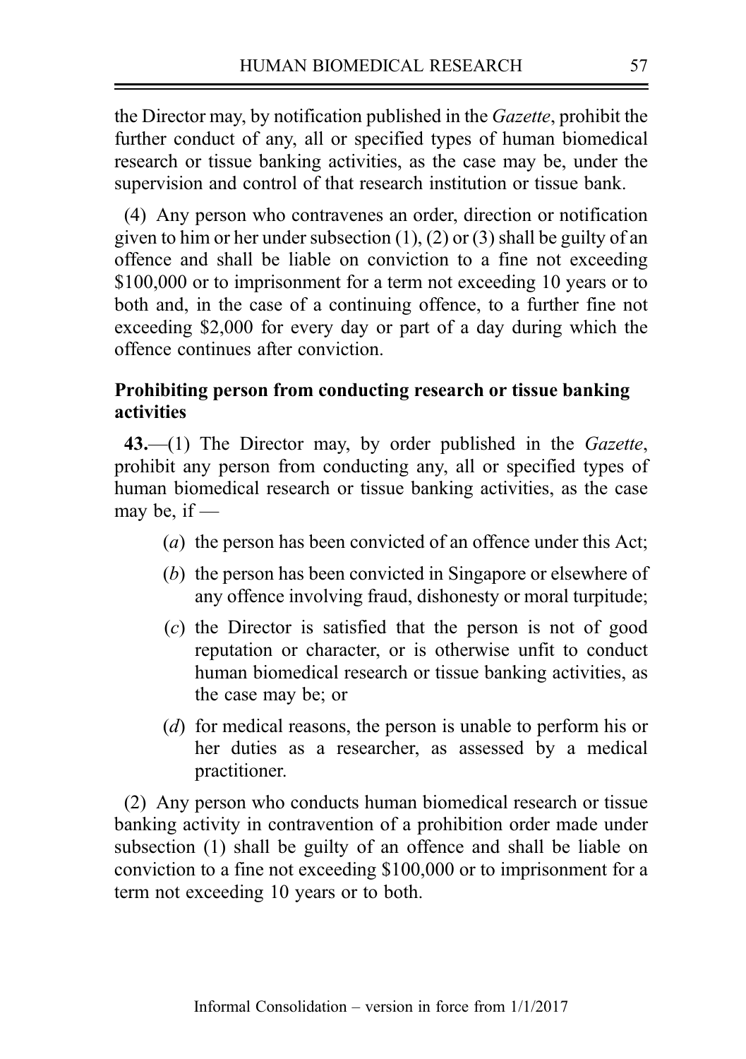the Director may, by notification published in the *Gazette*, prohibit the further conduct of any, all or specified types of human biomedical research or tissue banking activities, as the case may be, under the supervision and control of that research institution or tissue bank.

(4) Any person who contravenes an order, direction or notification given to him or her under subsection (1), (2) or (3) shall be guilty of an offence and shall be liable on conviction to a fine not exceeding $100,000 or to imprisonment for a term not exceeding 10 years or to both and, in the case of a continuing offence, to a further fine not exceeding $2,000 for every day or part of a day during which the offence continues after conviction.

**Prohibiting person from conducting research or tissue banking activities**

**43.**—(1) The Director may, by order published in the *Gazette*, prohibit any person from conducting any, all or specified types of human biomedical research or tissue banking activities, as the case may be, if —

(*a*) the person has been convicted of an offence under this Act;

(*b*) the person has been convicted in Singapore or elsewhere of any offence involving fraud, dishonesty or moral turpitude;

(*c*) the Director is satisfied that the person is not of good reputation or character, or is otherwise unfit to conduct human biomedical research or tissue banking activities, as the case may be; or

(*d*) for medical reasons, the person is unable to perform his or her duties as a researcher, as assessed by a medical practitioner.

(2) Any person who conducts human biomedical research or tissue banking activity in contravention of a prohibition order made under subsection (1) shall be guilty of an offence and shall be liable on conviction to a fine not exceeding $100,000 or to imprisonment for a term not exceeding 10 years or to both.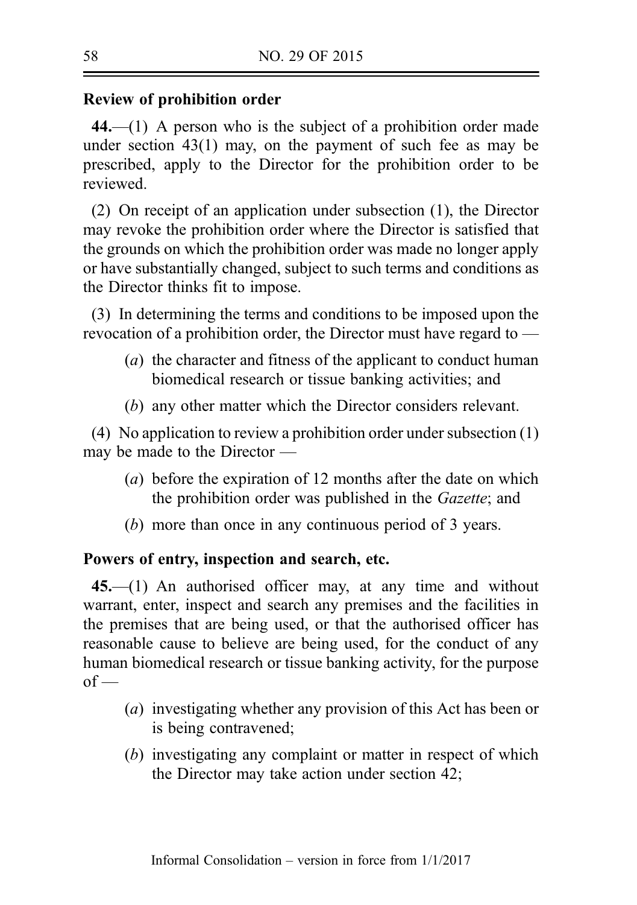**Review of prohibition order**

**44.**—(1) A person who is the subject of a prohibition order made under section 43(1) may, on the payment of such fee as may be prescribed, apply to the Director for the prohibition order to be reviewed.

(2) On receipt of an application under subsection (1), the Director may revoke the prohibition order where the Director is satisfied that the grounds on which the prohibition order was made no longer apply or have substantially changed, subject to such terms and conditions as the Director thinks fit to impose.

(3) In determining the terms and conditions to be imposed upon the revocation of a prohibition order, the Director must have regard to —

- (*a*) the character and fitness of the applicant to conduct human biomedical research or tissue banking activities; and
- (*b*) any other matter which the Director considers relevant.

(4) No application to review a prohibition order under subsection (1) may be made to the Director —

- (*a*) before the expiration of 12 months after the date on which the prohibition order was published in the *Gazette*; and
- (*b*) more than once in any continuous period of 3 years.

**Powers of entry, inspection and search, etc.**

**45.**—(1) An authorised officer may, at any time and without warrant, enter, inspect and search any premises and the facilities in the premises that are being used, or that the authorised officer has reasonable cause to believe are being used, for the conduct of any human biomedical research or tissue banking activity, for the purpose of —

- (*a*) investigating whether any provision of this Act has been or is being contravened;
- (*b*) investigating any complaint or matter in respect of which the Director may take action under section 42;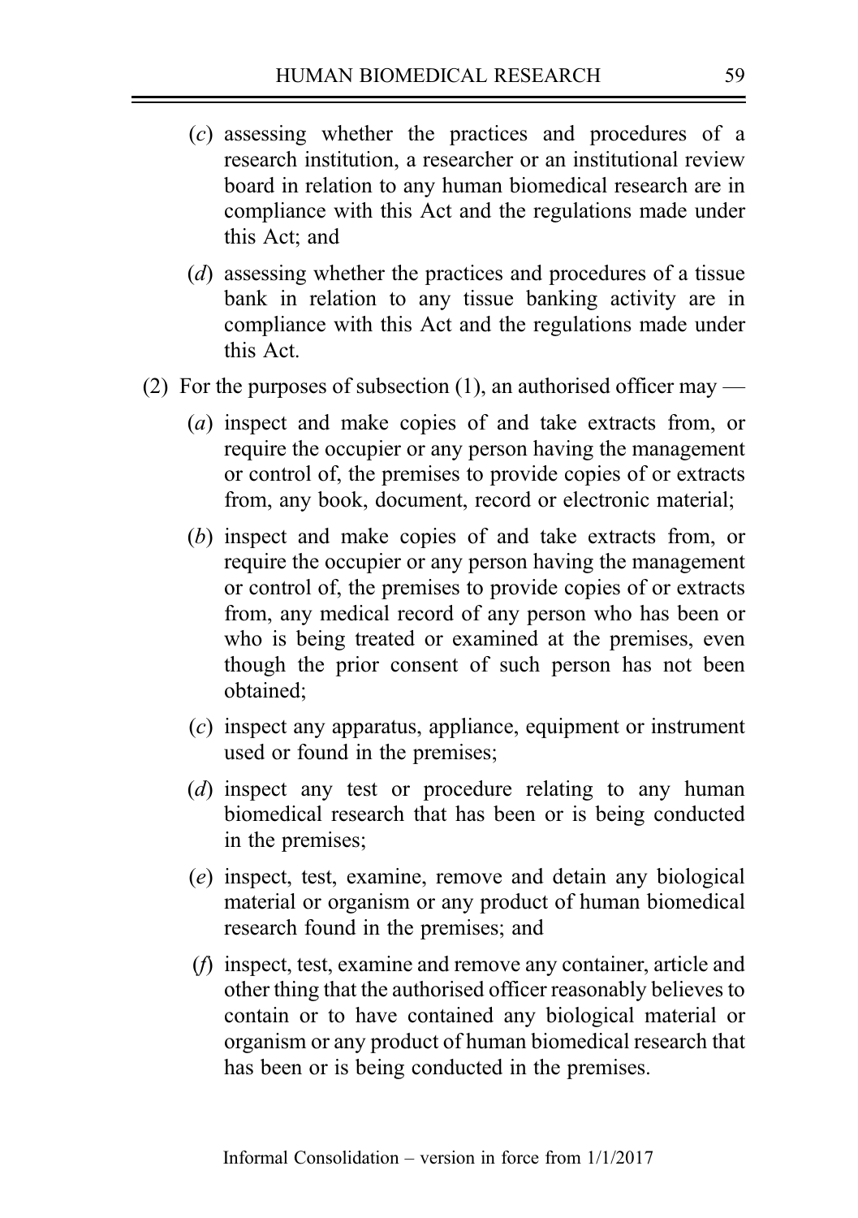(*c*) assessing whether the practices and procedures of a research institution, a researcher or an institutional review board in relation to any human biomedical research are in compliance with this Act and the regulations made under this Act; and

(*d*) assessing whether the practices and procedures of a tissue bank in relation to any tissue banking activity are in compliance with this Act and the regulations made under this Act.

(2) For the purposes of subsection (1), an authorised officer may —

(*a*) inspect and make copies of and take extracts from, or require the occupier or any person having the management or control of, the premises to provide copies of or extracts from, any book, document, record or electronic material;

(*b*) inspect and make copies of and take extracts from, or require the occupier or any person having the management or control of, the premises to provide copies of or extracts from, any medical record of any person who has been or who is being treated or examined at the premises, even though the prior consent of such person has not been obtained;

(*c*) inspect any apparatus, appliance, equipment or instrument used or found in the premises;

(*d*) inspect any test or procedure relating to any human biomedical research that has been or is being conducted in the premises;

(*e*) inspect, test, examine, remove and detain any biological material or organism or any product of human biomedical research found in the premises; and

(*f*) inspect, test, examine and remove any container, article and other thing that the authorised officer reasonably believes to contain or to have contained any biological material or organism or any product of human biomedical research that has been or is being conducted in the premises.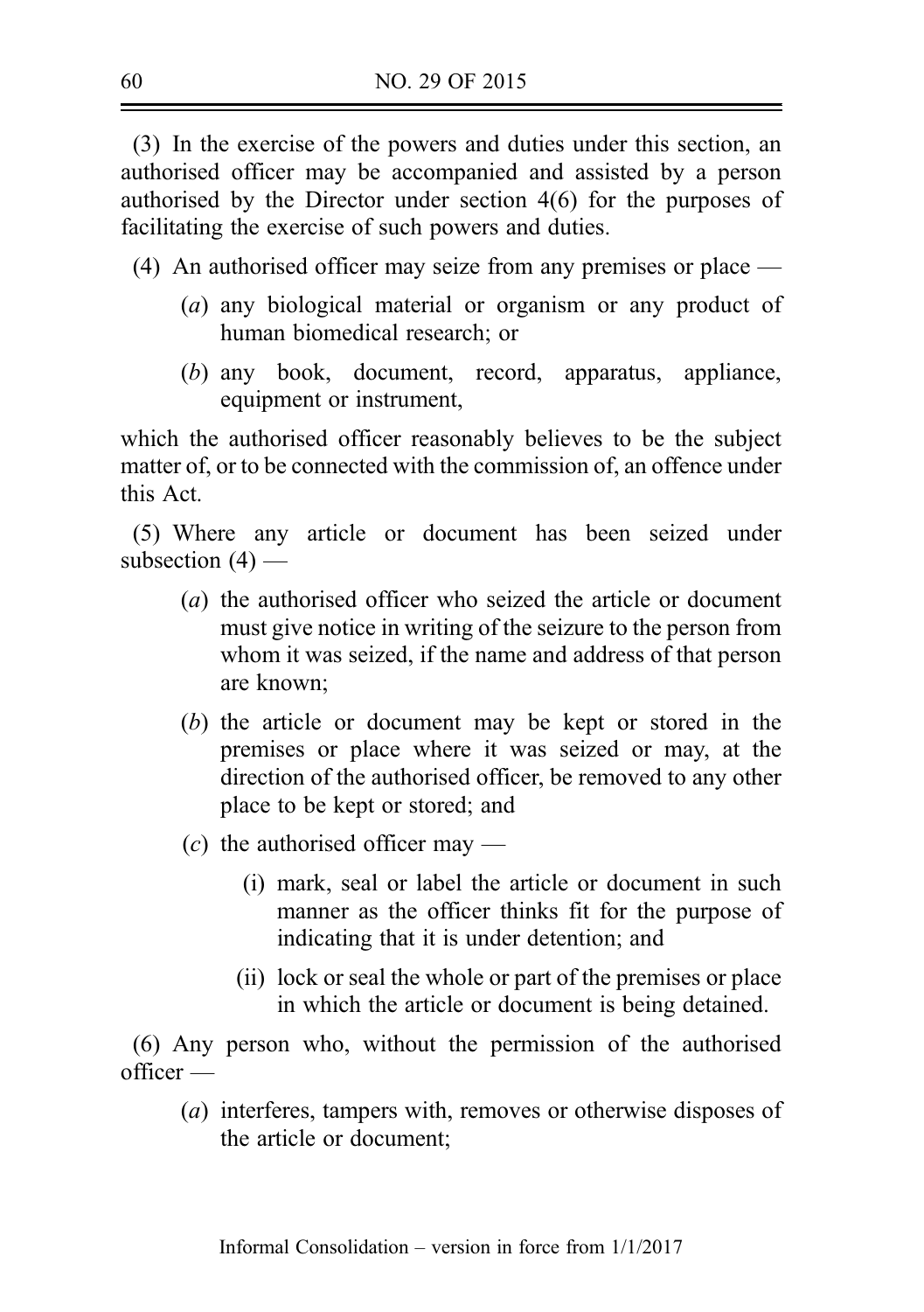(3) In the exercise of the powers and duties under this section, an authorised officer may be accompanied and assisted by a person authorised by the Director under section 4(6) for the purposes of facilitating the exercise of such powers and duties.

(4) An authorised officer may seize from any premises or place —

- (*a*) any biological material or organism or any product of human biomedical research; or
- (*b*) any book, document, record, apparatus, appliance, equipment or instrument,

which the authorised officer reasonably believes to be the subject matter of, or to be connected with the commission of, an offence under this Act.

(5) Where any article or document has been seized under subsection (4) —

- (*a*) the authorised officer who seized the article or document must give notice in writing of the seizure to the person from whom it was seized, if the name and address of that person are known;
- (*b*) the article or document may be kept or stored in the premises or place where it was seized or may, at the direction of the authorised officer, be removed to any other place to be kept or stored; and
- (*c*) the authorised officer may —
  - (i) mark, seal or label the article or document in such manner as the officer thinks fit for the purpose of indicating that it is under detention; and
  - (ii) lock or seal the whole or part of the premises or place in which the article or document is being detained.

(6) Any person who, without the permission of the authorised officer —

- (*a*) interferes, tampers with, removes or otherwise disposes of the article or document;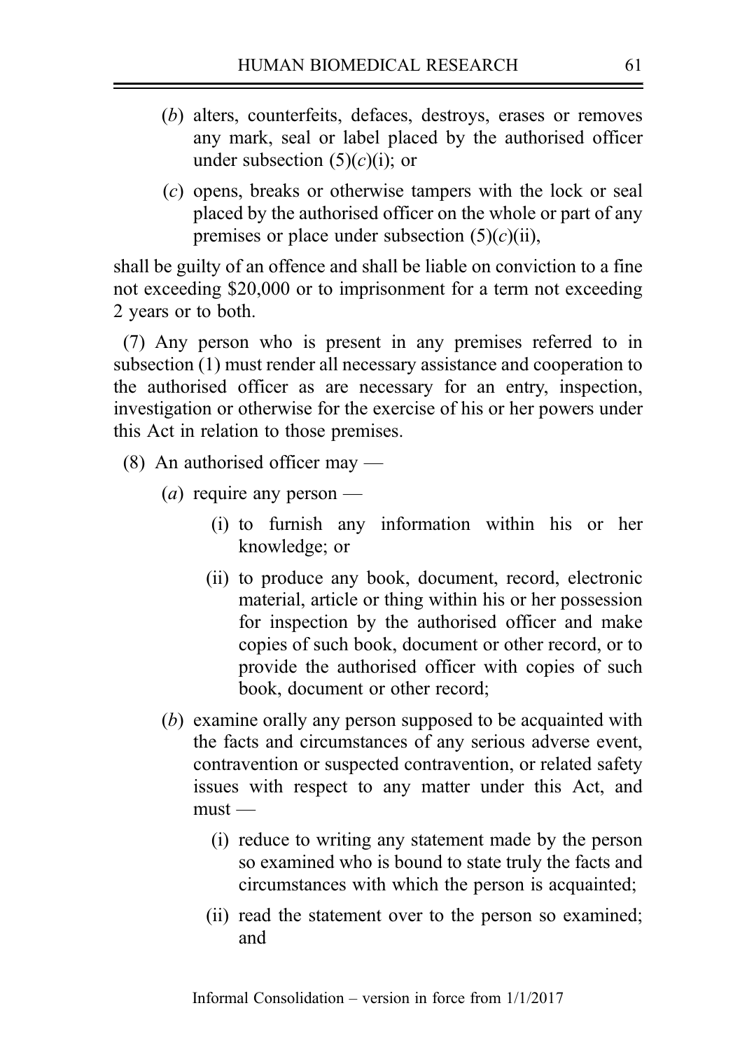(*b*) alters, counterfeits, defaces, destroys, erases or removes any mark, seal or label placed by the authorised officer under subsection (5)(*c*)(i); or

(*c*) opens, breaks or otherwise tampers with the lock or seal placed by the authorised officer on the whole or part of any premises or place under subsection (5)(*c*)(ii),

shall be guilty of an offence and shall be liable on conviction to a fine not exceeding $20,000 or to imprisonment for a term not exceeding 2 years or to both.

(7) Any person who is present in any premises referred to in subsection (1) must render all necessary assistance and cooperation to the authorised officer as are necessary for an entry, inspection, investigation or otherwise for the exercise of his or her powers under this Act in relation to those premises.

(8) An authorised officer may —

(*a*) require any person —

(i) to furnish any information within his or her knowledge; or

(ii) to produce any book, document, record, electronic material, article or thing within his or her possession for inspection by the authorised officer and make copies of such book, document or other record, or to provide the authorised officer with copies of such book, document or other record;

(*b*) examine orally any person supposed to be acquainted with the facts and circumstances of any serious adverse event, contravention or suspected contravention, or related safety issues with respect to any matter under this Act, and must —

(i) reduce to writing any statement made by the person so examined who is bound to state truly the facts and circumstances with which the person is acquainted;

(ii) read the statement over to the person so examined; and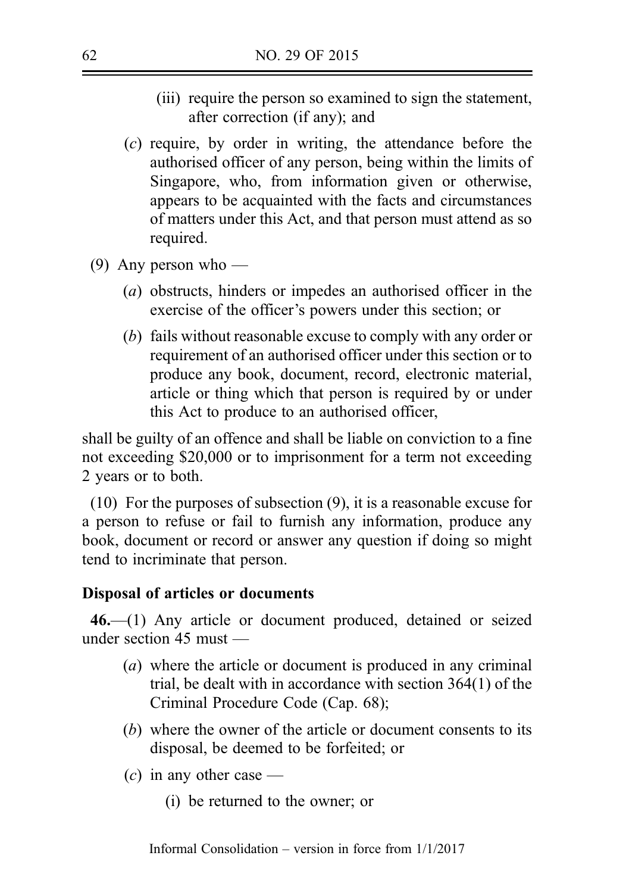(iii) require the person so examined to sign the statement, after correction (if any); and

(*c*) require, by order in writing, the attendance before the authorised officer of any person, being within the limits of Singapore, who, from information given or otherwise, appears to be acquainted with the facts and circumstances of matters under this Act, and that person must attend as so required.

(9) Any person who —

(*a*) obstructs, hinders or impedes an authorised officer in the exercise of the officer's powers under this section; or

(*b*) fails without reasonable excuse to comply with any order or requirement of an authorised officer under this section or to produce any book, document, record, electronic material, article or thing which that person is required by or under this Act to produce to an authorised officer,

shall be guilty of an offence and shall be liable on conviction to a fine not exceeding $20,000 or to imprisonment for a term not exceeding 2 years or to both.

(10) For the purposes of subsection (9), it is a reasonable excuse for a person to refuse or fail to furnish any information, produce any book, document or record or answer any question if doing so might tend to incriminate that person.

**Disposal of articles or documents**

**46.**—(1) Any article or document produced, detained or seized under section 45 must —

(*a*) where the article or document is produced in any criminal trial, be dealt with in accordance with section 364(1) of the Criminal Procedure Code (Cap. 68);

(*b*) where the owner of the article or document consents to its disposal, be deemed to be forfeited; or

(*c*) in any other case —

(i) be returned to the owner; or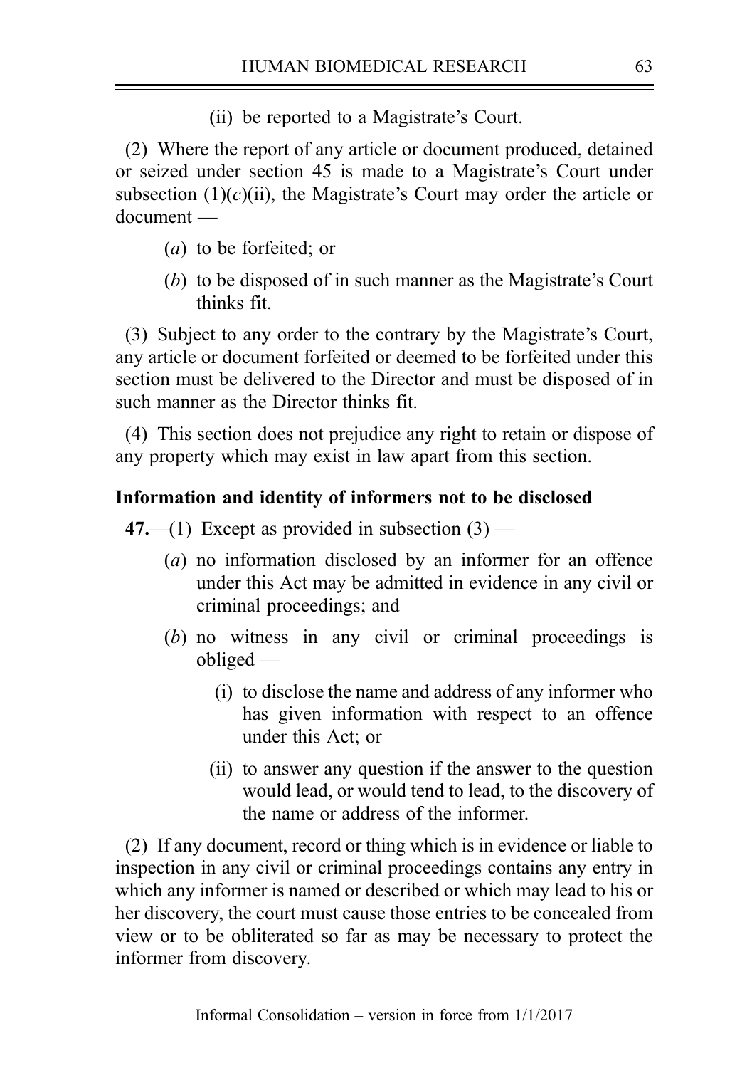(ii) be reported to a Magistrate's Court.

(2) Where the report of any article or document produced, detained or seized under section 45 is made to a Magistrate's Court under subsection (1)(*c*)(ii), the Magistrate's Court may order the article or document —

(*a*) to be forfeited; or

(*b*) to be disposed of in such manner as the Magistrate's Court thinks fit.

(3) Subject to any order to the contrary by the Magistrate's Court, any article or document forfeited or deemed to be forfeited under this section must be delivered to the Director and must be disposed of in such manner as the Director thinks fit.

(4) This section does not prejudice any right to retain or dispose of any property which may exist in law apart from this section.

**Information and identity of informers not to be disclosed**

**47.**—(1) Except as provided in subsection (3) —

(*a*) no information disclosed by an informer for an offence under this Act may be admitted in evidence in any civil or criminal proceedings; and

(*b*) no witness in any civil or criminal proceedings is obliged —

(i) to disclose the name and address of any informer who has given information with respect to an offence under this Act; or

(ii) to answer any question if the answer to the question would lead, or would tend to lead, to the discovery of the name or address of the informer.

(2) If any document, record or thing which is in evidence or liable to inspection in any civil or criminal proceedings contains any entry in which any informer is named or described or which may lead to his or her discovery, the court must cause those entries to be concealed from view or to be obliterated so far as may be necessary to protect the informer from discovery.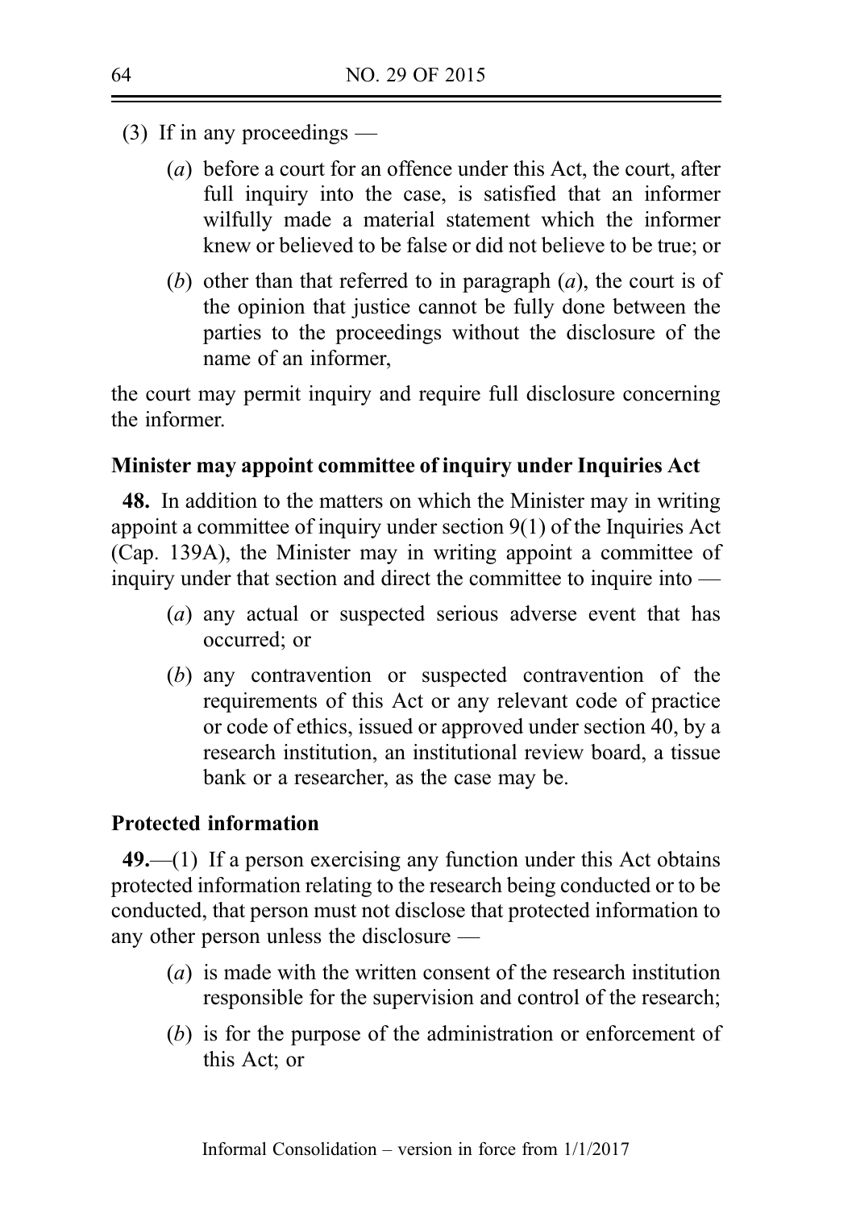(3) If in any proceedings —

(*a*) before a court for an offence under this Act, the court, after full inquiry into the case, is satisfied that an informer wilfully made a material statement which the informer knew or believed to be false or did not believe to be true; or

(*b*) other than that referred to in paragraph (*a*), the court is of the opinion that justice cannot be fully done between the parties to the proceedings without the disclosure of the name of an informer,

the court may permit inquiry and require full disclosure concerning the informer.

**Minister may appoint committee of inquiry under Inquiries Act**

**48.** In addition to the matters on which the Minister may in writing appoint a committee of inquiry under section 9(1) of the Inquiries Act (Cap. 139A), the Minister may in writing appoint a committee of inquiry under that section and direct the committee to inquire into —

(*a*) any actual or suspected serious adverse event that has occurred; or

(*b*) any contravention or suspected contravention of the requirements of this Act or any relevant code of practice or code of ethics, issued or approved under section 40, by a research institution, an institutional review board, a tissue bank or a researcher, as the case may be.

**Protected information**

**49.**—(1) If a person exercising any function under this Act obtains protected information relating to the research being conducted or to be conducted, that person must not disclose that protected information to any other person unless the disclosure —

(*a*) is made with the written consent of the research institution responsible for the supervision and control of the research;

(*b*) is for the purpose of the administration or enforcement of this Act; or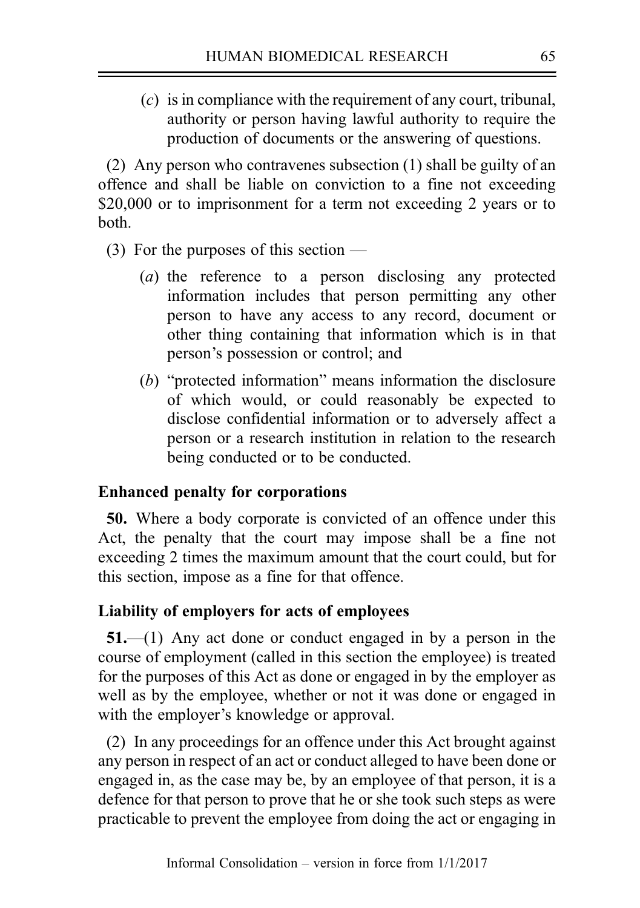(*c*) is in compliance with the requirement of any court, tribunal, authority or person having lawful authority to require the production of documents or the answering of questions.

(2) Any person who contravenes subsection (1) shall be guilty of an offence and shall be liable on conviction to a fine not exceeding $20,000 or to imprisonment for a term not exceeding 2 years or to both.

(3) For the purposes of this section —

(*a*) the reference to a person disclosing any protected information includes that person permitting any other person to have any access to any record, document or other thing containing that information which is in that person's possession or control; and

(*b*) "protected information" means information the disclosure of which would, or could reasonably be expected to disclose confidential information or to adversely affect a person or a research institution in relation to the research being conducted or to be conducted.

### Enhanced penalty for corporations

**50.** Where a body corporate is convicted of an offence under this Act, the penalty that the court may impose shall be a fine not exceeding 2 times the maximum amount that the court could, but for this section, impose as a fine for that offence.

### Liability of employers for acts of employees

**51.**—(1) Any act done or conduct engaged in by a person in the course of employment (called in this section the employee) is treated for the purposes of this Act as done or engaged in by the employer as well as by the employee, whether or not it was done or engaged in with the employer's knowledge or approval.

(2) In any proceedings for an offence under this Act brought against any person in respect of an act or conduct alleged to have been done or engaged in, as the case may be, by an employee of that person, it is a defence for that person to prove that he or she took such steps as were practicable to prevent the employee from doing the act or engaging in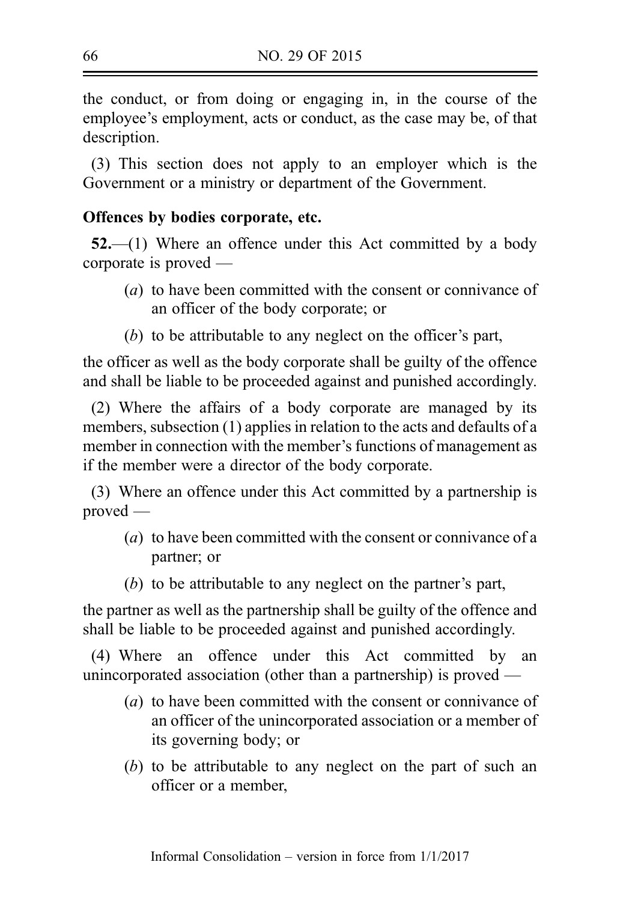the conduct, or from doing or engaging in, in the course of the employee's employment, acts or conduct, as the case may be, of that description.

(3) This section does not apply to an employer which is the Government or a ministry or department of the Government.

**Offences by bodies corporate, etc.**

**52.**—(1) Where an offence under this Act committed by a body corporate is proved —

(*a*) to have been committed with the consent or connivance of an officer of the body corporate; or

(*b*) to be attributable to any neglect on the officer's part,

the officer as well as the body corporate shall be guilty of the offence and shall be liable to be proceeded against and punished accordingly.

(2) Where the affairs of a body corporate are managed by its members, subsection (1) applies in relation to the acts and defaults of a member in connection with the member's functions of management as if the member were a director of the body corporate.

(3) Where an offence under this Act committed by a partnership is proved —

(*a*) to have been committed with the consent or connivance of a partner; or

(*b*) to be attributable to any neglect on the partner's part,

the partner as well as the partnership shall be guilty of the offence and shall be liable to be proceeded against and punished accordingly.

(4) Where an offence under this Act committed by an unincorporated association (other than a partnership) is proved —

(*a*) to have been committed with the consent or connivance of an officer of the unincorporated association or a member of its governing body; or

(*b*) to be attributable to any neglect on the part of such an officer or a member,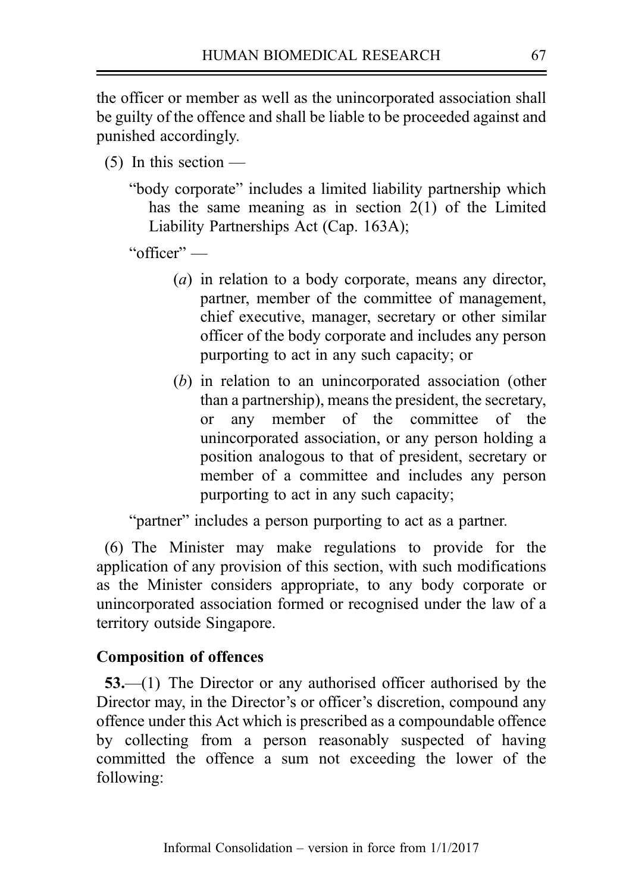the officer or member as well as the unincorporated association shall be guilty of the offence and shall be liable to be proceeded against and punished accordingly.

(5) In this section —

"body corporate" includes a limited liability partnership which has the same meaning as in section 2(1) of the Limited Liability Partnerships Act (Cap. 163A);

"officer" —

(*a*) in relation to a body corporate, means any director, partner, member of the committee of management, chief executive, manager, secretary or other similar officer of the body corporate and includes any person purporting to act in any such capacity; or

(*b*) in relation to an unincorporated association (other than a partnership), means the president, the secretary, or any member of the committee of the unincorporated association, or any person holding a position analogous to that of president, secretary or member of a committee and includes any person purporting to act in any such capacity;

"partner" includes a person purporting to act as a partner.

(6) The Minister may make regulations to provide for the application of any provision of this section, with such modifications as the Minister considers appropriate, to any body corporate or unincorporated association formed or recognised under the law of a territory outside Singapore.

**Composition of offences**

**53.**—(1) The Director or any authorised officer authorised by the Director may, in the Director's or officer's discretion, compound any offence under this Act which is prescribed as a compoundable offence by collecting from a person reasonably suspected of having committed the offence a sum not exceeding the lower of the following: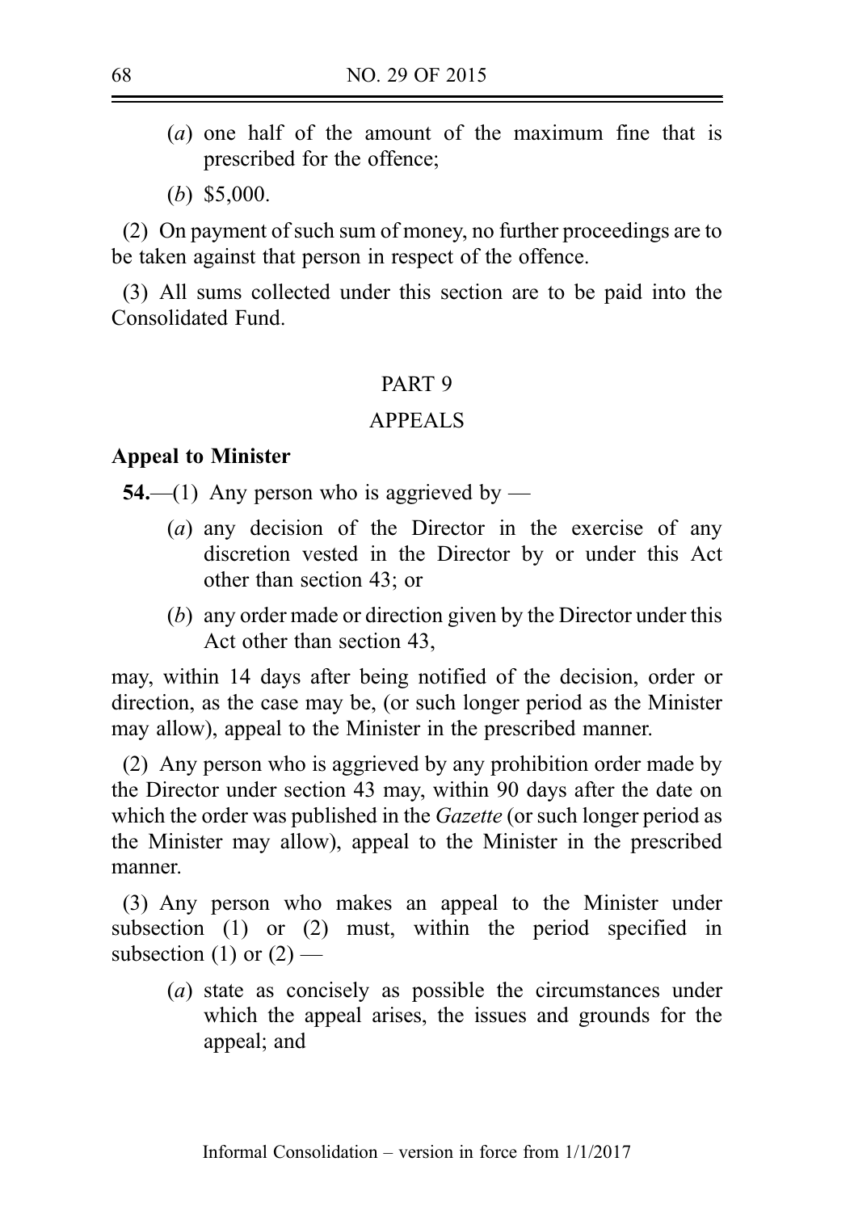(a) one half of the amount of the maximum fine that is prescribed for the offence;

(b) $5,000.

(2) On payment of such sum of money, no further proceedings are to be taken against that person in respect of the offence.

(3) All sums collected under this section are to be paid into the Consolidated Fund.

## PART 9

## APPEALS

### Appeal to Minister

**54.**—(1) Any person who is aggrieved by —

(a) any decision of the Director in the exercise of any discretion vested in the Director by or under this Act other than section 43; or

(b) any order made or direction given by the Director under this Act other than section 43,

may, within 14 days after being notified of the decision, order or direction, as the case may be, (or such longer period as the Minister may allow), appeal to the Minister in the prescribed manner.

(2) Any person who is aggrieved by any prohibition order made by the Director under section 43 may, within 90 days after the date on which the order was published in the *Gazette* (or such longer period as the Minister may allow), appeal to the Minister in the prescribed manner.

(3) Any person who makes an appeal to the Minister under subsection (1) or (2) must, within the period specified in subsection (1) or (2) —

(a) state as concisely as possible the circumstances under which the appeal arises, the issues and grounds for the appeal; and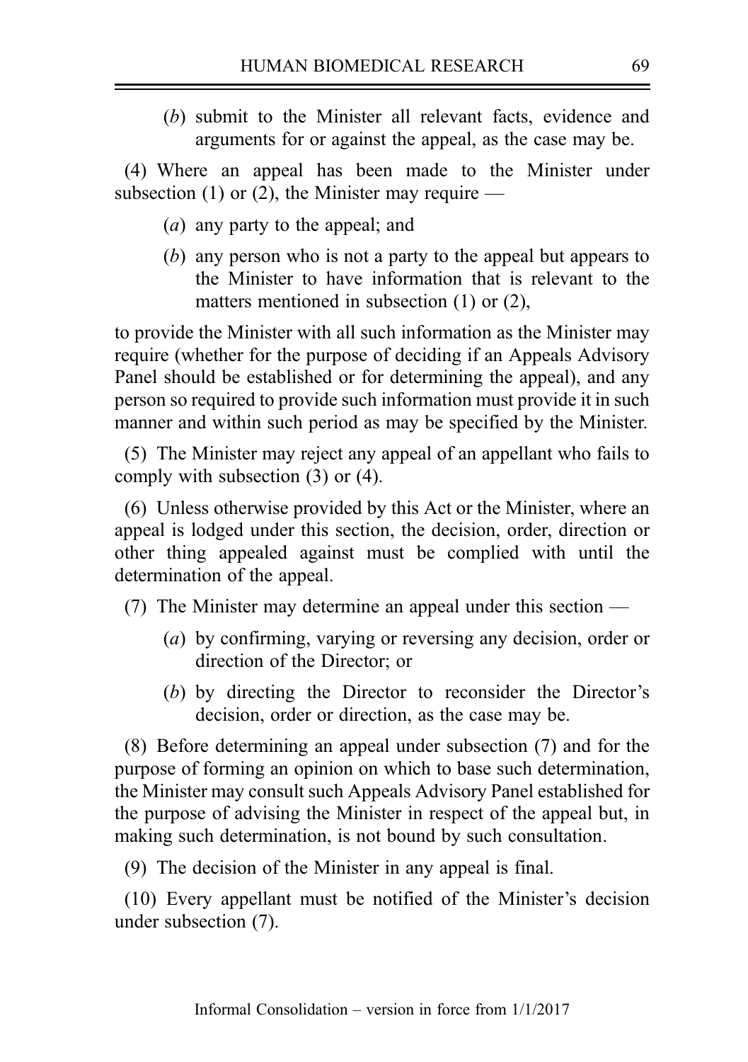(*b*) submit to the Minister all relevant facts, evidence and arguments for or against the appeal, as the case may be.

(4) Where an appeal has been made to the Minister under subsection (1) or (2), the Minister may require —

(*a*) any party to the appeal; and

(*b*) any person who is not a party to the appeal but appears to the Minister to have information that is relevant to the matters mentioned in subsection (1) or (2),

to provide the Minister with all such information as the Minister may require (whether for the purpose of deciding if an Appeals Advisory Panel should be established or for determining the appeal), and any person so required to provide such information must provide it in such manner and within such period as may be specified by the Minister.

(5) The Minister may reject any appeal of an appellant who fails to comply with subsection (3) or (4).

(6) Unless otherwise provided by this Act or the Minister, where an appeal is lodged under this section, the decision, order, direction or other thing appealed against must be complied with until the determination of the appeal.

(7) The Minister may determine an appeal under this section —

(*a*) by confirming, varying or reversing any decision, order or direction of the Director; or

(*b*) by directing the Director to reconsider the Director's decision, order or direction, as the case may be.

(8) Before determining an appeal under subsection (7) and for the purpose of forming an opinion on which to base such determination, the Minister may consult such Appeals Advisory Panel established for the purpose of advising the Minister in respect of the appeal but, in making such determination, is not bound by such consultation.

(9) The decision of the Minister in any appeal is final.

(10) Every appellant must be notified of the Minister's decision under subsection (7).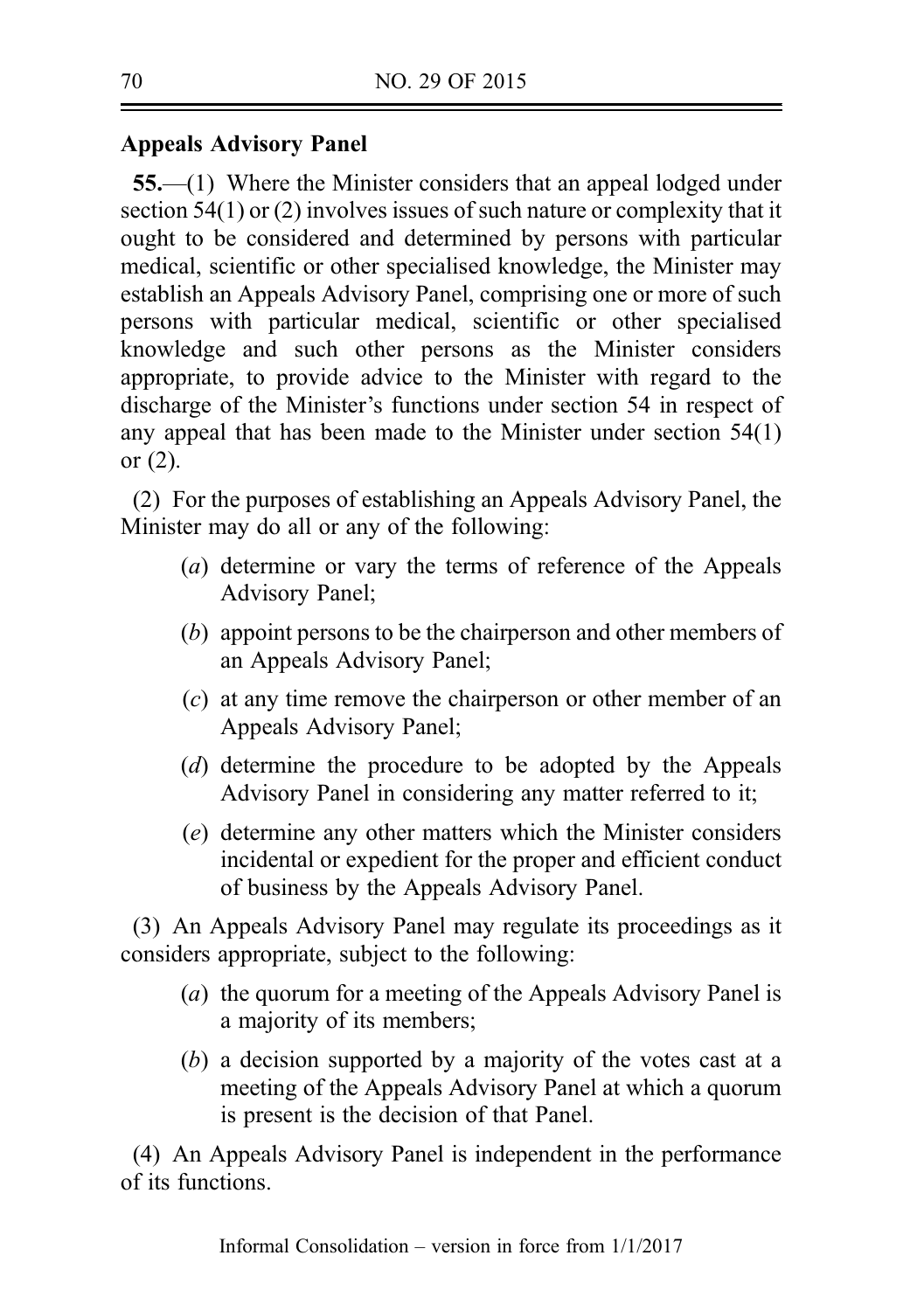**Appeals Advisory Panel**

**55.**—(1) Where the Minister considers that an appeal lodged under section 54(1) or (2) involves issues of such nature or complexity that it ought to be considered and determined by persons with particular medical, scientific or other specialised knowledge, the Minister may establish an Appeals Advisory Panel, comprising one or more of such persons with particular medical, scientific or other specialised knowledge and such other persons as the Minister considers appropriate, to provide advice to the Minister with regard to the discharge of the Minister's functions under section 54 in respect of any appeal that has been made to the Minister under section 54(1) or (2).

(2) For the purposes of establishing an Appeals Advisory Panel, the Minister may do all or any of the following:

(*a*) determine or vary the terms of reference of the Appeals Advisory Panel;

(*b*) appoint persons to be the chairperson and other members of an Appeals Advisory Panel;

(*c*) at any time remove the chairperson or other member of an Appeals Advisory Panel;

(*d*) determine the procedure to be adopted by the Appeals Advisory Panel in considering any matter referred to it;

(*e*) determine any other matters which the Minister considers incidental or expedient for the proper and efficient conduct of business by the Appeals Advisory Panel.

(3) An Appeals Advisory Panel may regulate its proceedings as it considers appropriate, subject to the following:

(*a*) the quorum for a meeting of the Appeals Advisory Panel is a majority of its members;

(*b*) a decision supported by a majority of the votes cast at a meeting of the Appeals Advisory Panel at which a quorum is present is the decision of that Panel.

(4) An Appeals Advisory Panel is independent in the performance of its functions.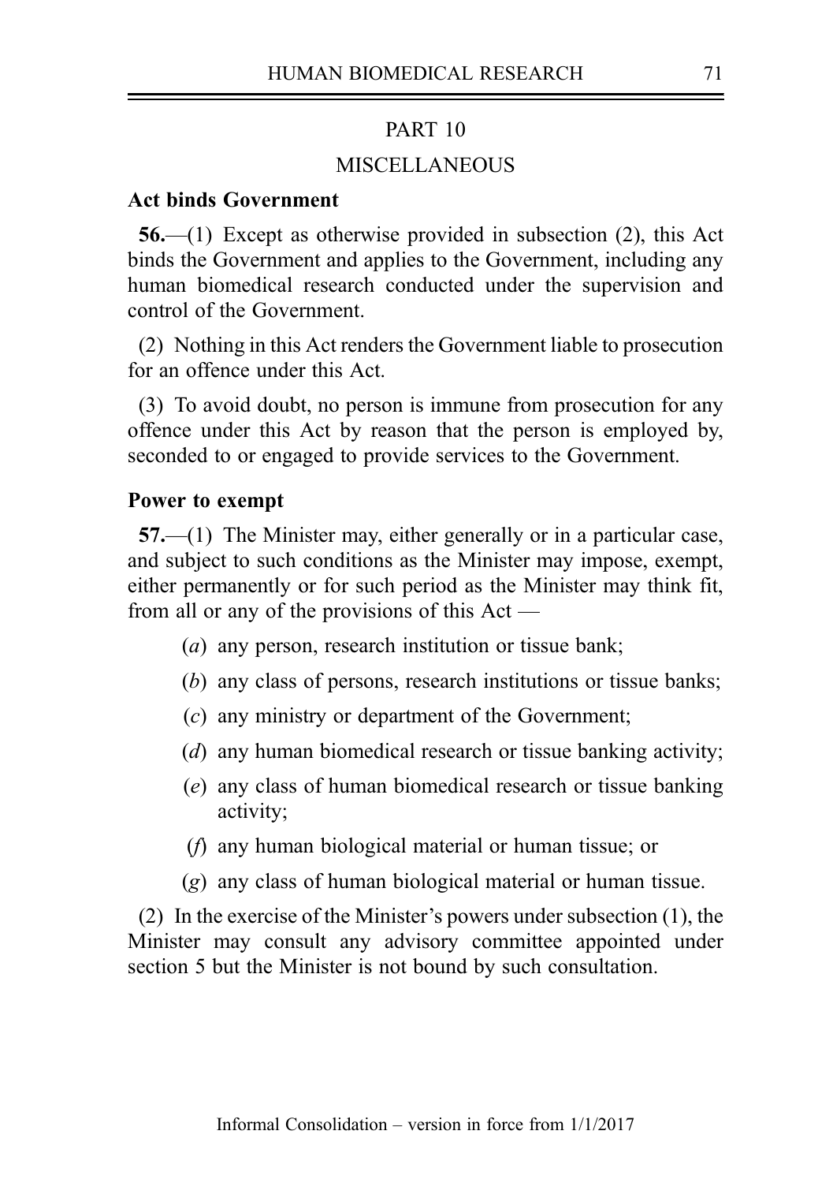## PART 10

## MISCELLANEOUS

### Act binds Government

**56.**—(1) Except as otherwise provided in subsection (2), this Act binds the Government and applies to the Government, including any human biomedical research conducted under the supervision and control of the Government.

(2) Nothing in this Act renders the Government liable to prosecution for an offence under this Act.

(3) To avoid doubt, no person is immune from prosecution for any offence under this Act by reason that the person is employed by, seconded to or engaged to provide services to the Government.

### Power to exempt

**57.**—(1) The Minister may, either generally or in a particular case, and subject to such conditions as the Minister may impose, exempt, either permanently or for such period as the Minister may think fit, from all or any of the provisions of this Act —

(*a*) any person, research institution or tissue bank;

(*b*) any class of persons, research institutions or tissue banks;

(*c*) any ministry or department of the Government;

(*d*) any human biomedical research or tissue banking activity;

(*e*) any class of human biomedical research or tissue banking activity;

(*f*) any human biological material or human tissue; or

(*g*) any class of human biological material or human tissue.

(2) In the exercise of the Minister's powers under subsection (1), the Minister may consult any advisory committee appointed under section 5 but the Minister is not bound by such consultation.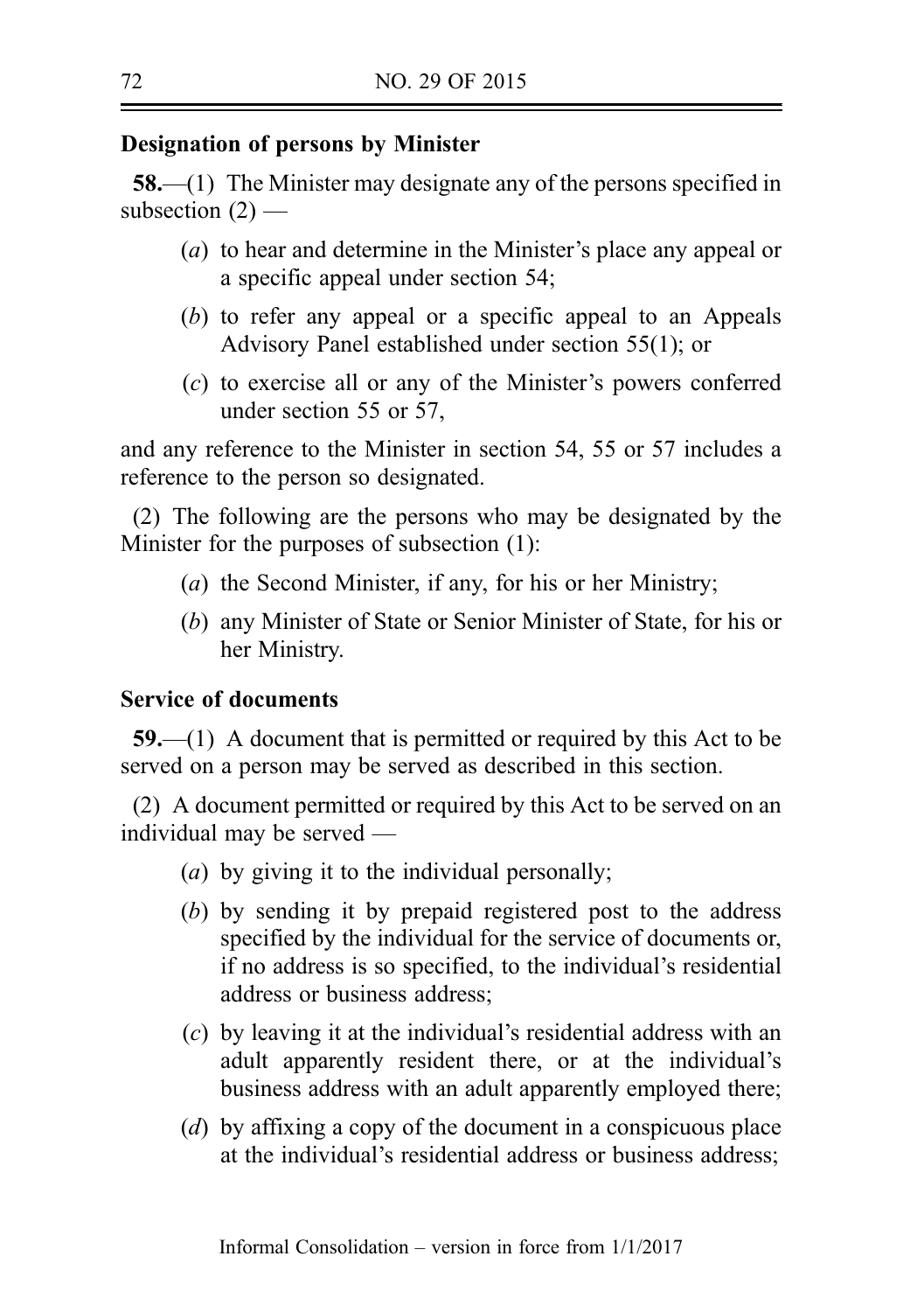**Designation of persons by Minister**

**58.**—(1) The Minister may designate any of the persons specified in subsection (2) —

(*a*) to hear and determine in the Minister's place any appeal or a specific appeal under section 54;

(*b*) to refer any appeal or a specific appeal to an Appeals Advisory Panel established under section 55(1); or

(*c*) to exercise all or any of the Minister's powers conferred under section 55 or 57,

and any reference to the Minister in section 54, 55 or 57 includes a reference to the person so designated.

(2) The following are the persons who may be designated by the Minister for the purposes of subsection (1):

(*a*) the Second Minister, if any, for his or her Ministry;

(*b*) any Minister of State or Senior Minister of State, for his or her Ministry.

**Service of documents**

**59.**—(1) A document that is permitted or required by this Act to be served on a person may be served as described in this section.

(2) A document permitted or required by this Act to be served on an individual may be served —

(*a*) by giving it to the individual personally;

(*b*) by sending it by prepaid registered post to the address specified by the individual for the service of documents or, if no address is so specified, to the individual's residential address or business address;

(*c*) by leaving it at the individual's residential address with an adult apparently resident there, or at the individual's business address with an adult apparently employed there;

(*d*) by affixing a copy of the document in a conspicuous place at the individual's residential address or business address;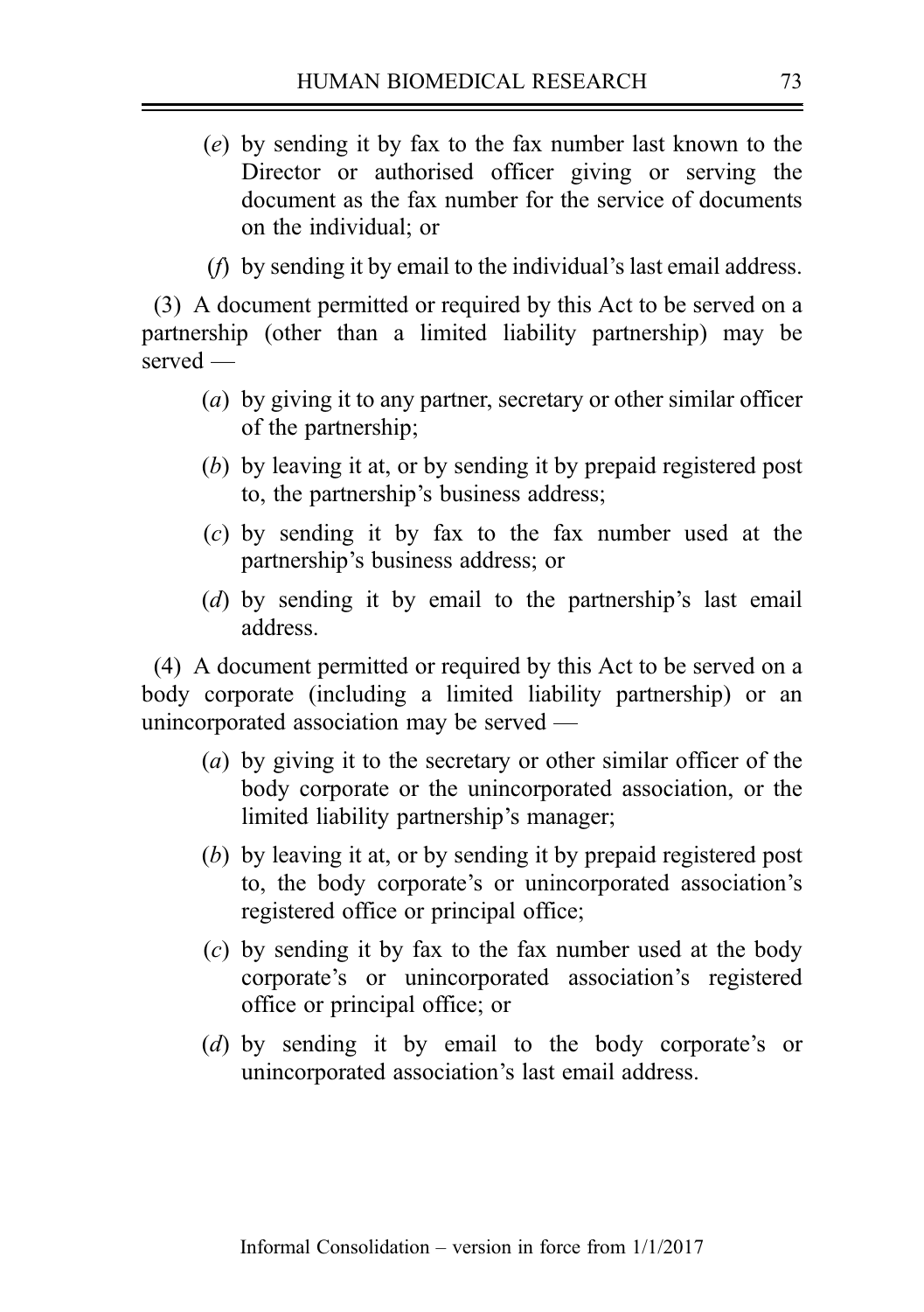(*e*) by sending it by fax to the fax number last known to the Director or authorised officer giving or serving the document as the fax number for the service of documents on the individual; or

(*f*) by sending it by email to the individual's last email address.

(3) A document permitted or required by this Act to be served on a partnership (other than a limited liability partnership) may be served —

(*a*) by giving it to any partner, secretary or other similar officer of the partnership;

(*b*) by leaving it at, or by sending it by prepaid registered post to, the partnership's business address;

(*c*) by sending it by fax to the fax number used at the partnership's business address; or

(*d*) by sending it by email to the partnership's last email address.

(4) A document permitted or required by this Act to be served on a body corporate (including a limited liability partnership) or an unincorporated association may be served —

(*a*) by giving it to the secretary or other similar officer of the body corporate or the unincorporated association, or the limited liability partnership's manager;

(*b*) by leaving it at, or by sending it by prepaid registered post to, the body corporate's or unincorporated association's registered office or principal office;

(*c*) by sending it by fax to the fax number used at the body corporate's or unincorporated association's registered office or principal office; or

(*d*) by sending it by email to the body corporate's or unincorporated association's last email address.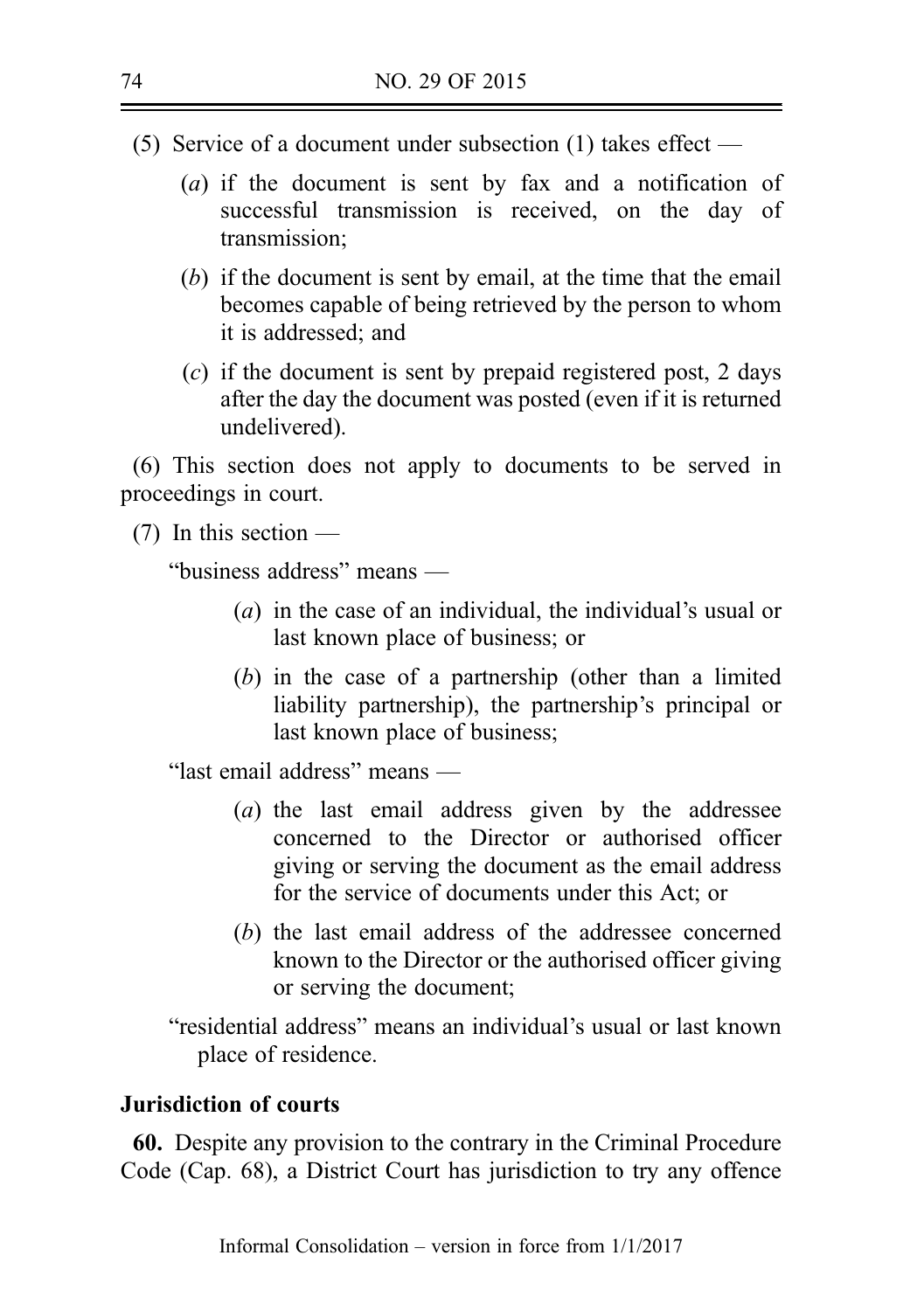(5) Service of a document under subsection (1) takes effect —

(*a*) if the document is sent by fax and a notification of successful transmission is received, on the day of transmission;

(*b*) if the document is sent by email, at the time that the email becomes capable of being retrieved by the person to whom it is addressed; and

(*c*) if the document is sent by prepaid registered post, 2 days after the day the document was posted (even if it is returned undelivered).

(6) This section does not apply to documents to be served in proceedings in court.

(7) In this section —

"business address" means —

(*a*) in the case of an individual, the individual's usual or last known place of business; or

(*b*) in the case of a partnership (other than a limited liability partnership), the partnership's principal or last known place of business;

"last email address" means —

(*a*) the last email address given by the addressee concerned to the Director or authorised officer giving or serving the document as the email address for the service of documents under this Act; or

(*b*) the last email address of the addressee concerned known to the Director or the authorised officer giving or serving the document;

"residential address" means an individual's usual or last known place of residence.

**Jurisdiction of courts**

**60.** Despite any provision to the contrary in the Criminal Procedure Code (Cap. 68), a District Court has jurisdiction to try any offence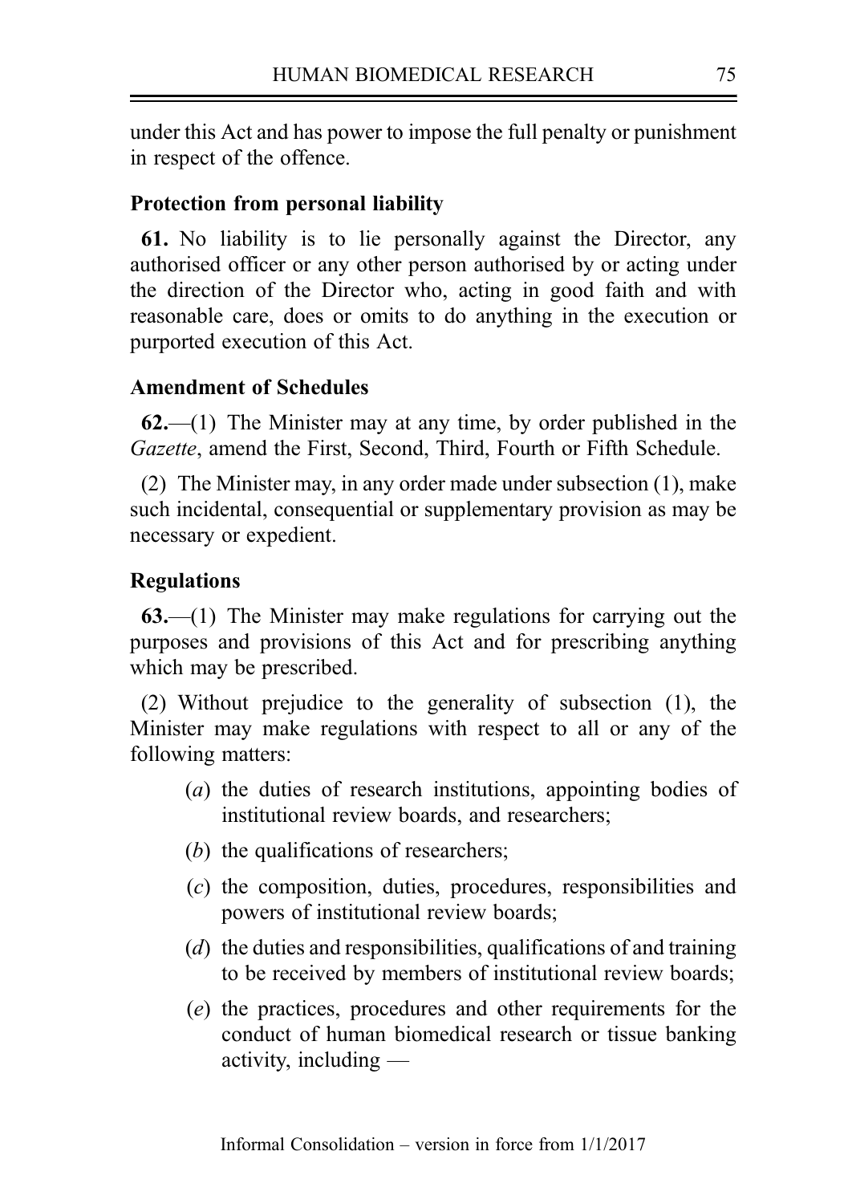under this Act and has power to impose the full penalty or punishment in respect of the offence.

**Protection from personal liability**

**61.** No liability is to lie personally against the Director, any authorised officer or any other person authorised by or acting under the direction of the Director who, acting in good faith and with reasonable care, does or omits to do anything in the execution or purported execution of this Act.

**Amendment of Schedules**

**62.**—(1) The Minister may at any time, by order published in the *Gazette*, amend the First, Second, Third, Fourth or Fifth Schedule.

(2) The Minister may, in any order made under subsection (1), make such incidental, consequential or supplementary provision as may be necessary or expedient.

**Regulations**

**63.**—(1) The Minister may make regulations for carrying out the purposes and provisions of this Act and for prescribing anything which may be prescribed.

(2) Without prejudice to the generality of subsection (1), the Minister may make regulations with respect to all or any of the following matters:

(*a*) the duties of research institutions, appointing bodies of institutional review boards, and researchers;

(*b*) the qualifications of researchers;

(*c*) the composition, duties, procedures, responsibilities and powers of institutional review boards;

(*d*) the duties and responsibilities, qualifications of and training to be received by members of institutional review boards;

(*e*) the practices, procedures and other requirements for the conduct of human biomedical research or tissue banking activity, including —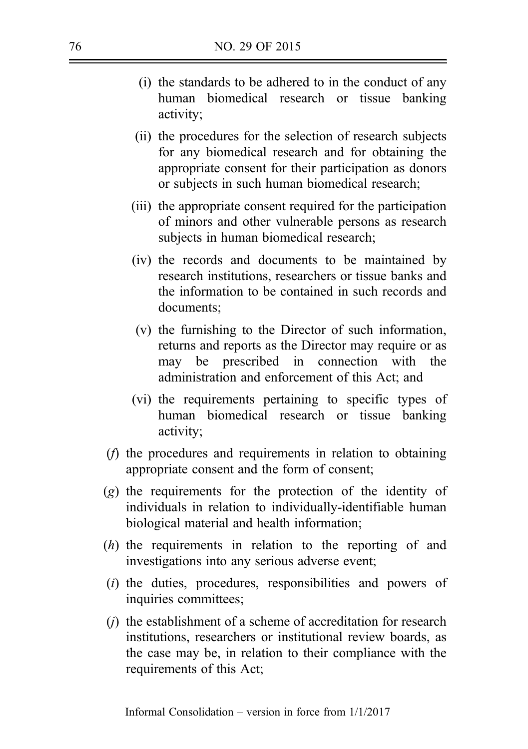(i) the standards to be adhered to in the conduct of any human biomedical research or tissue banking activity;

(ii) the procedures for the selection of research subjects for any biomedical research and for obtaining the appropriate consent for their participation as donors or subjects in such human biomedical research;

(iii) the appropriate consent required for the participation of minors and other vulnerable persons as research subjects in human biomedical research;

(iv) the records and documents to be maintained by research institutions, researchers or tissue banks and the information to be contained in such records and documents;

(v) the furnishing to the Director of such information, returns and reports as the Director may require or as may be prescribed in connection with the administration and enforcement of this Act; and

(vi) the requirements pertaining to specific types of human biomedical research or tissue banking activity;

(*f*) the procedures and requirements in relation to obtaining appropriate consent and the form of consent;

(*g*) the requirements for the protection of the identity of individuals in relation to individually-identifiable human biological material and health information;

(*h*) the requirements in relation to the reporting of and investigations into any serious adverse event;

(*i*) the duties, procedures, responsibilities and powers of inquiries committees;

(*j*) the establishment of a scheme of accreditation for research institutions, researchers or institutional review boards, as the case may be, in relation to their compliance with the requirements of this Act;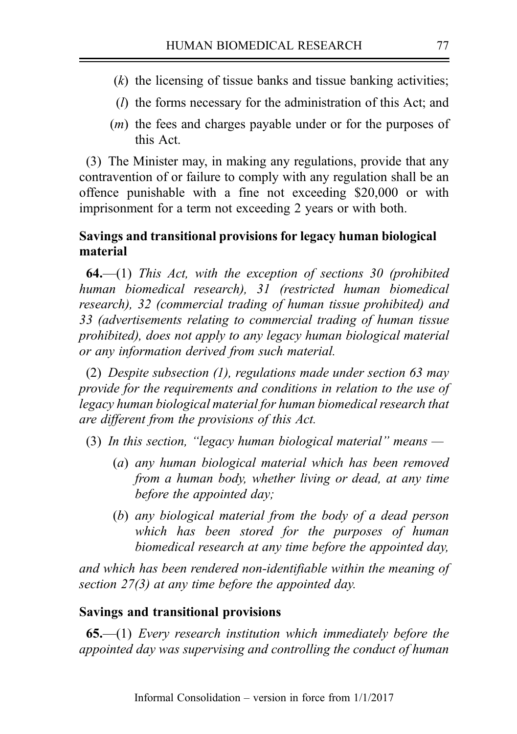(*k*) the licensing of tissue banks and tissue banking activities;

(*l*) the forms necessary for the administration of this Act; and

(*m*) the fees and charges payable under or for the purposes of this Act.

(3) The Minister may, in making any regulations, provide that any contravention of or failure to comply with any regulation shall be an offence punishable with a fine not exceeding $20,000 or with imprisonment for a term not exceeding 2 years or with both.

**Savings and transitional provisions for legacy human biological material**

**64.**—(1) *This Act, with the exception of sections 30 (prohibited human biomedical research), 31 (restricted human biomedical research), 32 (commercial trading of human tissue prohibited) and 33 (advertisements relating to commercial trading of human tissue prohibited), does not apply to any legacy human biological material or any information derived from such material.*

(2) *Despite subsection (1), regulations made under section 63 may provide for the requirements and conditions in relation to the use of legacy human biological material for human biomedical research that are different from the provisions of this Act.*

(3) *In this section, "legacy human biological material" means —*

(*a*) *any human biological material which has been removed from a human body, whether living or dead, at any time before the appointed day;*

(*b*) *any biological material from the body of a dead person which has been stored for the purposes of human biomedical research at any time before the appointed day,*

*and which has been rendered non-identifiable within the meaning of section 27(3) at any time before the appointed day.*

**Savings and transitional provisions**

**65.**—(1) *Every research institution which immediately before the appointed day was supervising and controlling the conduct of human*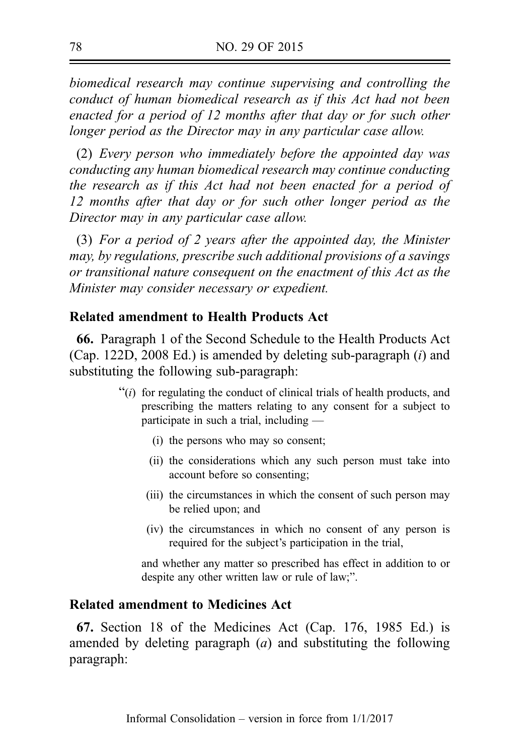*biomedical research may continue supervising and controlling the conduct of human biomedical research as if this Act had not been enacted for a period of 12 months after that day or for such other longer period as the Director may in any particular case allow.*

(2) *Every person who immediately before the appointed day was conducting any human biomedical research may continue conducting the research as if this Act had not been enacted for a period of 12 months after that day or for such other longer period as the Director may in any particular case allow.*

(3) *For a period of 2 years after the appointed day, the Minister may, by regulations, prescribe such additional provisions of a savings or transitional nature consequent on the enactment of this Act as the Minister may consider necessary or expedient.*

**Related amendment to Health Products Act**

**66.** Paragraph 1 of the Second Schedule to the Health Products Act (Cap. 122D, 2008 Ed.) is amended by deleting sub-paragraph (*i*) and substituting the following sub-paragraph:

> "(*i*) for regulating the conduct of clinical trials of health products, and prescribing the matters relating to any consent for a subject to participate in such a trial, including —
>
> (i) the persons who may so consent;
>
> (ii) the considerations which any such person must take into account before so consenting;
>
> (iii) the circumstances in which the consent of such person may be relied upon; and
>
> (iv) the circumstances in which no consent of any person is required for the subject's participation in the trial,
>
> and whether any matter so prescribed has effect in addition to or despite any other written law or rule of law;".

**Related amendment to Medicines Act**

**67.** Section 18 of the Medicines Act (Cap. 176, 1985 Ed.) is amended by deleting paragraph (*a*) and substituting the following paragraph: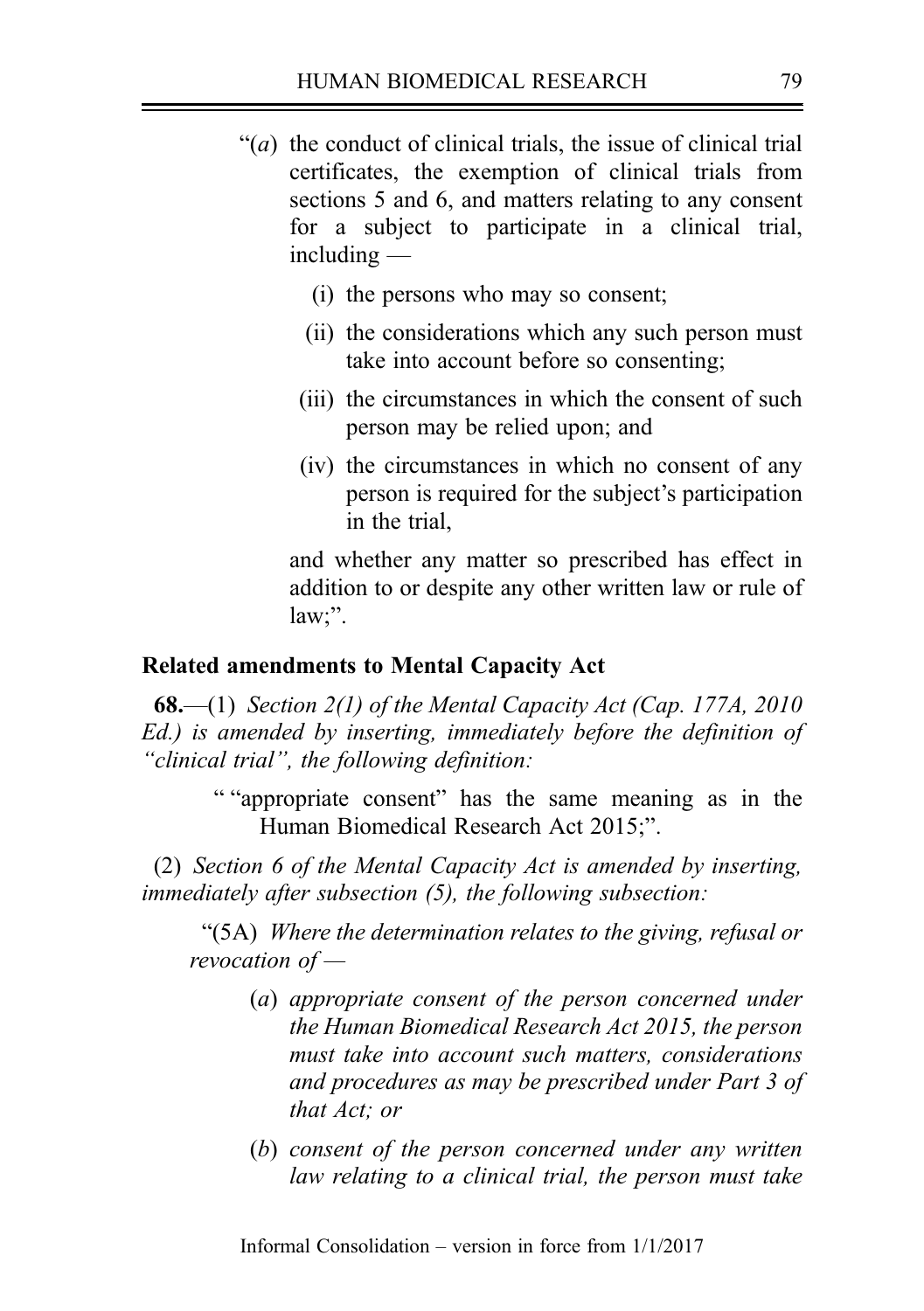"(*a*) the conduct of clinical trials, the issue of clinical trial certificates, the exemption of clinical trials from sections 5 and 6, and matters relating to any consent for a subject to participate in a clinical trial, including —

(i) the persons who may so consent;

(ii) the considerations which any such person must take into account before so consenting;

(iii) the circumstances in which the consent of such person may be relied upon; and

(iv) the circumstances in which no consent of any person is required for the subject's participation in the trial,

and whether any matter so prescribed has effect in addition to or despite any other written law or rule of law;".

**Related amendments to Mental Capacity Act**

**68.**—(1) *Section 2(1) of the Mental Capacity Act (Cap. 177A, 2010 Ed.) is amended by inserting, immediately before the definition of "clinical trial", the following definition:*

" "appropriate consent" has the same meaning as in the Human Biomedical Research Act 2015;".

(2) *Section 6 of the Mental Capacity Act is amended by inserting, immediately after subsection (5), the following subsection:*

"(5A) *Where the determination relates to the giving, refusal or revocation of —*

(*a*) *appropriate consent of the person concerned under the Human Biomedical Research Act 2015, the person must take into account such matters, considerations and procedures as may be prescribed under Part 3 of that Act; or*

(*b*) *consent of the person concerned under any written law relating to a clinical trial, the person must take*

Informal Consolidation – version in force from 1/1/2017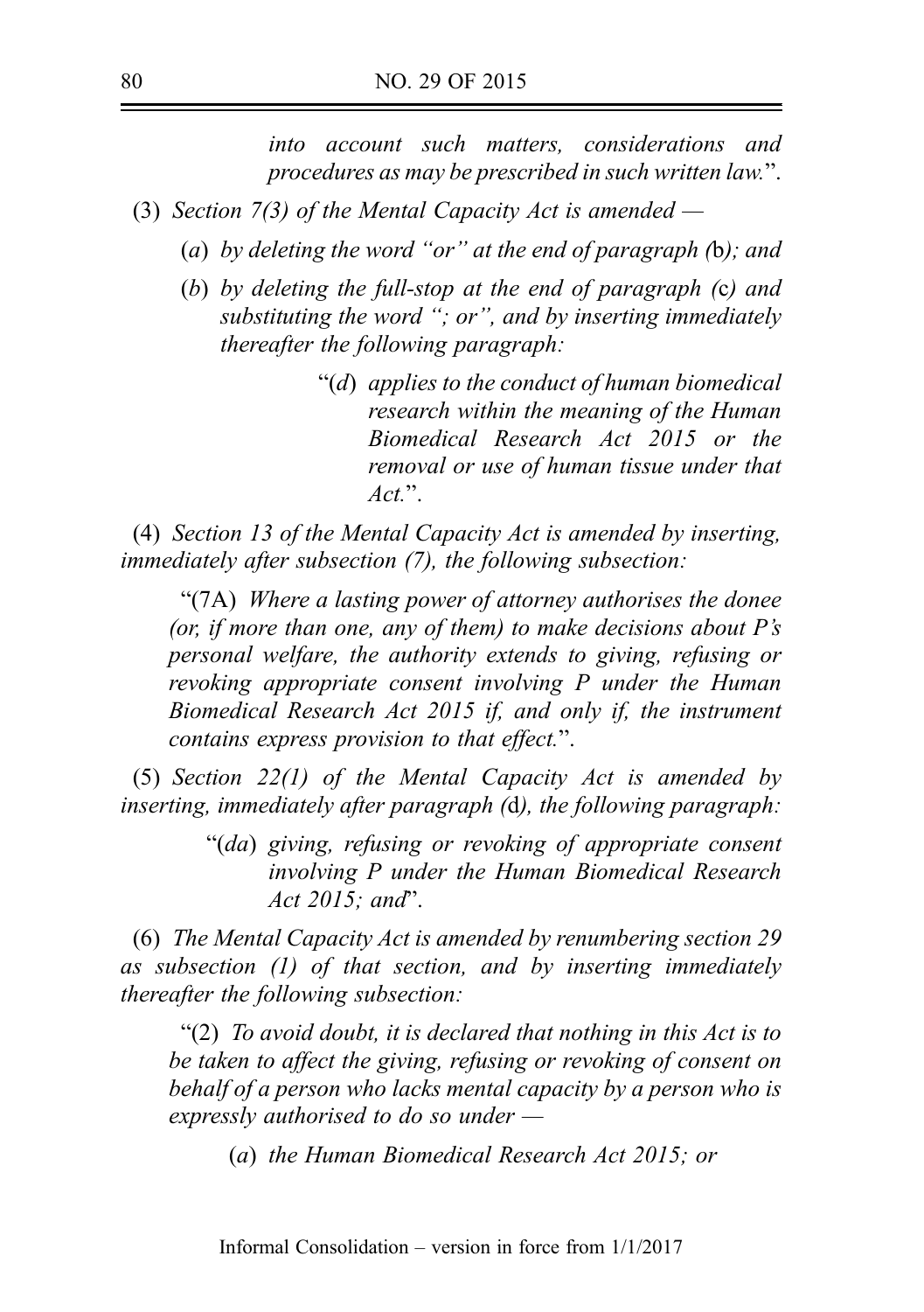*into account such matters, considerations and procedures as may be prescribed in such written law.*".

(3) *Section 7(3) of the Mental Capacity Act is amended —*

(*a*) *by deleting the word "or" at the end of paragraph (*b*); and*

(*b*) *by deleting the full-stop at the end of paragraph (*c*) and substituting the word "; or", and by inserting immediately thereafter the following paragraph:*

"(*d*) *applies to the conduct of human biomedical research within the meaning of the Human Biomedical Research Act 2015 or the removal or use of human tissue under that Act.*".

(4) *Section 13 of the Mental Capacity Act is amended by inserting, immediately after subsection (7), the following subsection:*

"(7A) *Where a lasting power of attorney authorises the donee (or, if more than one, any of them) to make decisions about P's personal welfare, the authority extends to giving, refusing or revoking appropriate consent involving P under the Human Biomedical Research Act 2015 if, and only if, the instrument contains express provision to that effect.*".

(5) *Section 22(1) of the Mental Capacity Act is amended by inserting, immediately after paragraph (*d*), the following paragraph:*

"(*da*) *giving, refusing or revoking of appropriate consent involving P under the Human Biomedical Research Act 2015; and*".

(6) *The Mental Capacity Act is amended by renumbering section 29 as subsection (1) of that section, and by inserting immediately thereafter the following subsection:*

"(2) *To avoid doubt, it is declared that nothing in this Act is to be taken to affect the giving, refusing or revoking of consent on behalf of a person who lacks mental capacity by a person who is expressly authorised to do so under —*

(*a*) *the Human Biomedical Research Act 2015; or*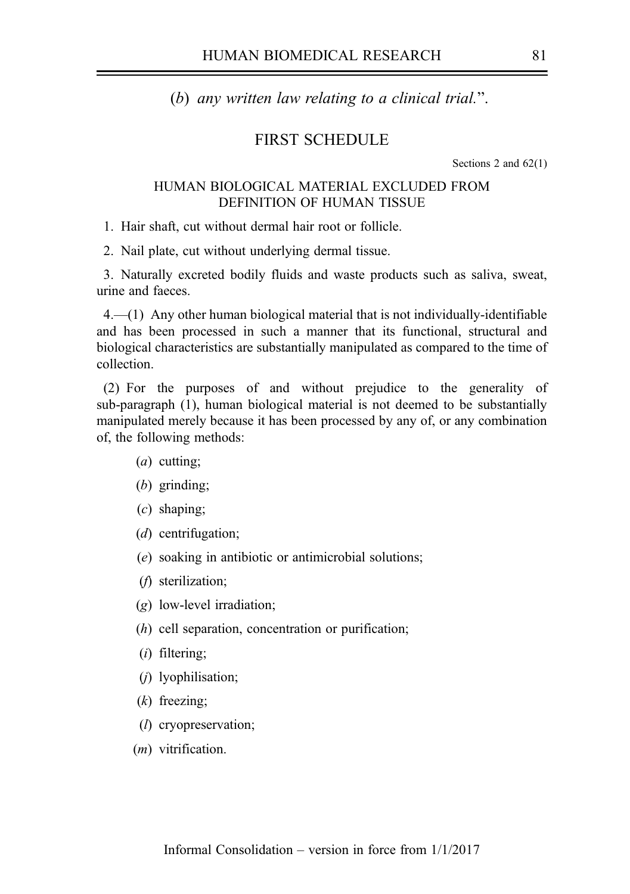(*b*) *any written law relating to a clinical trial.*”.

## FIRST SCHEDULE

Sections 2 and 62(1)

### HUMAN BIOLOGICAL MATERIAL EXCLUDED FROM DEFINITION OF HUMAN TISSUE

1. Hair shaft, cut without dermal hair root or follicle.

2. Nail plate, cut without underlying dermal tissue.

3. Naturally excreted bodily fluids and waste products such as saliva, sweat, urine and faeces.

4.—(1) Any other human biological material that is not individually-identifiable and has been processed in such a manner that its functional, structural and biological characteristics are substantially manipulated as compared to the time of collection.

(2) For the purposes of and without prejudice to the generality of sub-paragraph (1), human biological material is not deemed to be substantially manipulated merely because it has been processed by any of, or any combination of, the following methods:

(*a*) cutting;

(*b*) grinding;

(*c*) shaping;

(*d*) centrifugation;

(*e*) soaking in antibiotic or antimicrobial solutions;

(*f*) sterilization;

(*g*) low-level irradiation;

(*h*) cell separation, concentration or purification;

(*i*) filtering;

(*j*) lyophilisation;

(*k*) freezing;

(*l*) cryopreservation;

(*m*) vitrification.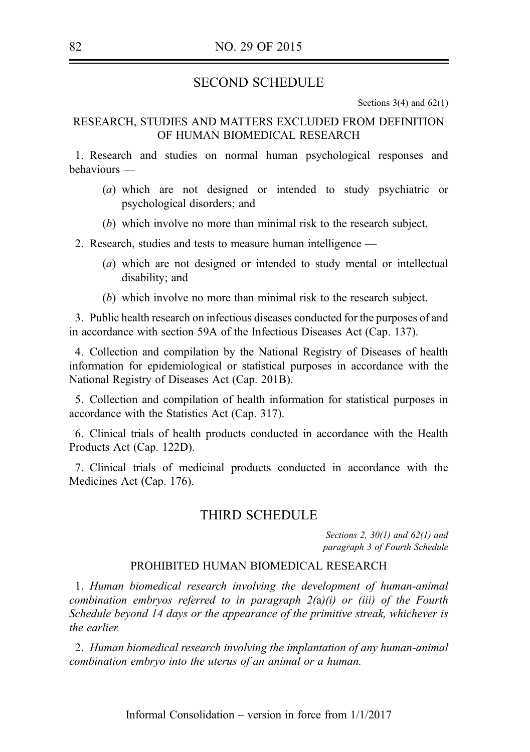## SECOND SCHEDULE

Sections 3(4) and 62(1)

### RESEARCH, STUDIES AND MATTERS EXCLUDED FROM DEFINITION OF HUMAN BIOMEDICAL RESEARCH

1. Research and studies on normal human psychological responses and behaviours —

   (*a*) which are not designed or intended to study psychiatric or psychological disorders; and

   (*b*) which involve no more than minimal risk to the research subject.

2. Research, studies and tests to measure human intelligence —

   (*a*) which are not designed or intended to study mental or intellectual disability; and

   (*b*) which involve no more than minimal risk to the research subject.

3. Public health research on infectious diseases conducted for the purposes of and in accordance with section 59A of the Infectious Diseases Act (Cap. 137).

4. Collection and compilation by the National Registry of Diseases of health information for epidemiological or statistical purposes in accordance with the National Registry of Diseases Act (Cap. 201B).

5. Collection and compilation of health information for statistical purposes in accordance with the Statistics Act (Cap. 317).

6. Clinical trials of health products conducted in accordance with the Health Products Act (Cap. 122D).

7. Clinical trials of medicinal products conducted in accordance with the Medicines Act (Cap. 176).

## THIRD SCHEDULE

*Sections 2, 30(1) and 62(1) and paragraph 3 of Fourth Schedule*

### PROHIBITED HUMAN BIOMEDICAL RESEARCH

1. *Human biomedical research involving the development of human-animal combination embryos referred to in paragraph 2(*a*)(i) or (iii) of the Fourth Schedule beyond 14 days or the appearance of the primitive streak, whichever is the earlier.*

2. *Human biomedical research involving the implantation of any human-animal combination embryo into the uterus of an animal or a human.*

Informal Consolidation – version in force from 1/1/2017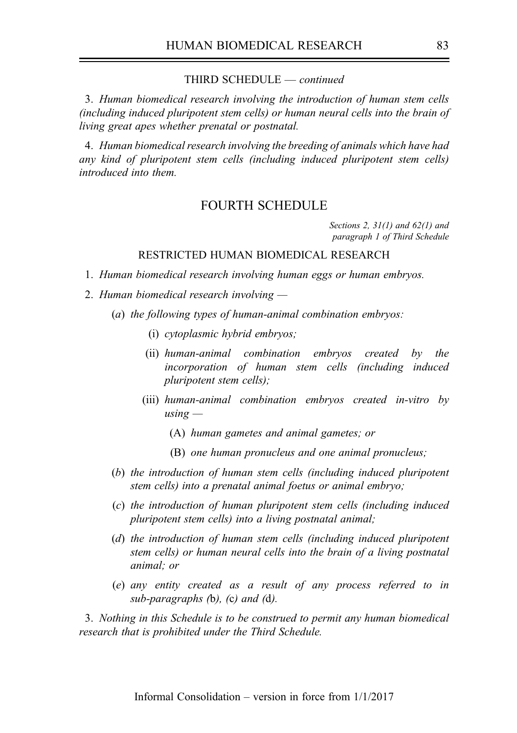THIRD SCHEDULE — *continued*

3. *Human biomedical research involving the introduction of human stem cells (including induced pluripotent stem cells) or human neural cells into the brain of living great apes whether prenatal or postnatal.*

4. *Human biomedical research involving the breeding of animals which have had any kind of pluripotent stem cells (including induced pluripotent stem cells) introduced into them.*

## FOURTH SCHEDULE

*Sections 2, 31(1) and 62(1) and paragraph 1 of Third Schedule*

RESTRICTED HUMAN BIOMEDICAL RESEARCH

1. *Human biomedical research involving human eggs or human embryos.*

2. *Human biomedical research involving —*

   (*a*) *the following types of human-animal combination embryos:*

      (i) *cytoplasmic hybrid embryos;*

      (ii) *human-animal combination embryos created by the incorporation of human stem cells (including induced pluripotent stem cells);*

      (iii) *human-animal combination embryos created in-vitro by using —*

         (A) *human gametes and animal gametes; or*

         (B) *one human pronucleus and one animal pronucleus;*

   (*b*) *the introduction of human stem cells (including induced pluripotent stem cells) into a prenatal animal foetus or animal embryo;*

   (*c*) *the introduction of human pluripotent stem cells (including induced pluripotent stem cells) into a living postnatal animal;*

   (*d*) *the introduction of human stem cells (including induced pluripotent stem cells) or human neural cells into the brain of a living postnatal animal; or*

   (*e*) *any entity created as a result of any process referred to in sub-paragraphs (*b*), (*c*) and (*d*).*

3. *Nothing in this Schedule is to be construed to permit any human biomedical research that is prohibited under the Third Schedule.*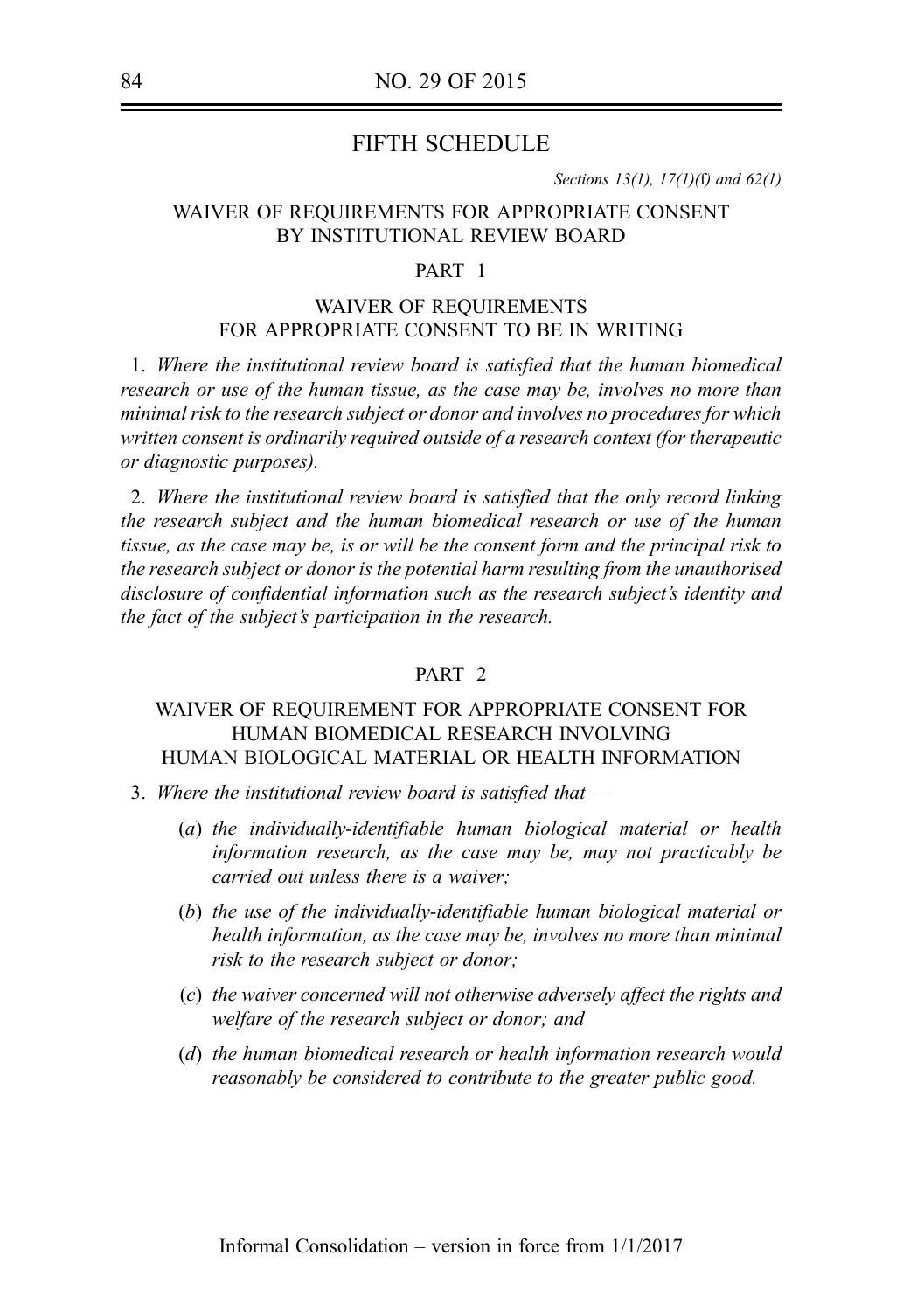## FIFTH SCHEDULE

*Sections 13(1), 17(1)(*f*) and 62(1)*

### WAIVER OF REQUIREMENTS FOR APPROPRIATE CONSENT BY INSTITUTIONAL REVIEW BOARD

#### PART 1

#### WAIVER OF REQUIREMENTS FOR APPROPRIATE CONSENT TO BE IN WRITING

1. *Where the institutional review board is satisfied that the human biomedical research or use of the human tissue, as the case may be, involves no more than minimal risk to the research subject or donor and involves no procedures for which written consent is ordinarily required outside of a research context (for therapeutic or diagnostic purposes).*

2. *Where the institutional review board is satisfied that the only record linking the research subject and the human biomedical research or use of the human tissue, as the case may be, is or will be the consent form and the principal risk to the research subject or donor is the potential harm resulting from the unauthorised disclosure of confidential information such as the research subject's identity and the fact of the subject's participation in the research.*

#### PART 2

#### WAIVER OF REQUIREMENT FOR APPROPRIATE CONSENT FOR HUMAN BIOMEDICAL RESEARCH INVOLVING HUMAN BIOLOGICAL MATERIAL OR HEALTH INFORMATION

3. *Where the institutional review board is satisfied that —*

   (*a*) *the individually-identifiable human biological material or health information research, as the case may be, may not practicably be carried out unless there is a waiver;*

   (*b*) *the use of the individually-identifiable human biological material or health information, as the case may be, involves no more than minimal risk to the research subject or donor;*

   (*c*) *the waiver concerned will not otherwise adversely affect the rights and welfare of the research subject or donor; and*

   (*d*) *the human biomedical research or health information research would reasonably be considered to contribute to the greater public good.*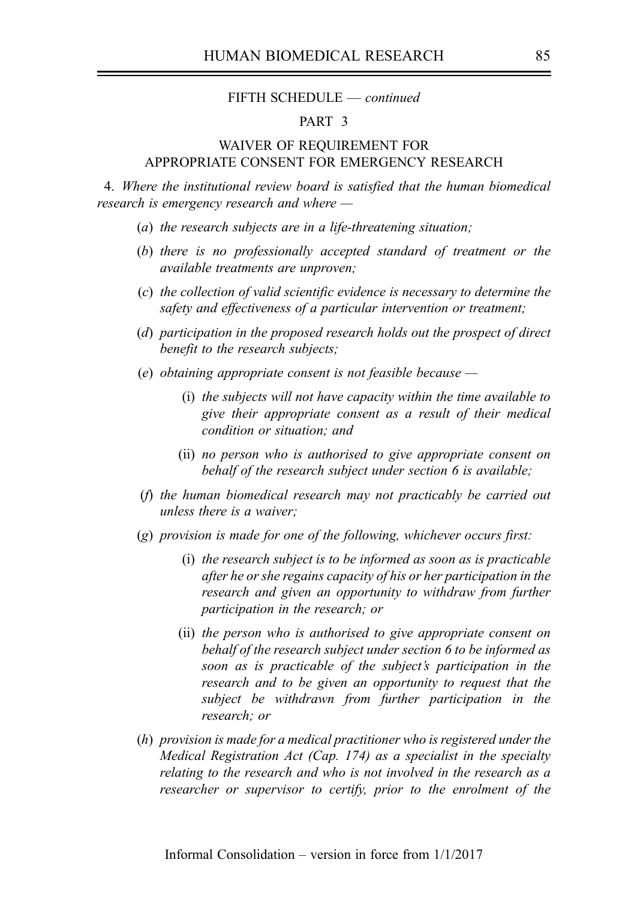FIFTH SCHEDULE — *continued*

PART 3

WAIVER OF REQUIREMENT FOR APPROPRIATE CONSENT FOR EMERGENCY RESEARCH

4. *Where the institutional review board is satisfied that the human biomedical research is emergency research and where —*

(*a*) *the research subjects are in a life-threatening situation;*

(*b*) *there is no professionally accepted standard of treatment or the available treatments are unproven;*

(*c*) *the collection of valid scientific evidence is necessary to determine the safety and effectiveness of a particular intervention or treatment;*

(*d*) *participation in the proposed research holds out the prospect of direct benefit to the research subjects;*

(*e*) *obtaining appropriate consent is not feasible because —*

(i) *the subjects will not have capacity within the time available to give their appropriate consent as a result of their medical condition or situation; and*

(ii) *no person who is authorised to give appropriate consent on behalf of the research subject under section 6 is available;*

(*f*) *the human biomedical research may not practicably be carried out unless there is a waiver;*

(*g*) *provision is made for one of the following, whichever occurs first:*

(i) *the research subject is to be informed as soon as is practicable after he or she regains capacity of his or her participation in the research and given an opportunity to withdraw from further participation in the research; or*

(ii) *the person who is authorised to give appropriate consent on behalf of the research subject under section 6 to be informed as soon as is practicable of the subject's participation in the research and to be given an opportunity to request that the subject be withdrawn from further participation in the research; or*

(*h*) *provision is made for a medical practitioner who is registered under the Medical Registration Act (Cap. 174) as a specialist in the specialty relating to the research and who is not involved in the research as a researcher or supervisor to certify, prior to the enrolment of the*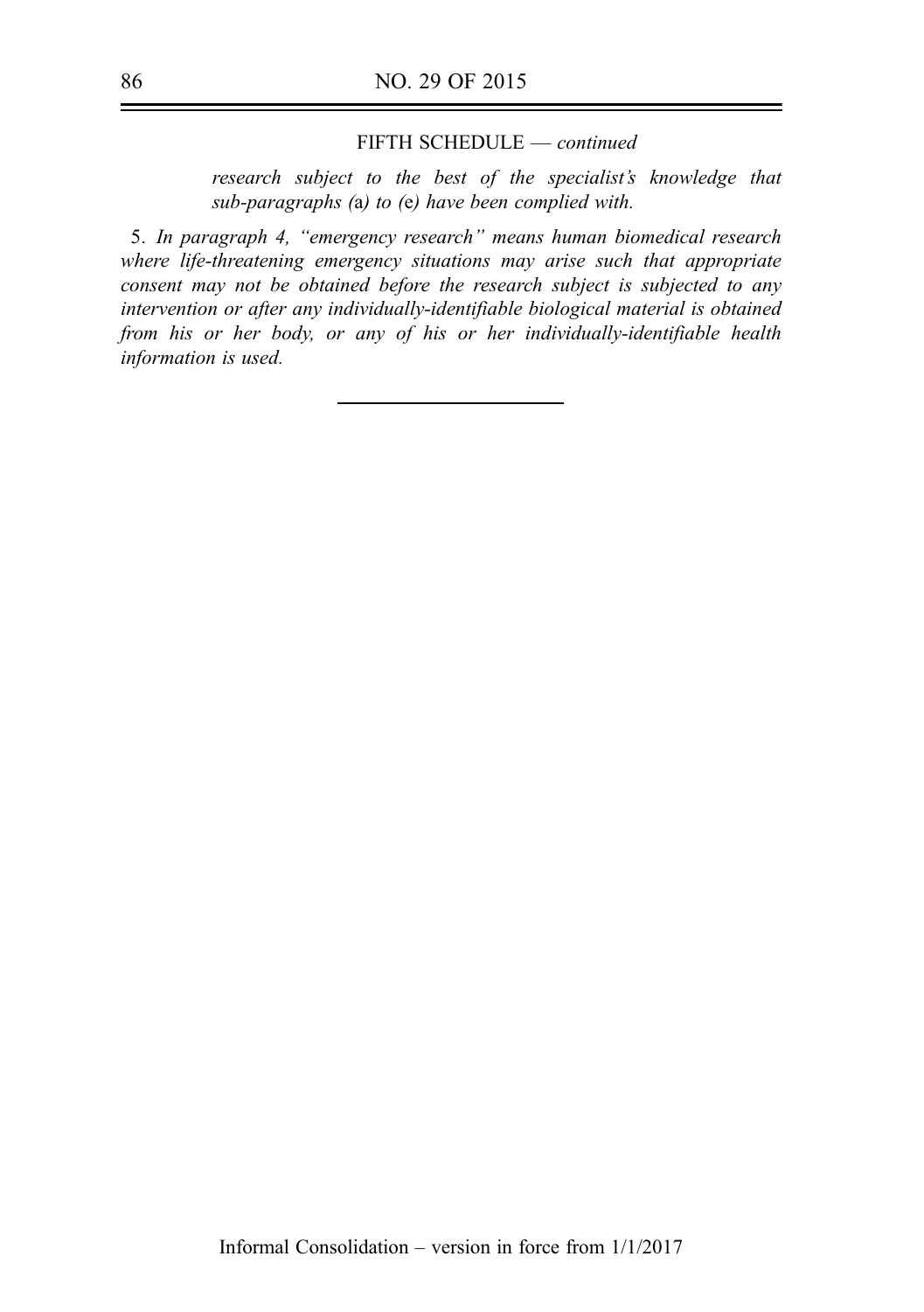FIFTH SCHEDULE — *continued*

*research subject to the best of the specialist's knowledge that sub-paragraphs (*a*) to (*e*) have been complied with.*

5. *In paragraph 4, "emergency research" means human biomedical research where life-threatening emergency situations may arise such that appropriate consent may not be obtained before the research subject is subjected to any intervention or after any individually-identifiable biological material is obtained from his or her body, or any of his or her individually-identifiable health information is used.*